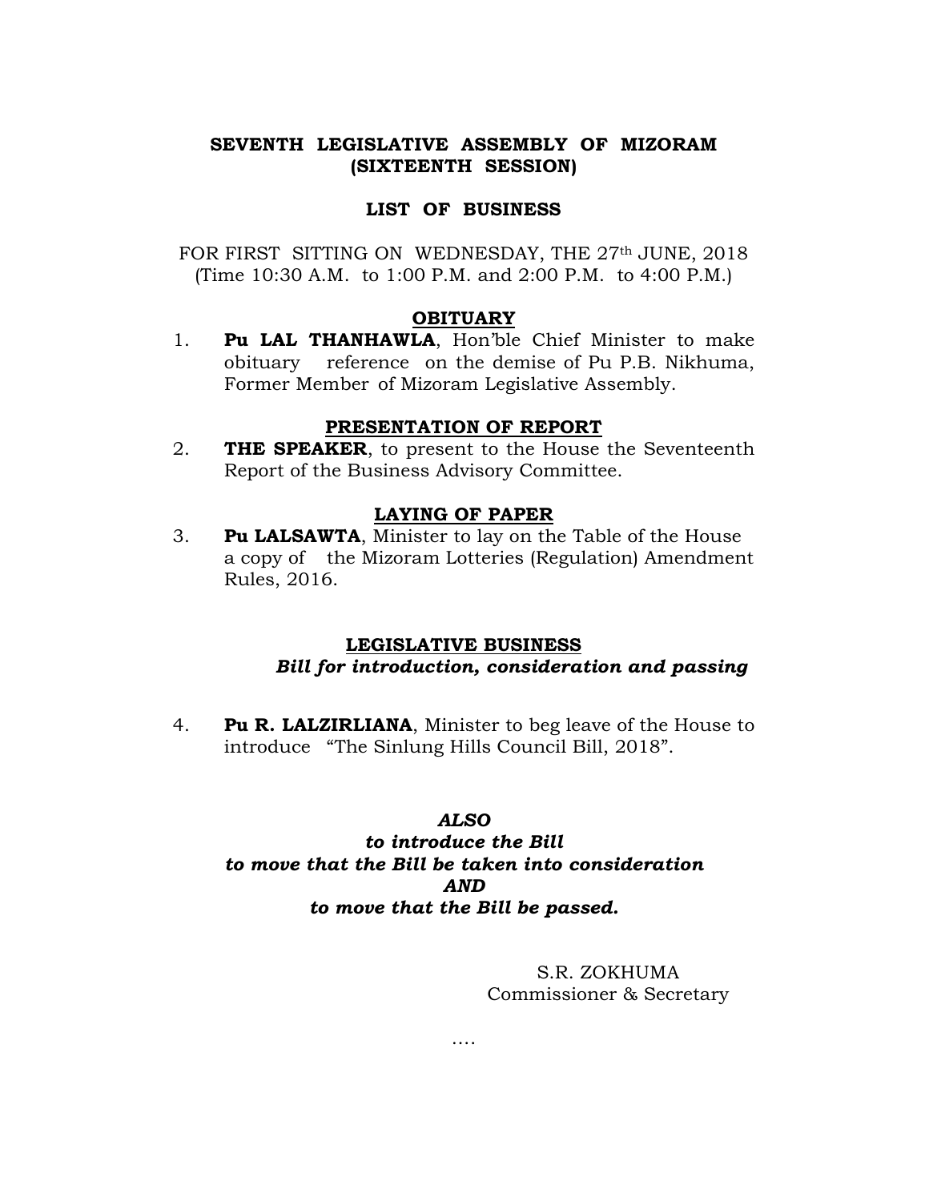# SEVENTH LEGISLATIVE ASSEMBLY OF MIZORAM
## (SIXTEENTH SESSION)

## LIST OF BUSINESS

FOR FIRST SITTING ON WEDNESDAY, THE 27th JUNE, 2018
(Time 10:30 A.M. to 1:00 P.M. and 2:00 P.M. to 4:00 P.M.)

### OBITUARY

1. **Pu LAL THANHAWLA**, Hon'ble Chief Minister to make obituary reference on the demise of Pu P.B. Nikhuma, Former Member of Mizoram Legislative Assembly.

### PRESENTATION OF REPORT

2. **THE SPEAKER**, to present to the House the Seventeenth Report of the Business Advisory Committee.

### LAYING OF PAPER

3. **Pu LALSAWTA**, Minister to lay on the Table of the House a copy of the Mizoram Lotteries (Regulation) Amendment Rules, 2016.

### LEGISLATIVE BUSINESS

***Bill for introduction, consideration and passing***

4. **Pu R. LALZIRLIANA**, Minister to beg leave of the House to introduce "The Sinlung Hills Council Bill, 2018".

***ALSO***
***to introduce the Bill***
***to move that the Bill be taken into consideration***
***AND***
***to move that the Bill be passed.***

S.R. ZOKHUMA
Commissioner & Secretary

....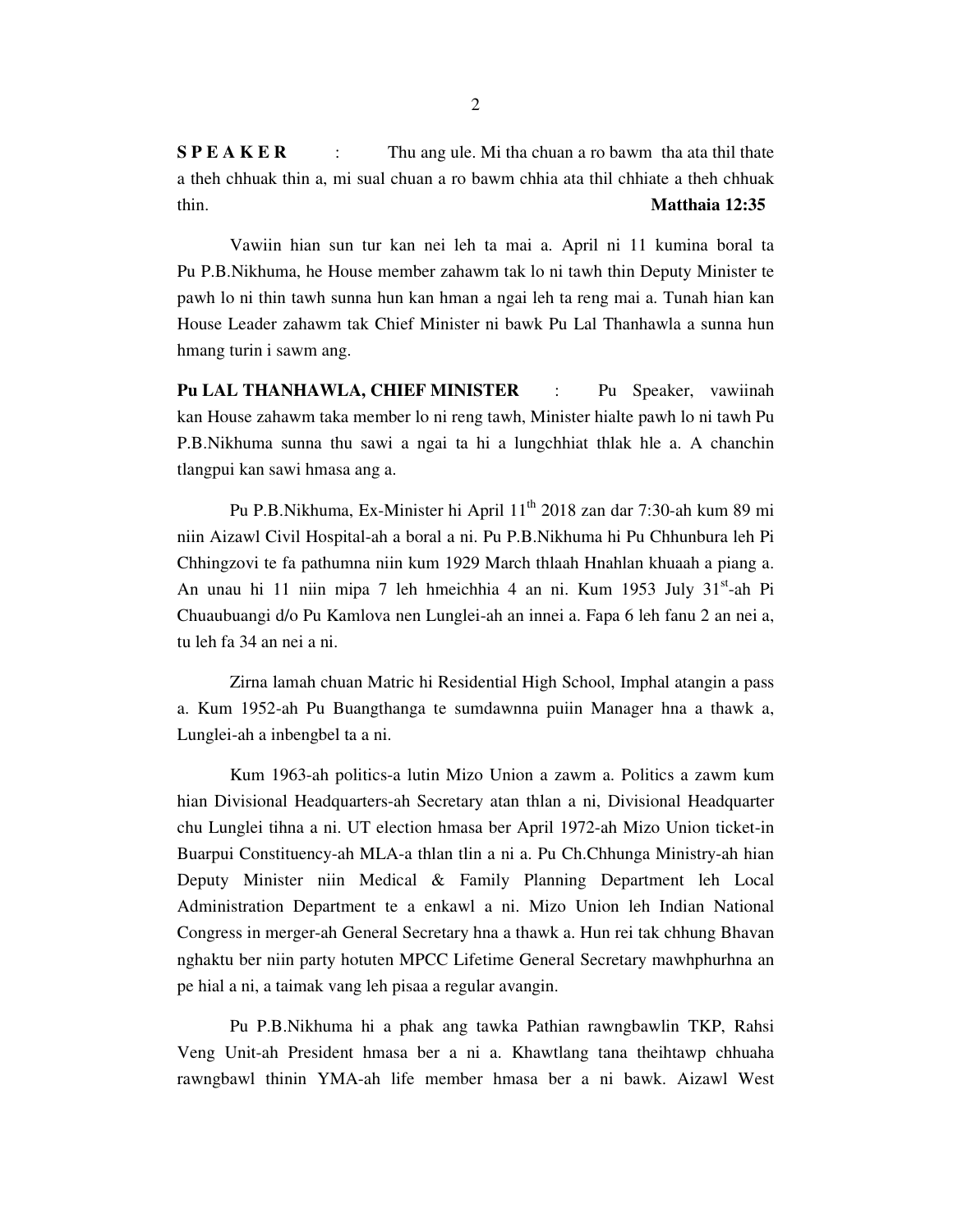**S P E A K E R** : Thu ang ule. Mi tha chuan a ro bawm tha ata thil thate a theh chhuak thin a, mi sual chuan a ro bawm chhia ata thil chhiate a theh chhuak thin. **Matthaia 12:35**

Vawiin hian sun tur kan nei leh ta mai a. April ni 11 kumina boral ta Pu P.B.Nikhuma, he House member zahawm tak lo ni tawh thin Deputy Minister te pawh lo ni thin tawh sunna hun kan hman a ngai leh ta reng mai a. Tunah hian kan House Leader zahawm tak Chief Minister ni bawk Pu Lal Thanhawla a sunna hun hmang turin i sawm ang.

**Pu LAL THANHAWLA, CHIEF MINISTER** : Pu Speaker, vawiinah kan House zahawm taka member lo ni reng tawh, Minister hialte pawh lo ni tawh Pu P.B.Nikhuma sunna thu sawi a ngai ta hi a lungchhiat thlak hle a. A chanchin tlangpui kan sawi hmasa ang a.

Pu P.B.Nikhuma, Ex-Minister hi April 11th 2018 zan dar 7:30-ah kum 89 mi niin Aizawl Civil Hospital-ah a boral a ni. Pu P.B.Nikhuma hi Pu Chhunbura leh Pi Chhingzovi te fa pathumna niin kum 1929 March thlaah Hnahlan khuaah a piang a. An unau hi 11 niin mipa 7 leh hmeichhia 4 an ni. Kum 1953 July 31st-ah Pi Chuaubuangi d/o Pu Kamlova nen Lunglei-ah an innei a. Fapa 6 leh fanu 2 an nei a, tu leh fa 34 an nei a ni.

Zirna lamah chuan Matric hi Residential High School, Imphal atangin a pass a. Kum 1952-ah Pu Buangthanga te sumdawnna puiin Manager hna a thawk a, Lunglei-ah a inbengbel ta a ni.

Kum 1963-ah politics-a lutin Mizo Union a zawm a. Politics a zawm kum hian Divisional Headquarters-ah Secretary atan thlan a ni, Divisional Headquarter chu Lunglei tihna a ni. UT election hmasa ber April 1972-ah Mizo Union ticket-in Buarpui Constituency-ah MLA-a thlan tlin a ni a. Pu Ch.Chhunga Ministry-ah hian Deputy Minister niin Medical & Family Planning Department leh Local Administration Department te a enkawl a ni. Mizo Union leh Indian National Congress in merger-ah General Secretary hna a thawk a. Hun rei tak chhung Bhavan nghaktu ber niin party hotuten MPCC Lifetime General Secretary mawhphurhna an pe hial a ni, a taimak vang leh pisaa a regular avangin.

Pu P.B.Nikhuma hi a phak ang tawka Pathian rawngbawlin TKP, Rahsi Veng Unit-ah President hmasa ber a ni a. Khawtlang tana theihtawp chhuaha rawngbawl thinin YMA-ah life member hmasa ber a ni bawk. Aizawl West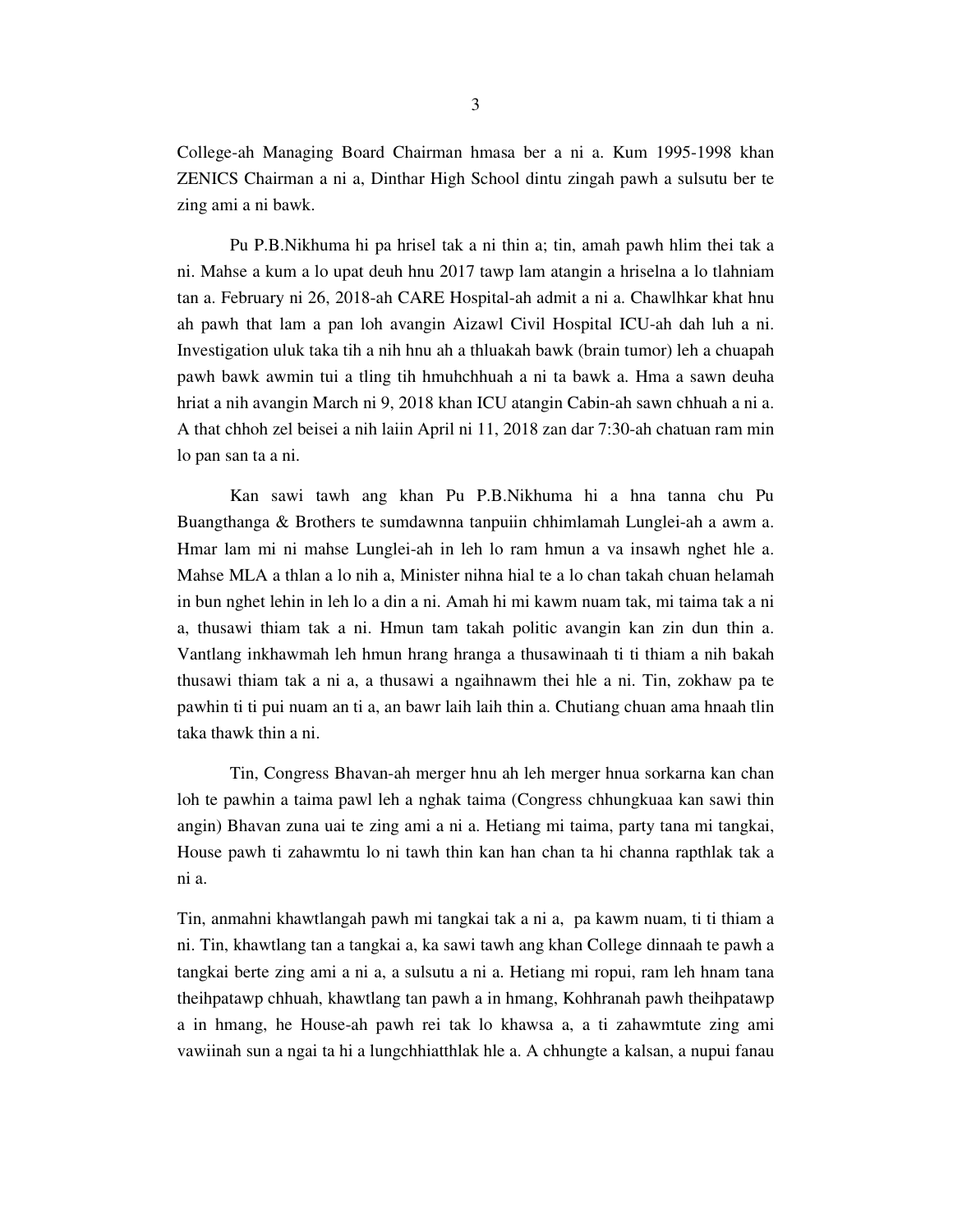College-ah Managing Board Chairman hmasa ber a ni a. Kum 1995-1998 khan ZENICS Chairman a ni a, Dinthar High School dintu zingah pawh a sulsutu ber te zing ami a ni bawk.

Pu P.B.Nikhuma hi pa hrisel tak a ni thin a; tin, amah pawh hlim thei tak a ni. Mahse a kum a lo upat deuh hnu 2017 tawp lam atangin a hriselna a lo tlahniam tan a. February ni 26, 2018-ah CARE Hospital-ah admit a ni a. Chawlhkar khat hnu ah pawh that lam a pan loh avangin Aizawl Civil Hospital ICU-ah dah luh a ni. Investigation uluk taka tih a nih hnu ah a thluakah bawk (brain tumor) leh a chuapah pawh bawk awmin tui a tling tih hmuhchhuah a ni ta bawk a. Hma a sawn deuha hriat a nih avangin March ni 9, 2018 khan ICU atangin Cabin-ah sawn chhuah a ni a. A that chhoh zel beisei a nih laiin April ni 11, 2018 zan dar 7:30-ah chatuan ram min lo pan san ta a ni.

Kan sawi tawh ang khan Pu P.B.Nikhuma hi a hna tanna chu Pu Buangthanga & Brothers te sumdawnna tanpuiin chhimlamah Lunglei-ah a awm a. Hmar lam mi ni mahse Lunglei-ah in leh lo ram hmun a va insawh nghet hle a. Mahse MLA a thlan a lo nih a, Minister nihna hial te a lo chan takah chuan helamah in bun nghet lehin in leh lo a din a ni. Amah hi mi kawm nuam tak, mi taima tak a ni a, thusawi thiam tak a ni. Hmun tam takah politic avangin kan zin dun thin a. Vantlang inkhawmah leh hmun hrang hranga a thusawinaah ti ti thiam a nih bakah thusawi thiam tak a ni a, a thusawi a ngaihnawm thei hle a ni. Tin, zokhaw pa te pawhin ti ti pui nuam an ti a, an bawr laih laih thin a. Chutiang chuan ama hnaah tlin taka thawk thin a ni.

Tin, Congress Bhavan-ah merger hnu ah leh merger hnua sorkarna kan chan loh te pawhin a taima pawl leh a nghak taima (Congress chhungkuaa kan sawi thin angin) Bhavan zuna uai te zing ami a ni a. Hetiang mi taima, party tana mi tangkai, House pawh ti zahawmtu lo ni tawh thin kan han chan ta hi channa rapthlak tak a ni a.

Tin, anmahni khawtlangah pawh mi tangkai tak a ni a, pa kawm nuam, ti ti thiam a ni. Tin, khawtlang tan a tangkai a, ka sawi tawh ang khan College dinnaah te pawh a tangkai berte zing ami a ni a, a sulsutu a ni a. Hetiang mi ropui, ram leh hnam tana theihpatawp chhuah, khawtlang tan pawh a in hmang, Kohhranah pawh theihpatawp a in hmang, he House-ah pawh rei tak lo khawsa a, a ti zahawmtute zing ami vawiinah sun a ngai ta hi a lungchhiatthlak hle a. A chhungte a kalsan, a nupui fanau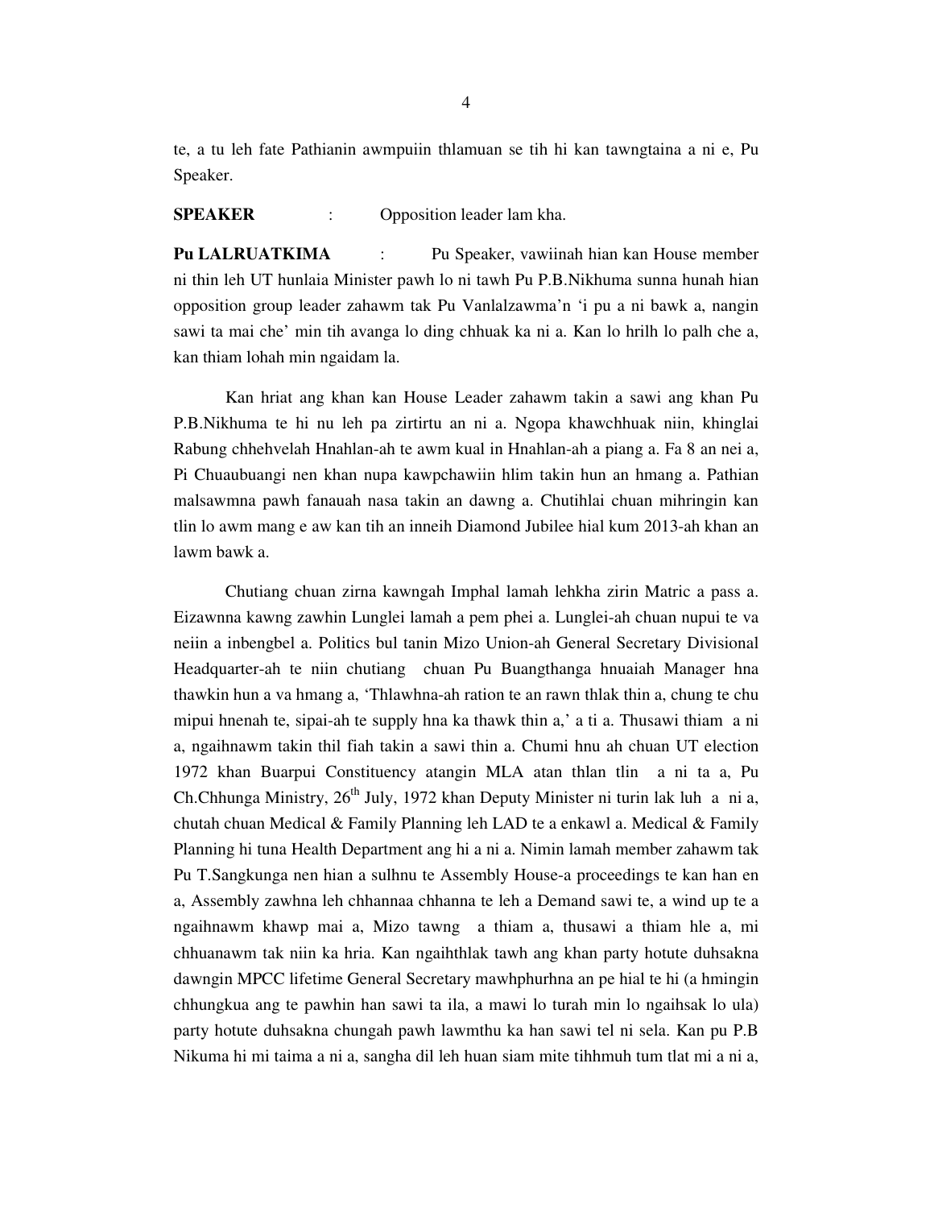te, a tu leh fate Pathianin awmpuiin thlamuan se tih hi kan tawngtaina a ni e, Pu Speaker.

**SPEAKER** : Opposition leader lam kha.

**Pu LALRUATKIMA** : Pu Speaker, vawiinah hian kan House member ni thin leh UT hunlaia Minister pawh lo ni tawh Pu P.B.Nikhuma sunna hunah hian opposition group leader zahawm tak Pu Vanlalzawma'n 'i pu a ni bawk a, nangin sawi ta mai che' min tih avanga lo ding chhuak ka ni a. Kan lo hrilh lo palh che a, kan thiam lohah min ngaidam la.

Kan hriat ang khan kan House Leader zahawm takin a sawi ang khan Pu P.B.Nikhuma te hi nu leh pa zirtirtu an ni a. Ngopa khawchhuak niin, khinglai Rabung chhehvelah Hnahlan-ah te awm kual in Hnahlan-ah a piang a. Fa 8 an nei a, Pi Chuaubuangi nen khan nupa kawpchawiin hlim takin hun an hmang a. Pathian malsawmna pawh fanauah nasa takin an dawng a. Chutihlai chuan mihringin kan tlin lo awm mang e aw kan tih an inneih Diamond Jubilee hial kum 2013-ah khan an lawm bawk a.

Chutiang chuan zirna kawngah Imphal lamah lehkha zirin Matric a pass a. Eizawnna kawng zawhin Lunglei lamah a pem phei a. Lunglei-ah chuan nupui te va neiin a inbengbel a. Politics bul tanin Mizo Union-ah General Secretary Divisional Headquarter-ah te niin chutiang chuan Pu Buangthanga hnuaiah Manager hna thawkin hun a va hmang a, 'Thlawhna-ah ration te an rawn thlak thin a, chung te chu mipui hnenah te, sipai-ah te supply hna ka thawk thin a,' a ti a. Thusawi thiam a ni a, ngaihnawm takin thil fiah takin a sawi thin a. Chumi hnu ah chuan UT election 1972 khan Buarpui Constituency atangin MLA atan thlan tlin a ni ta a, Pu Ch.Chhunga Ministry, 26th July, 1972 khan Deputy Minister ni turin lak luh a ni a, chutah chuan Medical & Family Planning leh LAD te a enkawl a. Medical & Family Planning hi tuna Health Department ang hi a ni a. Nimin lamah member zahawm tak Pu T.Sangkunga nen hian a sulhnu te Assembly House-a proceedings te kan han en a, Assembly zawhna leh chhannaa chhanna te leh a Demand sawi te, a wind up te a ngaihnawm khawp mai a, Mizo tawng a thiam a, thusawi a thiam hle a, mi chhuanawm tak niin ka hria. Kan ngaihthlak tawh ang khan party hotute duhsakna dawngin MPCC lifetime General Secretary mawhphurhna an pe hial te hi (a hmingin chhungkua ang te pawhin han sawi ta ila, a mawi lo turah min lo ngaihsak lo ula) party hotute duhsakna chungah pawh lawmthu ka han sawi tel ni sela. Kan pu P.B Nikuma hi mi taima a ni a, sangha dil leh huan siam mite tihhmuh tum tlat mi a ni a,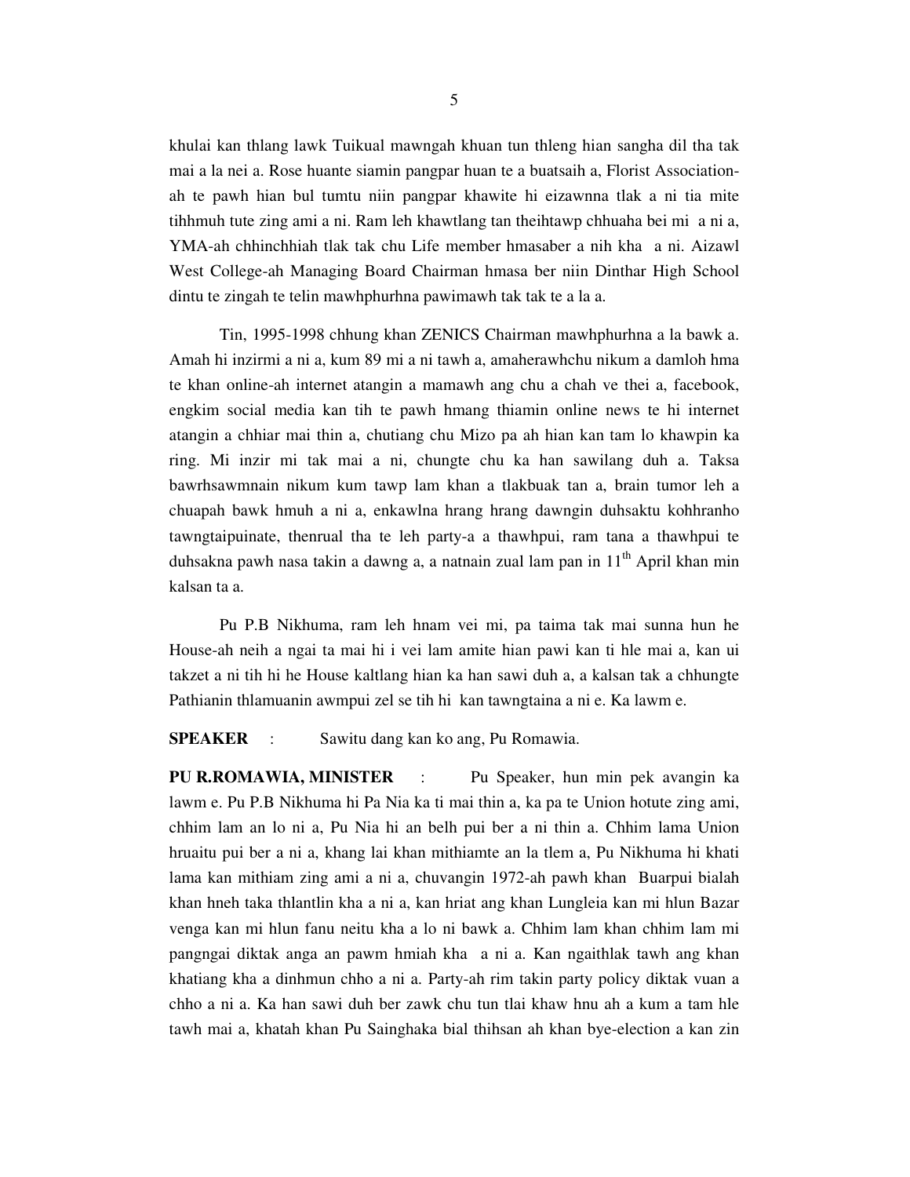khulai kan thlang lawk Tuikual mawngah khuan tun thleng hian sangha dil tha tak mai a la nei a. Rose huante siamin pangpar huan te a buatsaih a, Florist Association-ah te pawh hian bul tumtu niin pangpar khawite hi eizawnna tlak a ni tia mite tihhmuh tute zing ami a ni. Ram leh khawtlang tan theihtawp chhuaha bei mi a ni a, YMA-ah chhinchhiah tlak tak chu Life member hmasaber a nih kha a ni. Aizawl West College-ah Managing Board Chairman hmasa ber niin Dinthar High School dintu te zingah te telin mawhphurhna pawimawh tak tak te a la a.

Tin, 1995-1998 chhung khan ZENICS Chairman mawhphurhna a la bawk a. Amah hi inzirmi a ni a, kum 89 mi a ni tawh a, amaherawhchu nikum a damloh hma te khan online-ah internet atangin a mamawh ang chu a chah ve thei a, facebook, engkim social media kan tih te pawh hmang thiamin online news te hi internet atangin a chhiar mai thin a, chutiang chu Mizo pa ah hian kan tam lo khawpin ka ring. Mi inzir mi tak mai a ni, chungte chu ka han sawilang duh a. Taksa bawrhsawmnain nikum kum tawp lam khan a tlakbuak tan a, brain tumor leh a chuapah bawk hmuh a ni a, enkawlna hrang hrang dawngin duhsaktu kohhranho tawngtaipuinate, thenrual tha te leh party-a a thawhpui, ram tana a thawhpui te duhsakna pawh nasa takin a dawng a, a natnain zual lam pan in 11th April khan min kalsan ta a.

Pu P.B Nikhuma, ram leh hnam vei mi, pa taima tak mai sunna hun he House-ah neih a ngai ta mai hi i vei lam amite hian pawi kan ti hle mai a, kan ui takzet a ni tih hi he House kaltlang hian ka han sawi duh a, a kalsan tak a chhungte Pathianin thlamuanin awmpui zel se tih hi kan tawngtaina a ni e. Ka lawm e.

**SPEAKER** : Sawitu dang kan ko ang, Pu Romawia.

**PU R.ROMAWIA, MINISTER** : Pu Speaker, hun min pek avangin ka lawm e. Pu P.B Nikhuma hi Pa Nia ka ti mai thin a, ka pa te Union hotute zing ami, chhim lam an lo ni a, Pu Nia hi an belh pui ber a ni thin a. Chhim lama Union hruaitu pui ber a ni a, khang lai khan mithiamte an la tlem a, Pu Nikhuma hi khati lama kan mithiam zing ami a ni a, chuvangin 1972-ah pawh khan Buarpui bialah khan hneh taka thlantlin kha a ni a, kan hriat ang khan Lungleia kan mi hlun Bazar venga kan mi hlun fanu neitu kha a lo ni bawk a. Chhim lam khan chhim lam mi pangngai diktak anga an pawm hmiah kha a ni a. Kan ngaithlak tawh ang khan khatiang kha a dinhmun chho a ni a. Party-ah rim takin party policy diktak vuan a chho a ni a. Ka han sawi duh ber zawk chu tun tlai khaw hnu ah a kum a tam hle tawh mai a, khatah khan Pu Sainghaka bial thihsan ah khan bye-election a kan zin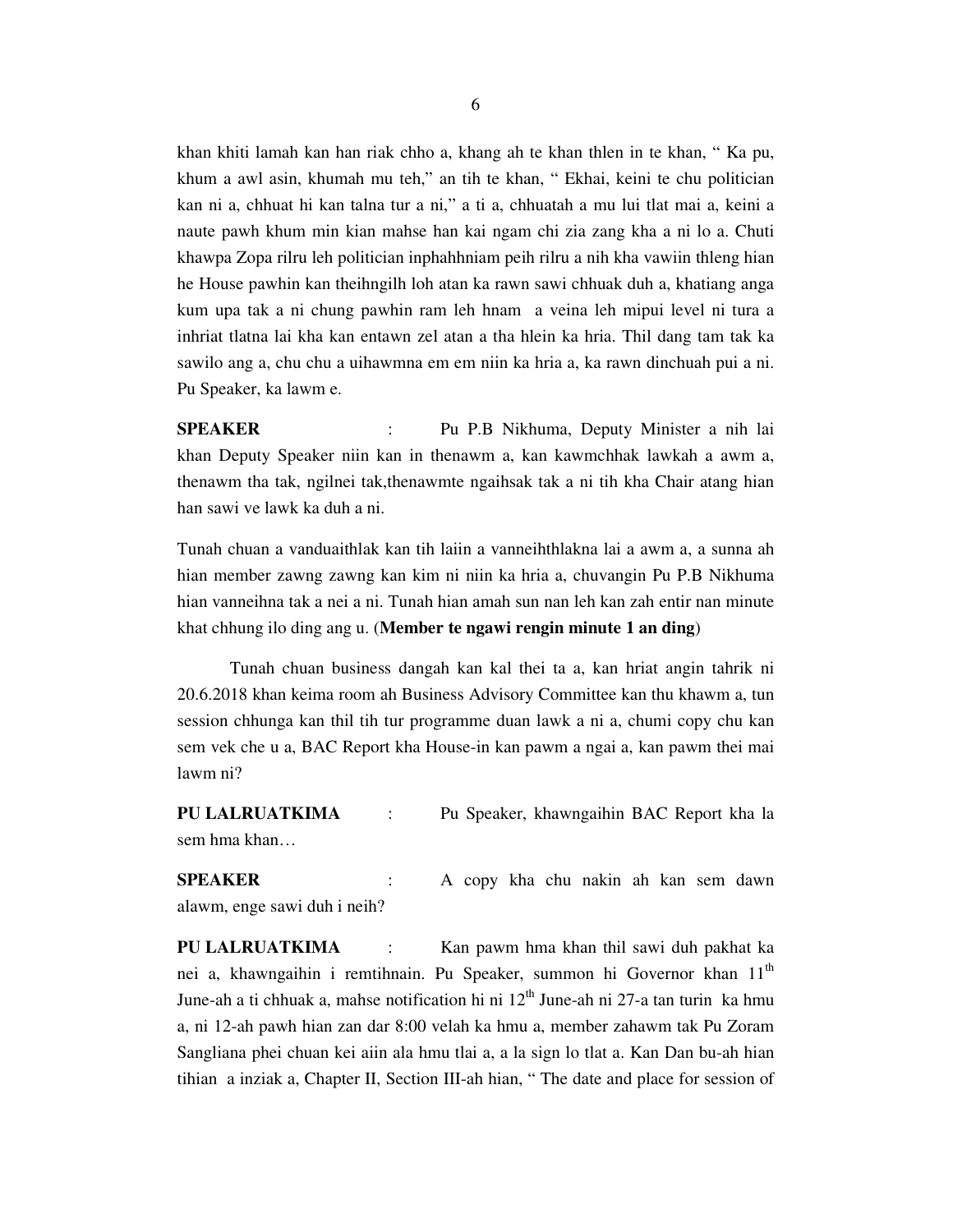khan khiti lamah kan han riak chho a, khang ah te khan thlen in te khan, " Ka pu, khum a awl asin, khumah mu teh," an tih te khan, " Ekhai, keini te chu politician kan ni a, chhuat hi kan talna tur a ni," a ti a, chhuatah a mu lui tlat mai a, keini a naute pawh khum min kian mahse han kai ngam chi zia zang kha a ni lo a. Chuti khawpa Zopa rilru leh politician inphahhniam peih rilru a nih kha vawiin thleng hian he House pawhin kan theihngilh loh atan ka rawn sawi chhuak duh a, khatiang anga kum upa tak a ni chung pawhin ram leh hnam a veina leh mipui level ni tura a inhriat tlatna lai kha kan entawn zel atan a tha hlein ka hria. Thil dang tam tak ka sawilo ang a, chu chu a uihawmna em em niin ka hria a, ka rawn dinchuah pui a ni. Pu Speaker, ka lawm e.

**SPEAKER** : Pu P.B Nikhuma, Deputy Minister a nih lai khan Deputy Speaker niin kan in thenawm a, kan kawmchhak lawkah a awm a, thenawm tha tak, ngilnei tak,thenawmte ngaihsak tak a ni tih kha Chair atang hian han sawi ve lawk ka duh a ni.

Tunah chuan a vanduaithlak kan tih laiin a vanneihthlakna lai a awm a, a sunna ah hian member zawng zawng kan kim ni niin ka hria a, chuvangin Pu P.B Nikhuma hian vanneihna tak a nei a ni. Tunah hian amah sun nan leh kan zah entir nan minute khat chhung ilo ding ang u. (**Member te ngawi rengin minute 1 an ding**)

Tunah chuan business dangah kan kal thei ta a, kan hriat angin tahrik ni 20.6.2018 khan keima room ah Business Advisory Committee kan thu khawm a, tun session chhunga kan thil tih tur programme duan lawk a ni a, chumi copy chu kan sem vek che u a, BAC Report kha House-in kan pawm a ngai a, kan pawm thei mai lawm ni?

**PU LALRUATKIMA** : Pu Speaker, khawngaihin BAC Report kha la sem hma khan…

**SPEAKER** : A copy kha chu nakin ah kan sem dawn alawm, enge sawi duh i neih?

**PU LALRUATKIMA** : Kan pawm hma khan thil sawi duh pakhat ka nei a, khawngaihin i remtihnain. Pu Speaker, summon hi Governor khan 11th June-ah a ti chhuak a, mahse notification hi ni 12th June-ah ni 27-a tan turin ka hmu a, ni 12-ah pawh hian zan dar 8:00 velah ka hmu a, member zahawm tak Pu Zoram Sangliana phei chuan kei aiin ala hmu tlai a, a la sign lo tlat a. Kan Dan bu-ah hian tihian a inziak a, Chapter II, Section III-ah hian, " The date and place for session of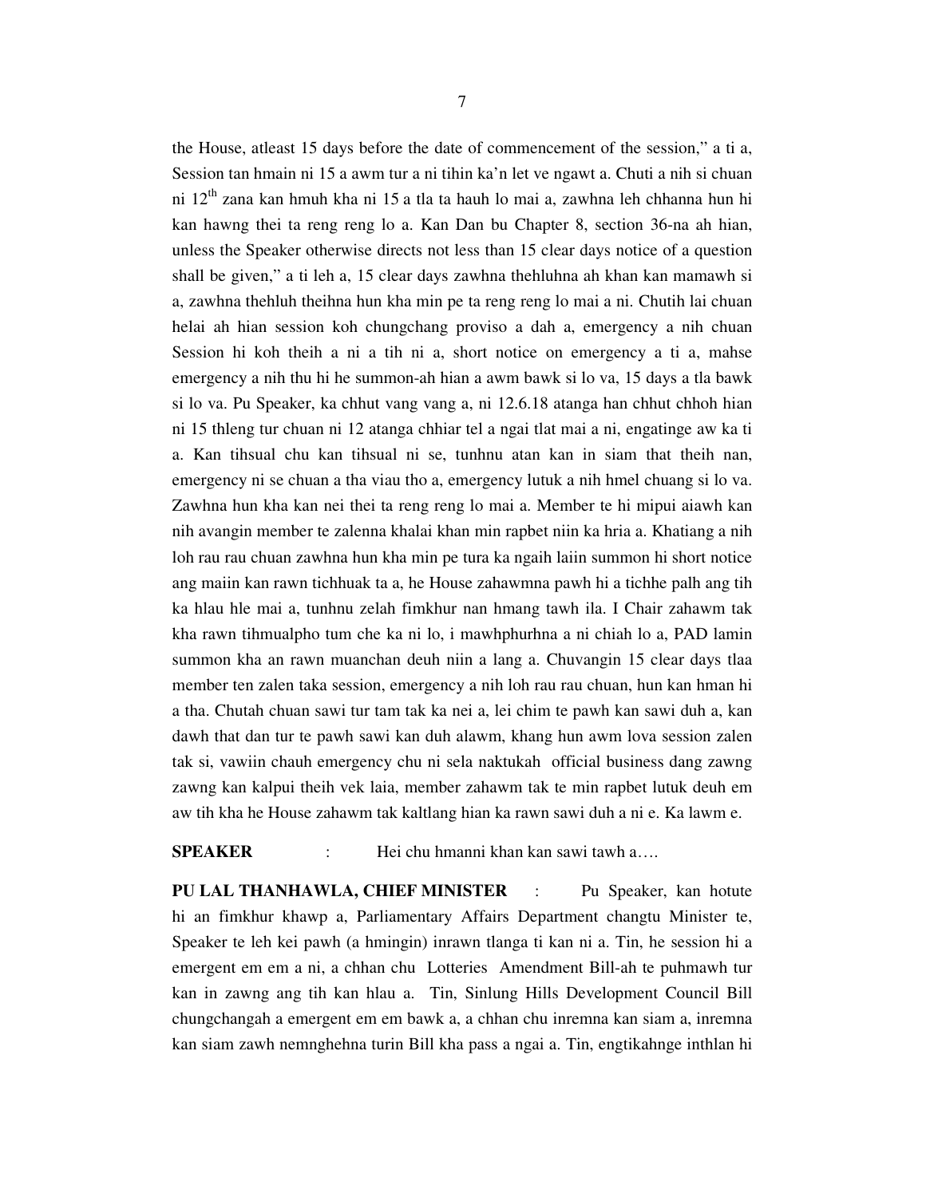the House, atleast 15 days before the date of commencement of the session," a ti a, Session tan hmain ni 15 a awm tur a ni tihin ka'n let ve ngawt a. Chuti a nih si chuan ni 12th zana kan hmuh kha ni 15 a tla ta hauh lo mai a, zawhna leh chhanna hun hi kan hawng thei ta reng reng lo a. Kan Dan bu Chapter 8, section 36-na ah hian, unless the Speaker otherwise directs not less than 15 clear days notice of a question shall be given," a ti leh a, 15 clear days zawhna thehluhna ah khan kan mamawh si a, zawhna thehluh theihna hun kha min pe ta reng reng lo mai a ni. Chutih lai chuan helai ah hian session koh chungchang proviso a dah a, emergency a nih chuan Session hi koh theih a ni a tih ni a, short notice on emergency a ti a, mahse emergency a nih thu hi he summon-ah hian a awm bawk si lo va, 15 days a tla bawk si lo va. Pu Speaker, ka chhut vang vang a, ni 12.6.18 atanga han chhut chhoh hian ni 15 thleng tur chuan ni 12 atanga chhiar tel a ngai tlat mai a ni, engatinge aw ka ti a. Kan tihsual chu kan tihsual ni se, tunhnu atan kan in siam that theih nan, emergency ni se chuan a tha viau tho a, emergency lutuk a nih hmel chuang si lo va. Zawhna hun kha kan nei thei ta reng reng lo mai a. Member te hi mipui aiawh kan nih avangin member te zalenna khalai khan min rapbet niin ka hria a. Khatiang a nih loh rau rau chuan zawhna hun kha min pe tura ka ngaih laiin summon hi short notice ang maiin kan rawn tichhuak ta a, he House zahawmna pawh hi a tichhe palh ang tih ka hlau hle mai a, tunhnu zelah fimkhur nan hmang tawh ila. I Chair zahawm tak kha rawn tihmualpho tum che ka ni lo, i mawhphurhna a ni chiah lo a, PAD lamin summon kha an rawn muanchan deuh niin a lang a. Chuvangin 15 clear days tlaa member ten zalen taka session, emergency a nih loh rau rau chuan, hun kan hman hi a tha. Chutah chuan sawi tur tam tak ka nei a, lei chim te pawh kan sawi duh a, kan dawh that dan tur te pawh sawi kan duh alawm, khang hun awm lova session zalen tak si, vawiin chauh emergency chu ni sela naktukah official business dang zawng zawng kan kalpui theih vek laia, member zahawm tak te min rapbet lutuk deuh em aw tih kha he House zahawm tak kaltlang hian ka rawn sawi duh a ni e. Ka lawm e.

**SPEAKER** : Hei chu hmanni khan kan sawi tawh a….

**PU LAL THANHAWLA, CHIEF MINISTER** : Pu Speaker, kan hotute hi an fimkhur khawp a, Parliamentary Affairs Department changtu Minister te, Speaker te leh kei pawh (a hmingin) inrawn tlanga ti kan ni a. Tin, he session hi a emergent em em a ni, a chhan chu Lotteries Amendment Bill-ah te puhmawh tur kan in zawng ang tih kan hlau a. Tin, Sinlung Hills Development Council Bill chungchangah a emergent em em bawk a, a chhan chu inremna kan siam a, inremna kan siam zawh nemnghehna turin Bill kha pass a ngai a. Tin, engtikahnge inthlan hi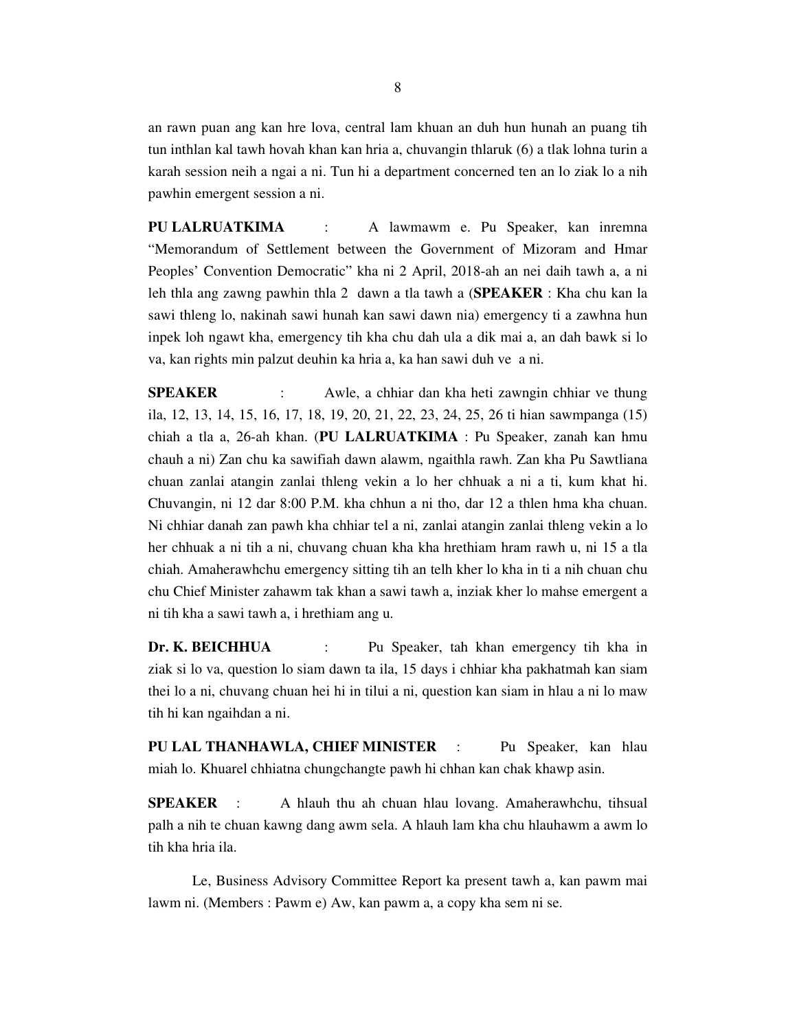an rawn puan ang kan hre lova, central lam khuan an duh hun hunah an puang tih tun inthlan kal tawh hovah khan kan hria a, chuvangin thlaruk (6) a tlak lohna turin a karah session neih a ngai a ni. Tun hi a department concerned ten an lo ziak lo a nih pawhin emergent session a ni.

**PU LALRUATKIMA** : A lawmawm e. Pu Speaker, kan inremna "Memorandum of Settlement between the Government of Mizoram and Hmar Peoples' Convention Democratic" kha ni 2 April, 2018-ah an nei daih tawh a, a ni leh thla ang zawng pawhin thla 2 dawn a tla tawh a (**SPEAKER** : Kha chu kan la sawi thleng lo, nakinah sawi hunah kan sawi dawn nia) emergency ti a zawhna hun inpek loh ngawt kha, emergency tih kha chu dah ula a dik mai a, an dah bawk si lo va, kan rights min palzut deuhin ka hria a, ka han sawi duh ve a ni.

**SPEAKER** : Awle, a chhiar dan kha heti zawngin chhiar ve thung ila, 12, 13, 14, 15, 16, 17, 18, 19, 20, 21, 22, 23, 24, 25, 26 ti hian sawmpanga (15) chiah a tla a, 26-ah khan. (**PU LALRUATKIMA** : Pu Speaker, zanah kan hmu chauh a ni) Zan chu ka sawifiah dawn alawm, ngaithla rawh. Zan kha Pu Sawtliana chuan zanlai atangin zanlai thleng vekin a lo her chhuak a ni a ti, kum khat hi. Chuvangin, ni 12 dar 8:00 P.M. kha chhun a ni tho, dar 12 a thlen hma kha chuan. Ni chhiar danah zan pawh kha chhiar tel a ni, zanlai atangin zanlai thleng vekin a lo her chhuak a ni tih a ni, chuvang chuan kha kha hrethiam hram rawh u, ni 15 a tla chiah. Amaherawhchu emergency sitting tih an telh kher lo kha in ti a nih chuan chu chu Chief Minister zahawm tak khan a sawi tawh a, inziak kher lo mahse emergent a ni tih kha a sawi tawh a, i hrethiam ang u.

**Dr. K. BEICHHUA** : Pu Speaker, tah khan emergency tih kha in ziak si lo va, question lo siam dawn ta ila, 15 days i chhiar kha pakhatmah kan siam thei lo a ni, chuvang chuan hei hi in tilui a ni, question kan siam in hlau a ni lo maw tih hi kan ngaihdan a ni.

**PU LAL THANHAWLA, CHIEF MINISTER** : Pu Speaker, kan hlau miah lo. Khuarel chhiatna chungchangte pawh hi chhan kan chak khawp asin.

**SPEAKER** : A hlauh thu ah chuan hlau lovang. Amaherawhchu, tihsual palh a nih te chuan kawng dang awm sela. A hlauh lam kha chu hlauhawm a awm lo tih kha hria ila.

Le, Business Advisory Committee Report ka present tawh a, kan pawm mai lawm ni. (Members : Pawm e) Aw, kan pawm a, a copy kha sem ni se.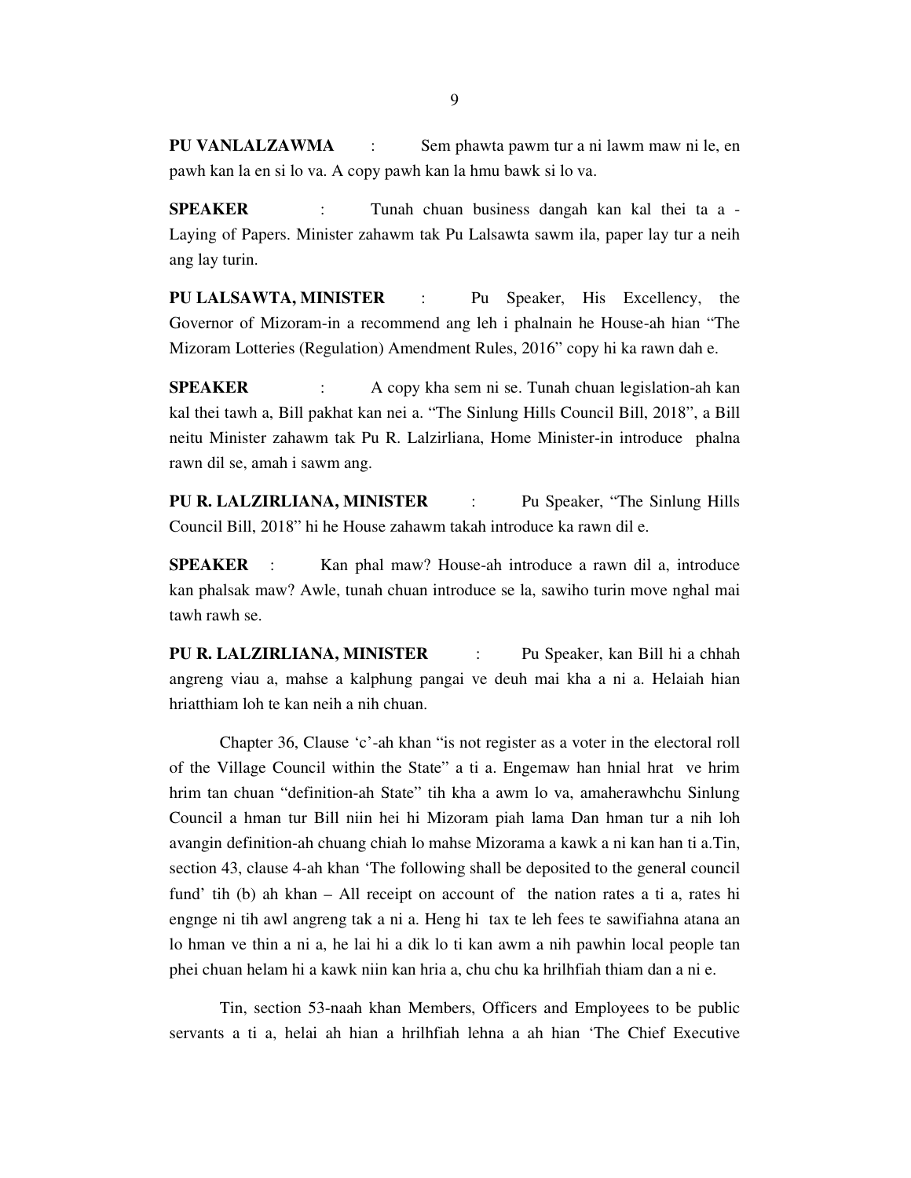**PU VANLALZAWMA** : Sem phawta pawm tur a ni lawm maw ni le, en pawh kan la en si lo va. A copy pawh kan la hmu bawk si lo va.

**SPEAKER** : Tunah chuan business dangah kan kal thei ta a - Laying of Papers. Minister zahawm tak Pu Lalsawta sawm ila, paper lay tur a neih ang lay turin.

**PU LALSAWTA, MINISTER** : Pu Speaker, His Excellency, the Governor of Mizoram-in a recommend ang leh i phalnain he House-ah hian "The Mizoram Lotteries (Regulation) Amendment Rules, 2016" copy hi ka rawn dah e.

**SPEAKER** : A copy kha sem ni se. Tunah chuan legislation-ah kan kal thei tawh a, Bill pakhat kan nei a. "The Sinlung Hills Council Bill, 2018", a Bill neitu Minister zahawm tak Pu R. Lalzirliana, Home Minister-in introduce phalna rawn dil se, amah i sawm ang.

**PU R. LALZIRLIANA, MINISTER** : Pu Speaker, "The Sinlung Hills Council Bill, 2018" hi he House zahawm takah introduce ka rawn dil e.

**SPEAKER** : Kan phal maw? House-ah introduce a rawn dil a, introduce kan phalsak maw? Awle, tunah chuan introduce se la, sawiho turin move nghal mai tawh rawh se.

**PU R. LALZIRLIANA, MINISTER** : Pu Speaker, kan Bill hi a chhah angreng viau a, mahse a kalphung pangai ve deuh mai kha a ni a. Helaiah hian hriatthiam loh te kan neih a nih chuan.

Chapter 36, Clause 'c'-ah khan "is not register as a voter in the electoral roll of the Village Council within the State" a ti a. Engemaw han hnial hrat ve hrim hrim tan chuan "definition-ah State" tih kha a awm lo va, amaherawhchu Sinlung Council a hman tur Bill niin hei hi Mizoram piah lama Dan hman tur a nih loh avangin definition-ah chuang chiah lo mahse Mizorama a kawk a ni kan han ti a.Tin, section 43, clause 4-ah khan 'The following shall be deposited to the general council fund' tih (b) ah khan – All receipt on account of the nation rates a ti a, rates hi engnge ni tih awl angreng tak a ni a. Heng hi tax te leh fees te sawifiahna atana an lo hman ve thin a ni a, he lai hi a dik lo ti kan awm a nih pawhin local people tan phei chuan helam hi a kawk niin kan hria a, chu chu ka hrilhfiah thiam dan a ni e.

Tin, section 53-naah khan Members, Officers and Employees to be public servants a ti a, helai ah hian a hrilhfiah lehna a ah hian 'The Chief Executive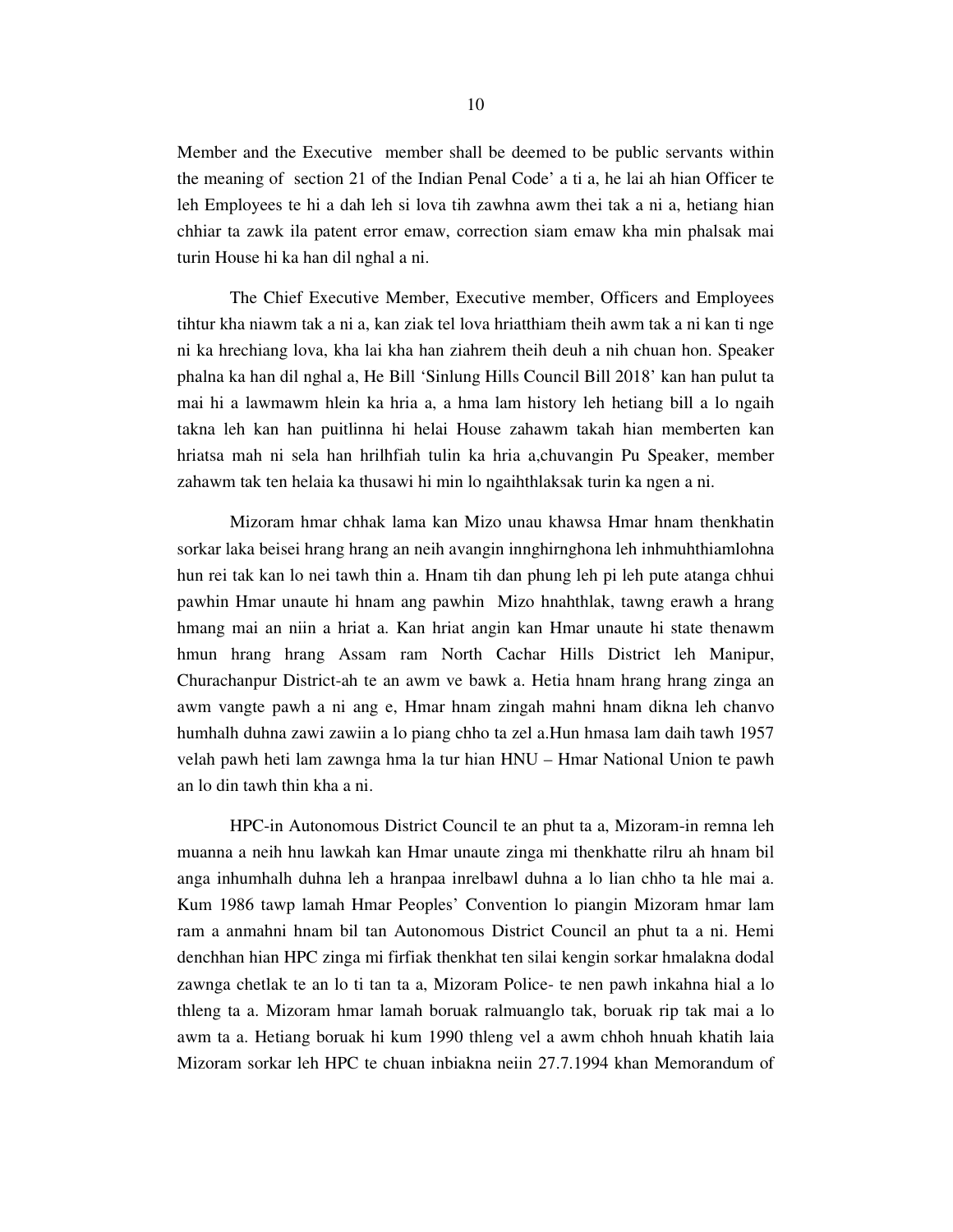Member and the Executive member shall be deemed to be public servants within the meaning of section 21 of the Indian Penal Code' a ti a, he lai ah hian Officer te leh Employees te hi a dah leh si lova tih zawhna awm thei tak a ni a, hetiang hian chhiar ta zawk ila patent error emaw, correction siam emaw kha min phalsak mai turin House hi ka han dil nghal a ni.

The Chief Executive Member, Executive member, Officers and Employees tihtur kha niawm tak a ni a, kan ziak tel lova hriatthiam theih awm tak a ni kan ti nge ni ka hrechiang lova, kha lai kha han ziahrem theih deuh a nih chuan hon. Speaker phalna ka han dil nghal a, He Bill 'Sinlung Hills Council Bill 2018' kan han pulut ta mai hi a lawmawm hlein ka hria a, a hma lam history leh hetiang bill a lo ngaih takna leh kan han puitlinna hi helai House zahawm takah hian memberten kan hriatsa mah ni sela han hrilhfiah tulin ka hria a,chuvangin Pu Speaker, member zahawm tak ten helaia ka thusawi hi min lo ngaihthlaksak turin ka ngen a ni.

Mizoram hmar chhak lama kan Mizo unau khawsa Hmar hnam thenkhatin sorkar laka beisei hrang hrang an neih avangin innghirnghona leh inhmuhthiamlohna hun rei tak kan lo nei tawh thin a. Hnam tih dan phung leh pi leh pute atanga chhui pawhin Hmar unaute hi hnam ang pawhin Mizo hnahthlak, tawng erawh a hrang hmang mai an niin a hriat a. Kan hriat angin kan Hmar unaute hi state thenawm hmun hrang hrang Assam ram North Cachar Hills District leh Manipur, Churachanpur District-ah te an awm ve bawk a. Hetia hnam hrang hrang zinga an awm vangte pawh a ni ang e, Hmar hnam zingah mahni hnam dikna leh chanvo humhalh duhna zawi zawiin a lo piang chho ta zel a.Hun hmasa lam daih tawh 1957 velah pawh heti lam zawnga hma la tur hian HNU – Hmar National Union te pawh an lo din tawh thin kha a ni.

HPC-in Autonomous District Council te an phut ta a, Mizoram-in remna leh muanna a neih hnu lawkah kan Hmar unaute zinga mi thenkhatte rilru ah hnam bil anga inhumhalh duhna leh a hranpaa inrelbawl duhna a lo lian chho ta hle mai a. Kum 1986 tawp lamah Hmar Peoples' Convention lo piangin Mizoram hmar lam ram a anmahni hnam bil tan Autonomous District Council an phut ta a ni. Hemi denchhan hian HPC zinga mi firfiak thenkhat ten silai kengin sorkar hmalakna dodal zawnga chetlak te an lo ti tan ta a, Mizoram Police- te nen pawh inkahna hial a lo thleng ta a. Mizoram hmar lamah boruak ralmuanglo tak, boruak rip tak mai a lo awm ta a. Hetiang boruak hi kum 1990 thleng vel a awm chhoh hnuah khatih laia Mizoram sorkar leh HPC te chuan inbiakna neiin 27.7.1994 khan Memorandum of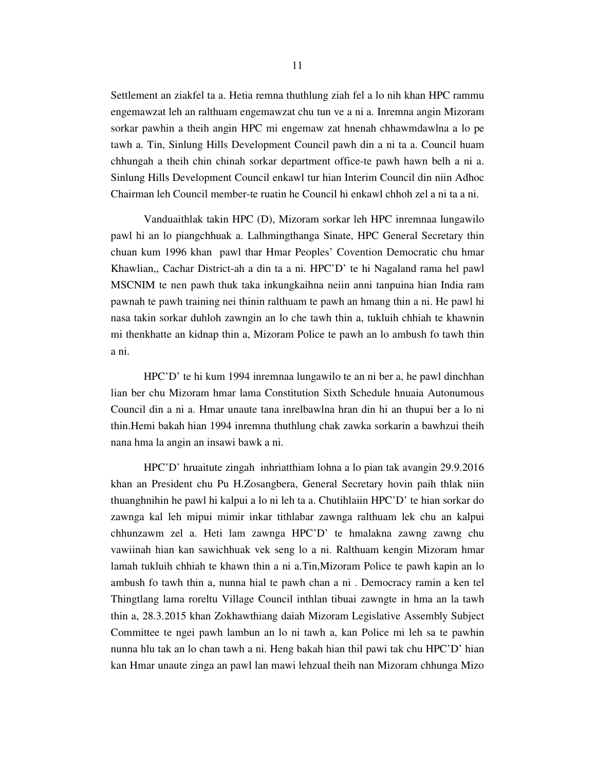Settlement an ziakfel ta a. Hetia remna thuthlung ziah fel a lo nih khan HPC rammu engemawzat leh an ralthuam engemawzat chu tun ve a ni a. Inremna angin Mizoram sorkar pawhin a theih angin HPC mi engemaw zat hnenah chhawmdawlna a lo pe tawh a. Tin, Sinlung Hills Development Council pawh din a ni ta a. Council huam chhungah a theih chin chinah sorkar department office-te pawh hawn belh a ni a. Sinlung Hills Development Council enkawl tur hian Interim Council din niin Adhoc Chairman leh Council member-te ruatin he Council hi enkawl chhoh zel a ni ta a ni.

Vanduaithlak takin HPC (D), Mizoram sorkar leh HPC inremnaa lungawilo pawl hi an lo piangchhuak a. Lalhmingthanga Sinate, HPC General Secretary thin chuan kum 1996 khan  pawl thar Hmar Peoples' Covention Democratic chu hmar Khawlian,, Cachar District-ah a din ta a ni. HPC'D' te hi Nagaland rama hel pawl MSCNIM te nen pawh thuk taka inkungkaihna neiin anni tanpuina hian India ram pawnah te pawh training nei thinin ralthuam te pawh an hmang thin a ni. He pawl hi nasa takin sorkar duhloh zawngin an lo che tawh thin a, tukluih chhiah te khawnin mi thenkhatte an kidnap thin a, Mizoram Police te pawh an lo ambush fo tawh thin a ni.

HPC'D' te hi kum 1994 inremnaa lungawilo te an ni ber a, he pawl dinchhan lian ber chu Mizoram hmar lama Constitution Sixth Schedule hnuaia Autonumous Council din a ni a. Hmar unaute tana inrelbawlna hran din hi an thupui ber a lo ni thin.Hemi bakah hian 1994 inremna thuthlung chak zawka sorkarin a bawhzui theih nana hma la angin an insawi bawk a ni.

HPC'D' hruaitute zingah  inhriatthiam lohna a lo pian tak avangin 29.9.2016 khan an President chu Pu H.Zosangbera, General Secretary hovin paih thlak niin thuanghnihin he pawl hi kalpui a lo ni leh ta a. Chutihlaiin HPC'D' te hian sorkar do zawnga kal leh mipui mimir inkar tithlabar zawnga ralthuam lek chu an kalpui chhunzawm zel a. Heti lam zawnga HPC'D' te hmalakna zawng zawng chu vawiinah hian kan sawichhuak vek seng lo a ni. Ralthuam kengin Mizoram hmar lamah tukluih chhiah te khawn thin a ni a.Tin,Mizoram Police te pawh kapin an lo ambush fo tawh thin a, nunna hial te pawh chan a ni . Democracy ramin a ken tel Thingtlang lama roreltu Village Council inthlan tibuai zawngte in hma an la tawh thin a, 28.3.2015 khan Zokhawthiang daiah Mizoram Legislative Assembly Subject Committee te ngei pawh lambun an lo ni tawh a, kan Police mi leh sa te pawhin nunna hlu tak an lo chan tawh a ni. Heng bakah hian thil pawi tak chu HPC'D' hian kan Hmar unaute zinga an pawl lan mawi lehzual theih nan Mizoram chhunga Mizo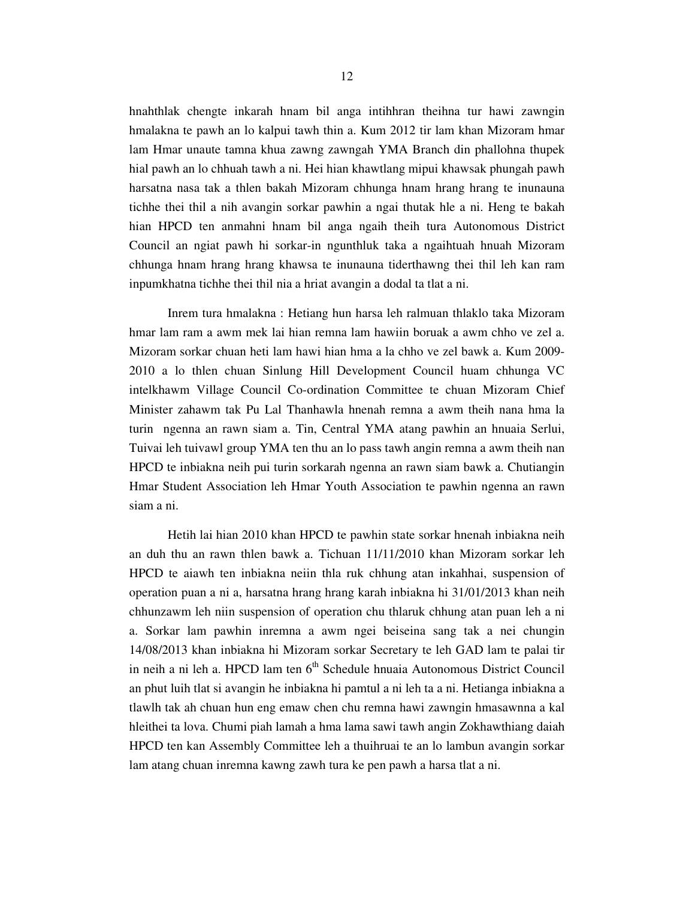hnahthlak chengte inkarah hnam bil anga intihhran theihna tur hawi zawngin hmalakna te pawh an lo kalpui tawh thin a. Kum 2012 tir lam khan Mizoram hmar lam Hmar unaute tamna khua zawng zawngah YMA Branch din phallohna thupek hial pawh an lo chhuah tawh a ni. Hei hian khawtlang mipui khawsak phungah pawh harsatna nasa tak a thlen bakah Mizoram chhunga hnam hrang hrang te inunauna tichhe thei thil a nih avangin sorkar pawhin a ngai thutak hle a ni. Heng te bakah hian HPCD ten anmahni hnam bil anga ngaih theih tura Autonomous District Council an ngiat pawh hi sorkar-in ngunthluk taka a ngaihtuah hnuah Mizoram chhunga hnam hrang hrang khawsa te inunauna tiderthawng thei thil leh kan ram inpumkhatna tichhe thei thil nia a hriat avangin a dodal ta tlat a ni.

Inrem tura hmalakna : Hetiang hun harsa leh ralmuan thlaklo taka Mizoram hmar lam ram a awm mek lai hian remna lam hawiin boruak a awm chho ve zel a. Mizoram sorkar chuan heti lam hawi hian hma a la chho ve zel bawk a. Kum 2009-2010 a lo thlen chuan Sinlung Hill Development Council huam chhunga VC intelkhawm Village Council Co-ordination Committee te chuan Mizoram Chief Minister zahawm tak Pu Lal Thanhawla hnenah remna a awm theih nana hma la turin ngenna an rawn siam a. Tin, Central YMA atang pawhin an hnuaia Serlui, Tuivai leh tuivawl group YMA ten thu an lo pass tawh angin remna a awm theih nan HPCD te inbiakna neih pui turin sorkarah ngenna an rawn siam bawk a. Chutiangin Hmar Student Association leh Hmar Youth Association te pawhin ngenna an rawn siam a ni.

Hetih lai hian 2010 khan HPCD te pawhin state sorkar hnenah inbiakna neih an duh thu an rawn thlen bawk a. Tichuan 11/11/2010 khan Mizoram sorkar leh HPCD te aiawh ten inbiakna neiin thla ruk chhung atan inkahhai, suspension of operation puan a ni a, harsatna hrang hrang karah inbiakna hi 31/01/2013 khan neih chhunzawm leh niin suspension of operation chu thlaruk chhung atan puan leh a ni a. Sorkar lam pawhin inremna a awm ngei beiseina sang tak a nei chungin 14/08/2013 khan inbiakna hi Mizoram sorkar Secretary te leh GAD lam te palai tir in neih a ni leh a. HPCD lam ten 6th Schedule hnuaia Autonomous District Council an phut luih tlat si avangin he inbiakna hi pamtul a ni leh ta a ni. Hetianga inbiakna a tlawlh tak ah chuan hun eng emaw chen chu remna hawi zawngin hmasawnna a kal hleithei ta lova. Chumi piah lamah a hma lama sawi tawh angin Zokhawthiang daiah HPCD ten kan Assembly Committee leh a thuihruai te an lo lambun avangin sorkar lam atang chuan inremna kawng zawh tura ke pen pawh a harsa tlat a ni.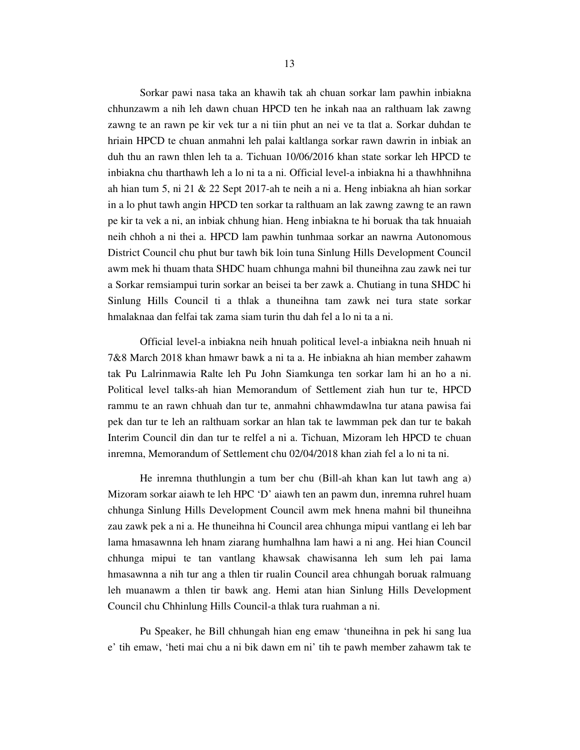Sorkar pawi nasa taka an khawih tak ah chuan sorkar lam pawhin inbiakna chhunzawm a nih leh dawn chuan HPCD ten he inkah naa an ralthuam lak zawng zawng te an rawn pe kir vek tur a ni tiin phut an nei ve ta tlat a. Sorkar duhdan te hriain HPCD te chuan anmahni leh palai kaltlanga sorkar rawn dawrin in inbiak an duh thu an rawn thlen leh ta a. Tichuan 10/06/2016 khan state sorkar leh HPCD te inbiakna chu tharthawh leh a lo ni ta a ni. Official level-a inbiakna hi a thawhhnihna ah hian tum 5, ni 21 & 22 Sept 2017-ah te neih a ni a. Heng inbiakna ah hian sorkar in a lo phut tawh angin HPCD ten sorkar ta ralthuam an lak zawng zawng te an rawn pe kir ta vek a ni, an inbiak chhung hian. Heng inbiakna te hi boruak tha tak hnuaiah neih chhoh a ni thei a. HPCD lam pawhin tunhmaa sorkar an nawrna Autonomous District Council chu phut bur tawh bik loin tuna Sinlung Hills Development Council awm mek hi thuam thata SHDC huam chhunga mahni bil thuneihna zau zawk nei tur a Sorkar remsiampui turin sorkar an beisei ta ber zawk a. Chutiang in tuna SHDC hi Sinlung Hills Council ti a thlak a thuneihna tam zawk nei tura state sorkar hmalaknaa dan felfai tak zama siam turin thu dah fel a lo ni ta a ni.

Official level-a inbiakna neih hnuah political level-a inbiakna neih hnuah ni 7&8 March 2018 khan hmawr bawk a ni ta a. He inbiakna ah hian member zahawm tak Pu Lalrinmawia Ralte leh Pu John Siamkunga ten sorkar lam hi an ho a ni. Political level talks-ah hian Memorandum of Settlement ziah hun tur te, HPCD rammu te an rawn chhuah dan tur te, anmahni chhawmdawlna tur atana pawisa fai pek dan tur te leh an ralthuam sorkar an hlan tak te lawmman pek dan tur te bakah Interim Council din dan tur te relfel a ni a. Tichuan, Mizoram leh HPCD te chuan inremna, Memorandum of Settlement chu 02/04/2018 khan ziah fel a lo ni ta ni.

He inremna thuthlungin a tum ber chu (Bill-ah khan kan lut tawh ang a) Mizoram sorkar aiawh te leh HPC 'D' aiawh ten an pawm dun, inremna ruhrel huam chhunga Sinlung Hills Development Council awm mek hnena mahni bil thuneihna zau zawk pek a ni a. He thuneihna hi Council area chhunga mipui vantlang ei leh bar lama hmasawnna leh hnam ziarang humhalhna lam hawi a ni ang. Hei hian Council chhunga mipui te tan vantlang khawsak chawisanna leh sum leh pai lama hmasawnna a nih tur ang a thlen tir rualin Council area chhungah boruak ralmuang leh muanawm a thlen tir bawk ang. Hemi atan hian Sinlung Hills Development Council chu Chhinlung Hills Council-a thlak tura ruahman a ni.

Pu Speaker, he Bill chhungah hian eng emaw 'thuneihna in pek hi sang lua e' tih emaw, 'heti mai chu a ni bik dawn em ni' tih te pawh member zahawm tak te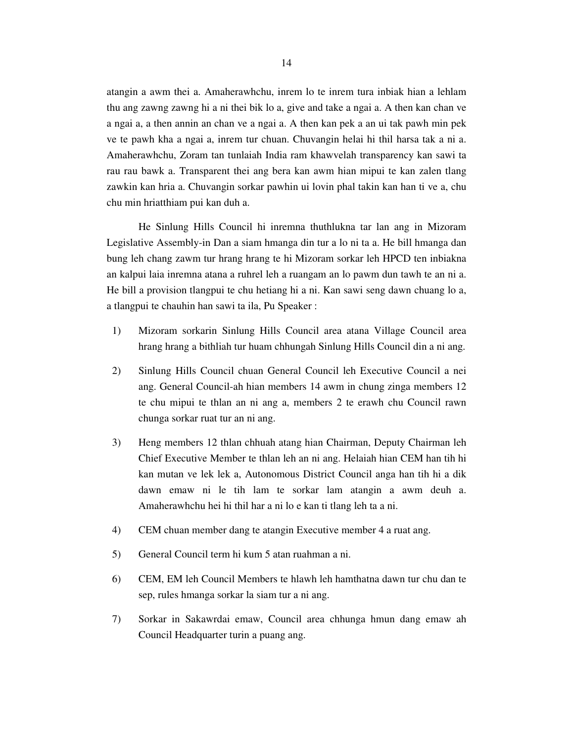atangin a awm thei a. Amaherawhchu, inrem lo te inrem tura inbiak hian a lehlam thu ang zawng zawng hi a ni thei bik lo a, give and take a ngai a. A then kan chan ve a ngai a, a then annin an chan ve a ngai a. A then kan pek a an ui tak pawh min pek ve te pawh kha a ngai a, inrem tur chuan. Chuvangin helai hi thil harsa tak a ni a. Amaherawhchu, Zoram tan tunlaiah India ram khawvelah transparency kan sawi ta rau rau bawk a. Transparent thei ang bera kan awm hian mipui te kan zalen tlang zawkin kan hria a. Chuvangin sorkar pawhin ui lovin phal takin kan han ti ve a, chu chu min hriatthiam pui kan duh a.

He Sinlung Hills Council hi inremna thuthlukna tar lan ang in Mizoram Legislative Assembly-in Dan a siam hmanga din tur a lo ni ta a. He bill hmanga dan bung leh chang zawm tur hrang hrang te hi Mizoram sorkar leh HPCD ten inbiakna an kalpui laia inremna atana a ruhrel leh a ruangam an lo pawm dun tawh te an ni a. He bill a provision tlangpui te chu hetiang hi a ni. Kan sawi seng dawn chuang lo a, a tlangpui te chauhin han sawi ta ila, Pu Speaker :

1) Mizoram sorkarin Sinlung Hills Council area atana Village Council area hrang hrang a bithliah tur huam chhungah Sinlung Hills Council din a ni ang.

2) Sinlung Hills Council chuan General Council leh Executive Council a nei ang. General Council-ah hian members 14 awm in chung zinga members 12 te chu mipui te thlan an ni ang a, members 2 te erawh chu Council rawn chunga sorkar ruat tur an ni ang.

3) Heng members 12 thlan chhuah atang hian Chairman, Deputy Chairman leh Chief Executive Member te thlan leh an ni ang. Helaiah hian CEM han tih hi kan mutan ve lek lek a, Autonomous District Council anga han tih hi a dik dawn emaw ni le tih lam te sorkar lam atangin a awm deuh a. Amaherawhchu hei hi thil har a ni lo e kan ti tlang leh ta a ni.

4) CEM chuan member dang te atangin Executive member 4 a ruat ang.

5) General Council term hi kum 5 atan ruahman a ni.

6) CEM, EM leh Council Members te hlawh leh hamthatna dawn tur chu dan te sep, rules hmanga sorkar la siam tur a ni ang.

7) Sorkar in Sakawrdai emaw, Council area chhunga hmun dang emaw ah Council Headquarter turin a puang ang.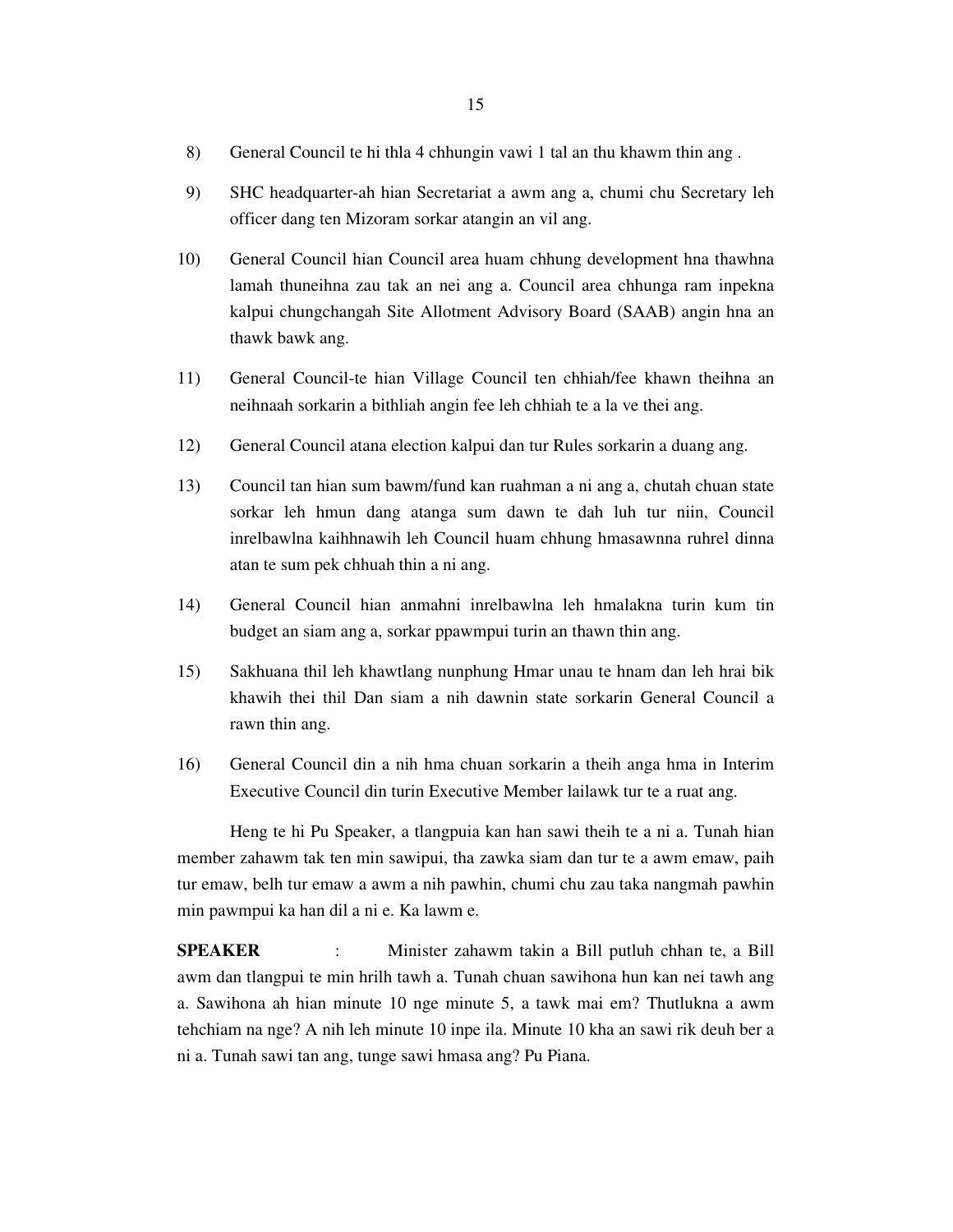8) General Council te hi thla 4 chhungin vawi 1 tal an thu khawm thin ang .

9) SHC headquarter-ah hian Secretariat a awm ang a, chumi chu Secretary leh officer dang ten Mizoram sorkar atangin an vil ang.

10) General Council hian Council area huam chhung development hna thawhna lamah thuneihna zau tak an nei ang a. Council area chhunga ram inpekna kalpui chungchangah Site Allotment Advisory Board (SAAB) angin hna an thawk bawk ang.

11) General Council-te hian Village Council ten chhiah/fee khawn theihna an neihnaah sorkarin a bithliah angin fee leh chhiah te a la ve thei ang.

12) General Council atana election kalpui dan tur Rules sorkarin a duang ang.

13) Council tan hian sum bawm/fund kan ruahman a ni ang a, chutah chuan state sorkar leh hmun dang atanga sum dawn te dah luh tur niin, Council inrelbawlna kaihhnawih leh Council huam chhung hmasawnna ruhrel dinna atan te sum pek chhuah thin a ni ang.

14) General Council hian anmahni inrelbawlna leh hmalakna turin kum tin budget an siam ang a, sorkar ppawmpui turin an thawn thin ang.

15) Sakhuana thil leh khawtlang nunphung Hmar unau te hnam dan leh hrai bik khawih thei thil Dan siam a nih dawnin state sorkarin General Council a rawn thin ang.

16) General Council din a nih hma chuan sorkarin a theih anga hma in Interim Executive Council din turin Executive Member lailawk tur te a ruat ang.

Heng te hi Pu Speaker, a tlangpuia kan han sawi theih te a ni a. Tunah hian member zahawm tak ten min sawipui, tha zawka siam dan tur te a awm emaw, paih tur emaw, belh tur emaw a awm a nih pawhin, chumi chu zau taka nangmah pawhin min pawmpui ka han dil a ni e. Ka lawm e.

**SPEAKER** : Minister zahawm takin a Bill putluh chhan te, a Bill awm dan tlangpui te min hrilh tawh a. Tunah chuan sawihona hun kan nei tawh ang a. Sawihona ah hian minute 10 nge minute 5, a tawk mai em? Thutlukna a awm tehchiam na nge? A nih leh minute 10 inpe ila. Minute 10 kha an sawi rik deuh ber a ni a. Tunah sawi tan ang, tunge sawi hmasa ang? Pu Piana.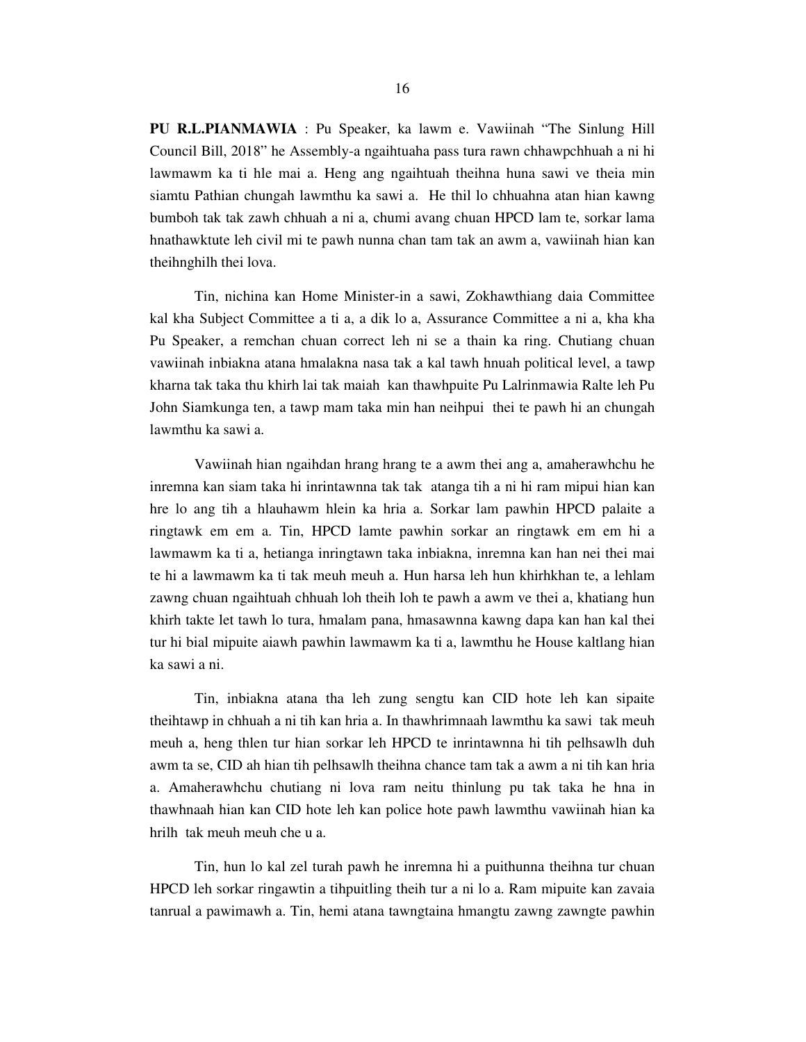**PU R.L.PIANMAWIA** : Pu Speaker, ka lawm e. Vawiinah "The Sinlung Hill Council Bill, 2018" he Assembly-a ngaihtuaha pass tura rawn chhawpchhuah a ni hi lawmawm ka ti hle mai a. Heng ang ngaihtuah theihna huna sawi ve theia min siamtu Pathian chungah lawmthu ka sawi a. He thil lo chhuahna atan hian kawng bumboh tak tak zawh chhuah a ni a, chumi avang chuan HPCD lam te, sorkar lama hnathawktute leh civil mi te pawh nunna chan tam tak an awm a, vawiinah hian kan theihnghilh thei lova.

Tin, nichina kan Home Minister-in a sawi, Zokhawthiang daia Committee kal kha Subject Committee a ti a, a dik lo a, Assurance Committee a ni a, kha kha Pu Speaker, a remchan chuan correct leh ni se a thain ka ring. Chutiang chuan vawiinah inbiakna atana hmalakna nasa tak a kal tawh hnuah political level, a tawp kharna tak taka thu khirh lai tak maiah kan thawhpuite Pu Lalrinmawia Ralte leh Pu John Siamkunga ten, a tawp mam taka min han neihpui thei te pawh hi an chungah lawmthu ka sawi a.

Vawiinah hian ngaihdan hrang hrang te a awm thei ang a, amaherawhchu he inremna kan siam taka hi inrintawnna tak tak atanga tih a ni hi ram mipui hian kan hre lo ang tih a hlauhawm hlein ka hria a. Sorkar lam pawhin HPCD palaite a ringtawk em em a. Tin, HPCD lamte pawhin sorkar an ringtawk em em hi a lawmawm ka ti a, hetianga inringtawn taka inbiakna, inremna kan han nei thei mai te hi a lawmawm ka ti tak meuh meuh a. Hun harsa leh hun khirhkhan te, a lehlam zawng chuan ngaihtuah chhuah loh theih loh te pawh a awm ve thei a, khatiang hun khirh takte let tawh lo tura, hmalam pana, hmasawnna kawng dapa kan han kal thei tur hi bial mipuite aiawh pawhin lawmawm ka ti a, lawmthu he House kaltlang hian ka sawi a ni.

Tin, inbiakna atana tha leh zung sengtu kan CID hote leh kan sipaite theihtawp in chhuah a ni tih kan hria a. In thawhrimnaah lawmthu ka sawi tak meuh meuh a, heng thlen tur hian sorkar leh HPCD te inrintawnna hi tih pelhsawlh duh awm ta se, CID ah hian tih pelhsawlh theihna chance tam tak a awm a ni tih kan hria a. Amaherawhchu chutiang ni lova ram neitu thinlung pu tak taka he hna in thawhnaah hian kan CID hote leh kan police hote pawh lawmthu vawiinah hian ka hrilh tak meuh meuh che u a.

Tin, hun lo kal zel turah pawh he inremna hi a puithunna theihna tur chuan HPCD leh sorkar ringawtin a tihpuitling theih tur a ni lo a. Ram mipuite kan zavaia tanrual a pawimawh a. Tin, hemi atana tawngtaina hmangtu zawng zawngte pawhin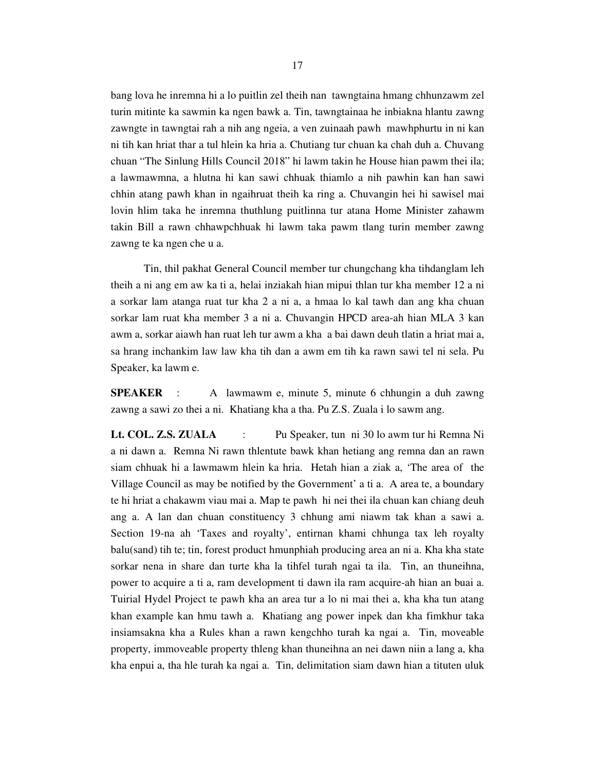bang lova he inremna hi a lo puitlin zel theih nan tawngtaina hmang chhunzawm zel turin mitinte ka sawmin ka ngen bawk a. Tin, tawngtainaa he inbiakna hlantu zawng zawngte in tawngtai rah a nih ang ngeia, a ven zuinaah pawh mawhphurtu in ni kan ni tih kan hriat thar a tul hlein ka hria a. Chutiang tur chuan ka chah duh a. Chuvang chuan "The Sinlung Hills Council 2018" hi lawm takin he House hian pawm thei ila; a lawmawmna, a hlutna hi kan sawi chhuak thiamlo a nih pawhin kan han sawi chhin atang pawh khan in ngaihruat theih ka ring a. Chuvangin hei hi sawisel mai lovin hlim taka he inremna thuthlung puitlinna tur atana Home Minister zahawm takin Bill a rawn chhawpchhuak hi lawm taka pawm tlang turin member zawng zawng te ka ngen che u a.

Tin, thil pakhat General Council member tur chungchang kha tihdanglam leh theih a ni ang em aw ka ti a, helai inziakah hian mipui thlan tur kha member 12 a ni a sorkar lam atanga ruat tur kha 2 a ni a, a hmaa lo kal tawh dan ang kha chuan sorkar lam ruat kha member 3 a ni a. Chuvangin HPCD area-ah hian MLA 3 kan awm a, sorkar aiawh han ruat leh tur awm a kha a bai dawn deuh tlatin a hriat mai a, sa hrang inchankim law law kha tih dan a awm em tih ka rawn sawi tel ni sela. Pu Speaker, ka lawm e.

**SPEAKER** : A lawmawm e, minute 5, minute 6 chhungin a duh zawng zawng a sawi zo thei a ni. Khatiang kha a tha. Pu Z.S. Zuala i lo sawm ang.

**Lt. COL. Z.S. ZUALA** : Pu Speaker, tun ni 30 lo awm tur hi Remna Ni a ni dawn a. Remna Ni rawn thlentute bawk khan hetiang ang remna dan an rawn siam chhuak hi a lawmawm hlein ka hria. Hetah hian a ziak a, 'The area of the Village Council as may be notified by the Government' a ti a. A area te, a boundary te hi hriat a chakawm viau mai a. Map te pawh hi nei thei ila chuan kan chiang deuh ang a. A lan dan chuan constituency 3 chhung ami niawm tak khan a sawi a. Section 19-na ah 'Taxes and royalty', entirnan khami chhunga tax leh royalty balu(sand) tih te; tin, forest product hmunphiah producing area an ni a. Kha kha state sorkar nena in share dan turte kha la tihfel turah ngai ta ila. Tin, an thuneihna, power to acquire a ti a, ram development ti dawn ila ram acquire-ah hian an buai a. Tuirial Hydel Project te pawh kha an area tur a lo ni mai thei a, kha kha tun atang khan example kan hmu tawh a. Khatiang ang power inpek dan kha fimkhur taka insiamsakna kha a Rules khan a rawn kengchho turah ka ngai a. Tin, moveable property, immoveable property thleng khan thuneihna an nei dawn niin a lang a, kha kha enpui a, tha hle turah ka ngai a. Tin, delimitation siam dawn hian a tituten uluk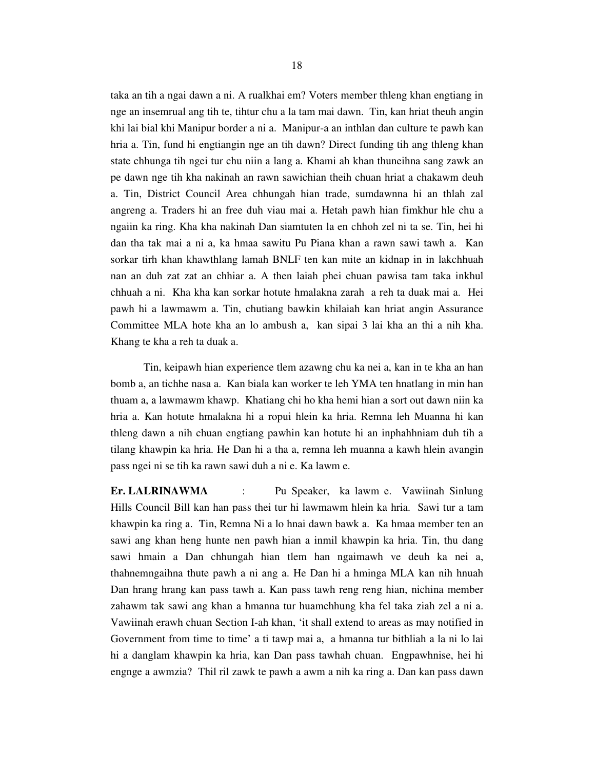taka an tih a ngai dawn a ni. A rualkhai em? Voters member thleng khan engtiang in nge an insemrual ang tih te, tihtur chu a la tam mai dawn. Tin, kan hriat theuh angin khi lai bial khi Manipur border a ni a. Manipur-a an inthlan dan culture te pawh kan hria a. Tin, fund hi engtiangin nge an tih dawn? Direct funding tih ang thleng khan state chhunga tih ngei tur chu niin a lang a. Khami ah khan thuneihna sang zawk an pe dawn nge tih kha nakinah an rawn sawichian theih chuan hriat a chakawm deuh a. Tin, District Council Area chhungah hian trade, sumdawnna hi an thlah zal angreng a. Traders hi an free duh viau mai a. Hetah pawh hian fimkhur hle chu a ngaiin ka ring. Kha kha nakinah Dan siamtuten la en chhoh zel ni ta se. Tin, hei hi dan tha tak mai a ni a, ka hmaa sawitu Pu Piana khan a rawn sawi tawh a. Kan sorkar tirh khan khawthlang lamah BNLF ten kan mite an kidnap in in lakchhuah nan an duh zat zat an chhiar a. A then laiah phei chuan pawisa tam taka inkhul chhuah a ni. Kha kha kan sorkar hotute hmalakna zarah a reh ta duak mai a. Hei pawh hi a lawmawm a. Tin, chutiang bawkin khilaiah kan hriat angin Assurance Committee MLA hote kha an lo ambush a, kan sipai 3 lai kha an thi a nih kha. Khang te kha a reh ta duak a.

Tin, keipawh hian experience tlem azawng chu ka nei a, kan in te kha an han bomb a, an tichhe nasa a. Kan biala kan worker te leh YMA ten hnatlang in min han thuam a, a lawmawm khawp. Khatiang chi ho kha hemi hian a sort out dawn niin ka hria a. Kan hotute hmalakna hi a ropui hlein ka hria. Remna leh Muanna hi kan thleng dawn a nih chuan engtiang pawhin kan hotute hi an inphahhniam duh tih a tilang khawpin ka hria. He Dan hi a tha a, remna leh muanna a kawh hlein avangin pass ngei ni se tih ka rawn sawi duh a ni e. Ka lawm e.

**Er. LALRINAWMA** : Pu Speaker, ka lawm e. Vawiinah Sinlung Hills Council Bill kan han pass thei tur hi lawmawm hlein ka hria. Sawi tur a tam khawpin ka ring a. Tin, Remna Ni a lo hnai dawn bawk a. Ka hmaa member ten an sawi ang khan heng hunte nen pawh hian a inmil khawpin ka hria. Tin, thu dang sawi hmain a Dan chhungah hian tlem han ngaimawh ve deuh ka nei a, thahnemngaihna thute pawh a ni ang a. He Dan hi a hminga MLA kan nih hnuah Dan hrang hrang kan pass tawh a. Kan pass tawh reng reng hian, nichina member zahawm tak sawi ang khan a hmanna tur huamchhung kha fel taka ziah zel a ni a. Vawiinah erawh chuan Section I-ah khan, 'it shall extend to areas as may notified in Government from time to time' a ti tawp mai a, a hmanna tur bithliah a la ni lo lai hi a danglam khawpin ka hria, kan Dan pass tawhah chuan. Engpawhnise, hei hi engnge a awmzia? Thil ril zawk te pawh a awm a nih ka ring a. Dan kan pass dawn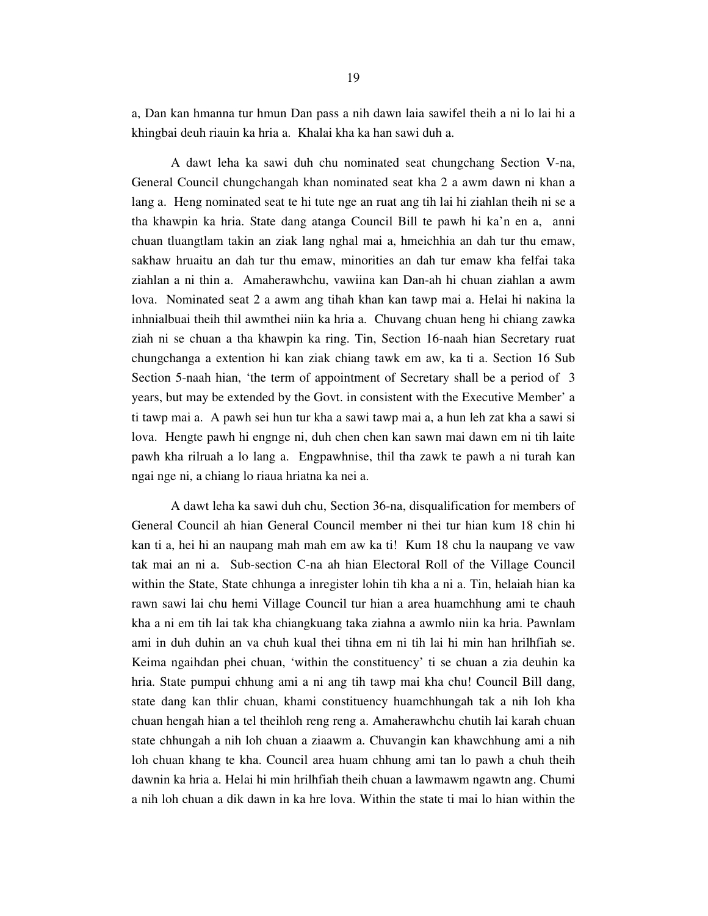a, Dan kan hmanna tur hmun Dan pass a nih dawn laia sawifel theih a ni lo lai hi a khingbai deuh riauin ka hria a. Khalai kha ka han sawi duh a.

A dawt leha ka sawi duh chu nominated seat chungchang Section V-na, General Council chungchangah khan nominated seat kha 2 a awm dawn ni khan a lang a. Heng nominated seat te hi tute nge an ruat ang tih lai hi ziahlan theih ni se a tha khawpin ka hria. State dang atanga Council Bill te pawh hi ka'n en a, anni chuan tluangtlam takin an ziak lang nghal mai a, hmeichhia an dah tur thu emaw, sakhaw hruaitu an dah tur thu emaw, minorities an dah tur emaw kha felfai taka ziahlan a ni thin a. Amaherawhchu, vawiina kan Dan-ah hi chuan ziahlan a awm lova. Nominated seat 2 a awm ang tihah khan kan tawp mai a. Helai hi nakina la inhnialbuai theih thil awmthei niin ka hria a. Chuvang chuan heng hi chiang zawka ziah ni se chuan a tha khawpin ka ring. Tin, Section 16-naah hian Secretary ruat chungchanga a extention hi kan ziak chiang tawk em aw, ka ti a. Section 16 Sub Section 5-naah hian, 'the term of appointment of Secretary shall be a period of 3 years, but may be extended by the Govt. in consistent with the Executive Member' a ti tawp mai a. A pawh sei hun tur kha a sawi tawp mai a, a hun leh zat kha a sawi si lova. Hengte pawh hi engnge ni, duh chen chen kan sawn mai dawn em ni tih laite pawh kha rilruah a lo lang a. Engpawhnise, thil tha zawk te pawh a ni turah kan ngai nge ni, a chiang lo riaua hriatna ka nei a.

A dawt leha ka sawi duh chu, Section 36-na, disqualification for members of General Council ah hian General Council member ni thei tur hian kum 18 chin hi kan ti a, hei hi an naupang mah mah em aw ka ti! Kum 18 chu la naupang ve vaw tak mai an ni a. Sub-section C-na ah hian Electoral Roll of the Village Council within the State, State chhunga a inregister lohin tih kha a ni a. Tin, helaiah hian ka rawn sawi lai chu hemi Village Council tur hian a area huamchhung ami te chauh kha a ni em tih lai tak kha chiangkuang taka ziahna a awmlo niin ka hria. Pawnlam ami in duh duhin an va chuh kual thei tihna em ni tih lai hi min han hrilhfiah se. Keima ngaihdan phei chuan, 'within the constituency' ti se chuan a zia deuhin ka hria. State pumpui chhung ami a ni ang tih tawp mai kha chu! Council Bill dang, state dang kan thlir chuan, khami constituency huamchhungah tak a nih loh kha chuan hengah hian a tel theihloh reng reng a. Amaherawhchu chutih lai karah chuan state chhungah a nih loh chuan a ziaawm a. Chuvangin kan khawchhung ami a nih loh chuan khang te kha. Council area huam chhung ami tan lo pawh a chuh theih dawnin ka hria a. Helai hi min hrilhfiah theih chuan a lawmawm ngawtn ang. Chumi a nih loh chuan a dik dawn in ka hre lova. Within the state ti mai lo hian within the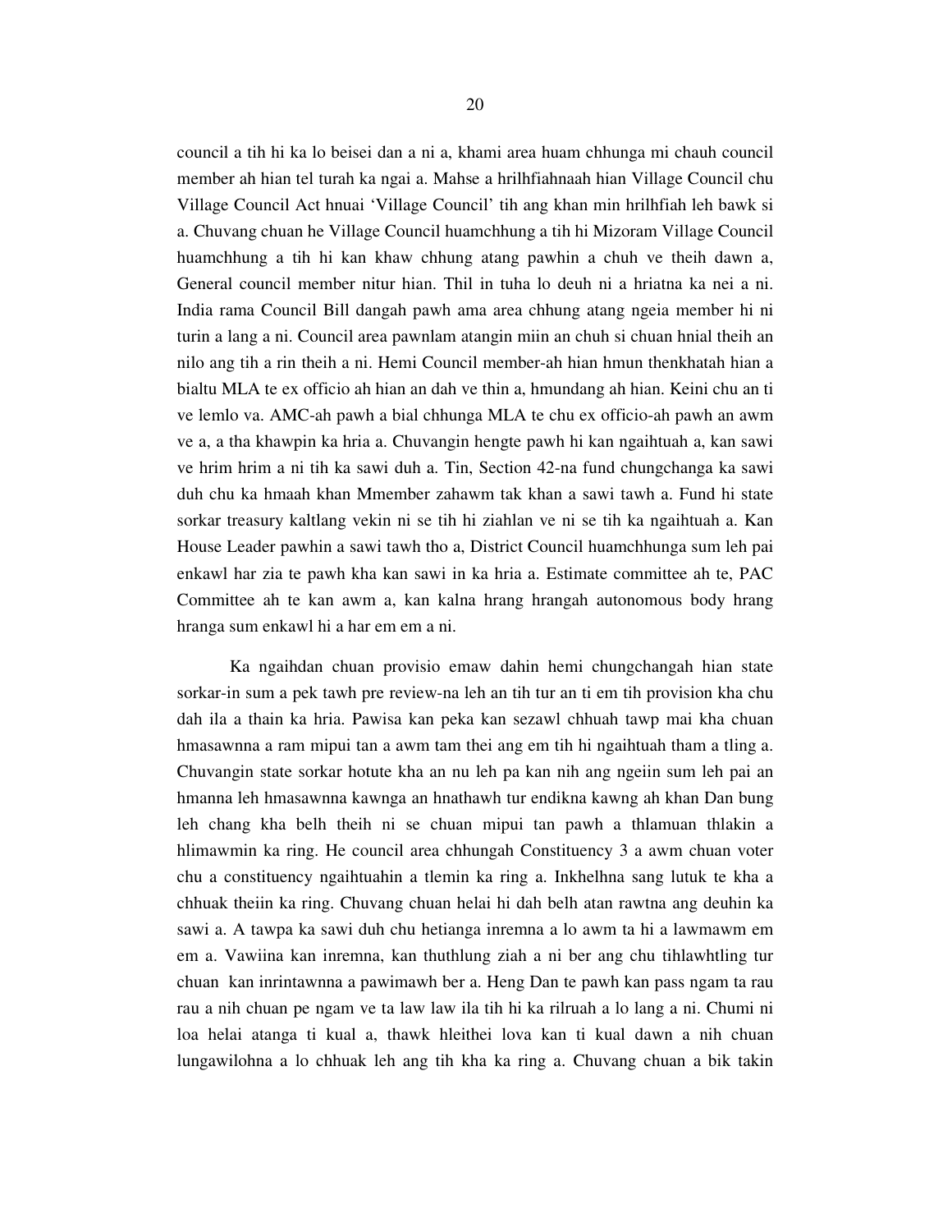council a tih hi ka lo beisei dan a ni a, khami area huam chhunga mi chauh council member ah hian tel turah ka ngai a. Mahse a hrilhfiahnaah hian Village Council chu Village Council Act hnuai 'Village Council' tih ang khan min hrilhfiah leh bawk si a. Chuvang chuan he Village Council huamchhung a tih hi Mizoram Village Council huamchhung a tih hi kan khaw chhung atang pawhin a chuh ve theih dawn a, General council member nitur hian. Thil in tuha lo deuh ni a hriatna ka nei a ni. India rama Council Bill dangah pawh ama area chhung atang ngeia member hi ni turin a lang a ni. Council area pawnlam atangin miin an chuh si chuan hnial theih an nilo ang tih a rin theih a ni. Hemi Council member-ah hian hmun thenkhatah hian a bialtu MLA te ex officio ah hian an dah ve thin a, hmundang ah hian. Keini chu an ti ve lemlo va. AMC-ah pawh a bial chhunga MLA te chu ex officio-ah pawh an awm ve a, a tha khawpin ka hria a. Chuvangin hengte pawh hi kan ngaihtuah a, kan sawi ve hrim hrim a ni tih ka sawi duh a. Tin, Section 42-na fund chungchanga ka sawi duh chu ka hmaah khan Mmember zahawm tak khan a sawi tawh a. Fund hi state sorkar treasury kaltlang vekin ni se tih hi ziahlan ve ni se tih ka ngaihtuah a. Kan House Leader pawhin a sawi tawh tho a, District Council huamchhunga sum leh pai enkawl har zia te pawh kha kan sawi in ka hria a. Estimate committee ah te, PAC Committee ah te kan awm a, kan kalna hrang hrangah autonomous body hrang hranga sum enkawl hi a har em em a ni.

Ka ngaihdan chuan provisio emaw dahin hemi chungchangah hian state sorkar-in sum a pek tawh pre review-na leh an tih tur an ti em tih provision kha chu dah ila a thain ka hria. Pawisa kan peka kan sezawl chhuah tawp mai kha chuan hmasawnna a ram mipui tan a awm tam thei ang em tih hi ngaihtuah tham a tling a. Chuvangin state sorkar hotute kha an nu leh pa kan nih ang ngeiin sum leh pai an hmanna leh hmasawnna kawnga an hnathawh tur endikna kawng ah khan Dan bung leh chang kha belh theih ni se chuan mipui tan pawh a thlamuan thlakin a hlimawmin ka ring. He council area chhungah Constituency 3 a awm chuan voter chu a constituency ngaihtuahin a tlemin ka ring a. Inkhelhna sang lutuk te kha a chhuak theiin ka ring. Chuvang chuan helai hi dah belh atan rawtna ang deuhin ka sawi a. A tawpa ka sawi duh chu hetianga inremna a lo awm ta hi a lawmawm em em a. Vawiina kan inremna, kan thuthlung ziah a ni ber ang chu tihlawhtling tur chuan kan inrintawnna a pawimawh ber a. Heng Dan te pawh kan pass ngam ta rau rau a nih chuan pe ngam ve ta law law ila tih hi ka rilruah a lo lang a ni. Chumi ni loa helai atanga ti kual a, thawk hleithei lova kan ti kual dawn a nih chuan lungawilohna a lo chhuak leh ang tih kha ka ring a. Chuvang chuan a bik takin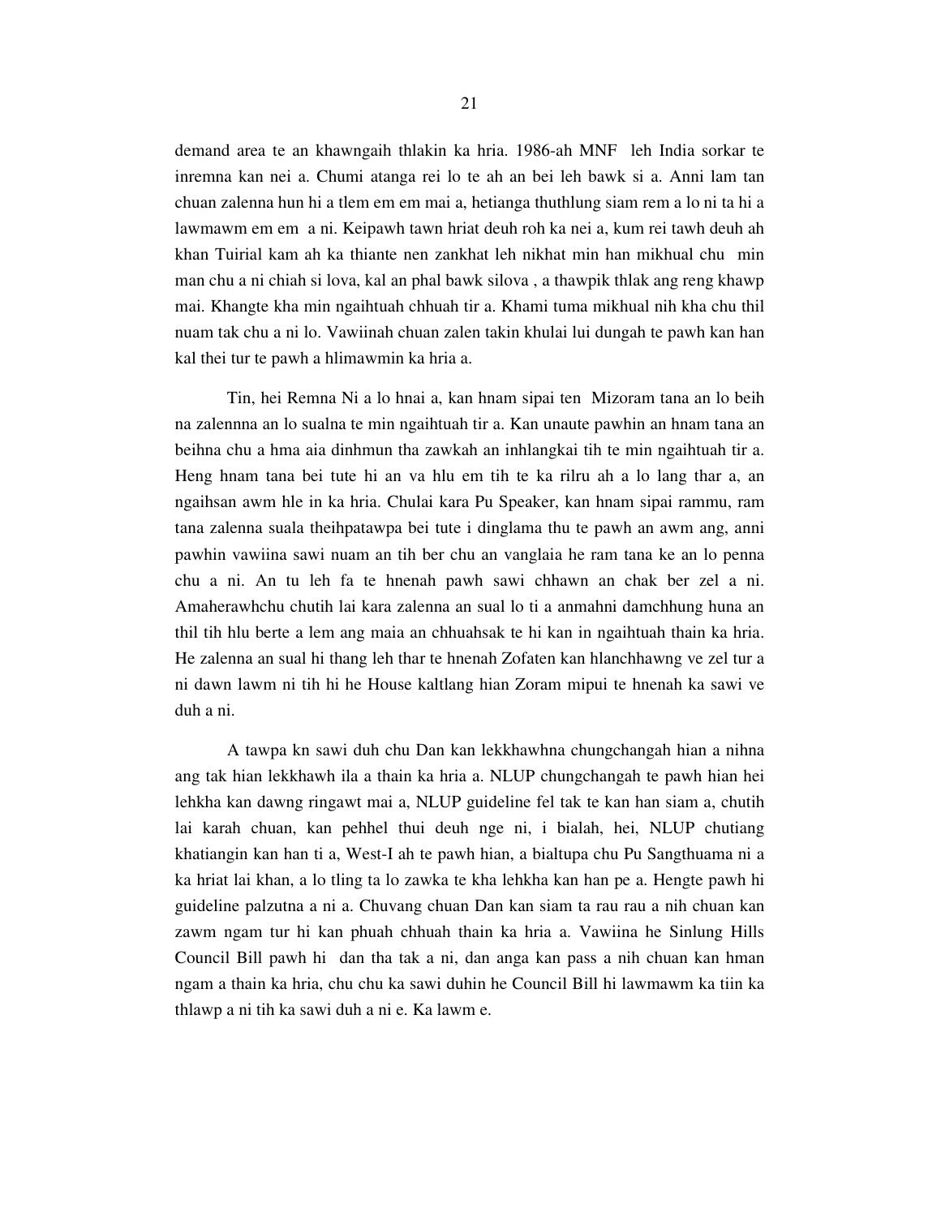demand area te an khawngaih thlakin ka hria. 1986-ah MNF leh India sorkar te inremna kan nei a. Chumi atanga rei lo te ah an bei leh bawk si a. Anni lam tan chuan zalenna hun hi a tlem em em mai a, hetianga thuthlung siam rem a lo ni ta hi a lawmawm em em a ni. Keipawh tawn hriat deuh roh ka nei a, kum rei tawh deuh ah khan Tuirial kam ah ka thiante nen zankhat leh nikhat min han mikhual chu min man chu a ni chiah si lova, kal an phal bawk silova , a thawpik thlak ang reng khawp mai. Khangte kha min ngaihtuah chhuah tir a. Khami tuma mikhual nih kha chu thil nuam tak chu a ni lo. Vawiinah chuan zalen takin khulai lui dungah te pawh kan han kal thei tur te pawh a hlimawmin ka hria a.

Tin, hei Remna Ni a lo hnai a, kan hnam sipai ten Mizoram tana an lo beih na zalennna an lo sualna te min ngaihtuah tir a. Kan unaute pawhin an hnam tana an beihna chu a hma aia dinhmun tha zawkah an inhlangkai tih te min ngaihtuah tir a. Heng hnam tana bei tute hi an va hlu em tih te ka rilru ah a lo lang thar a, an ngaihsan awm hle in ka hria. Chulai kara Pu Speaker, kan hnam sipai rammu, ram tana zalenna suala theihpatawpa bei tute i dinglama thu te pawh an awm ang, anni pawhin vawiina sawi nuam an tih ber chu an vanglaia he ram tana ke an lo penna chu a ni. An tu leh fa te hnenah pawh sawi chhawn an chak ber zel a ni. Amaherawhchu chutih lai kara zalenna an sual lo ti a anmahni damchhung huna an thil tih hlu berte a lem ang maia an chhuahsak te hi kan in ngaihtuah thain ka hria. He zalenna an sual hi thang leh thar te hnenah Zofaten kan hlanchhawng ve zel tur a ni dawn lawm ni tih hi he House kaltlang hian Zoram mipui te hnenah ka sawi ve duh a ni.

A tawpa kn sawi duh chu Dan kan lekkhawhna chungchangah hian a nihna ang tak hian lekkhawh ila a thain ka hria a. NLUP chungchangah te pawh hian hei lehkha kan dawng ringawt mai a, NLUP guideline fel tak te kan han siam a, chutih lai karah chuan, kan pehhel thui deuh nge ni, i bialah, hei, NLUP chutiang khatiangin kan han ti a, West-I ah te pawh hian, a bialtupa chu Pu Sangthuama ni a ka hriat lai khan, a lo tling ta lo zawka te kha lehkha kan han pe a. Hengte pawh hi guideline palzutna a ni a. Chuvang chuan Dan kan siam ta rau rau a nih chuan kan zawm ngam tur hi kan phuah chhuah thain ka hria a. Vawiina he Sinlung Hills Council Bill pawh hi dan tha tak a ni, dan anga kan pass a nih chuan kan hman ngam a thain ka hria, chu chu ka sawi duhin he Council Bill hi lawmawm ka tiin ka thlawp a ni tih ka sawi duh a ni e. Ka lawm e.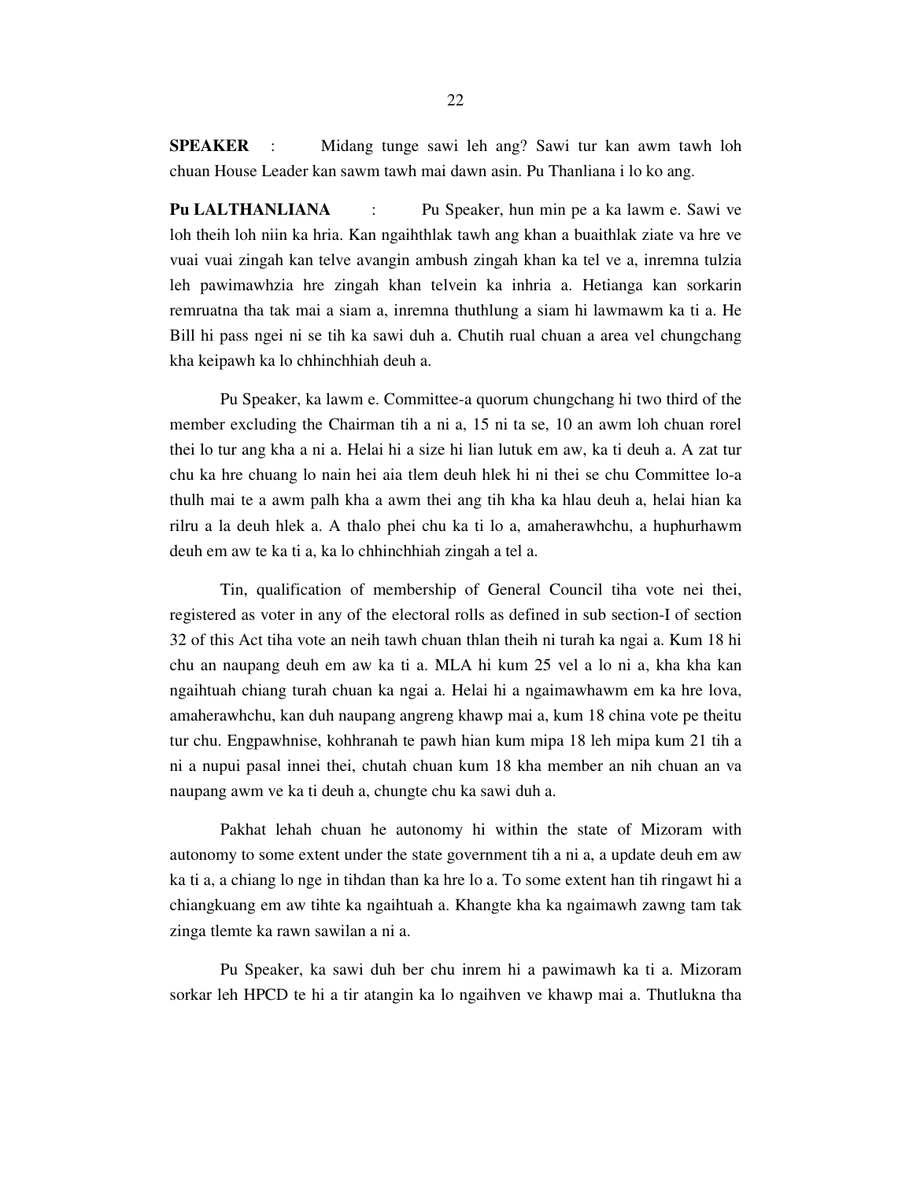**SPEAKER** : Midang tunge sawi leh ang? Sawi tur kan awm tawh loh chuan House Leader kan sawm tawh mai dawn asin. Pu Thanliana i lo ko ang.

**Pu LALTHANLIANA** : Pu Speaker, hun min pe a ka lawm e. Sawi ve loh theih loh niin ka hria. Kan ngaihthlak tawh ang khan a buaithlak ziate va hre ve vuai vuai zingah kan telve avangin ambush zingah khan ka tel ve a, inremna tulzia leh pawimawhzia hre zingah khan telvein ka inhria a. Hetianga kan sorkarin remruatna tha tak mai a siam a, inremna thuthlung a siam hi lawmawm ka ti a. He Bill hi pass ngei ni se tih ka sawi duh a. Chutih rual chuan a area vel chungchang kha keipawh ka lo chhinchhiah deuh a.

Pu Speaker, ka lawm e. Committee-a quorum chungchang hi two third of the member excluding the Chairman tih a ni a, 15 ni ta se, 10 an awm loh chuan rorel thei lo tur ang kha a ni a. Helai hi a size hi lian lutuk em aw, ka ti deuh a. A zat tur chu ka hre chuang lo nain hei aia tlem deuh hlek hi ni thei se chu Committee lo-a thulh mai te a awm palh kha a awm thei ang tih kha ka hlau deuh a, helai hian ka rilru a la deuh hlek a. A thalo phei chu ka ti lo a, amaherawhchu, a huphurhawm deuh em aw te ka ti a, ka lo chhinchhiah zingah a tel a.

Tin, qualification of membership of General Council tiha vote nei thei, registered as voter in any of the electoral rolls as defined in sub section-I of section 32 of this Act tiha vote an neih tawh chuan thlan theih ni turah ka ngai a. Kum 18 hi chu an naupang deuh em aw ka ti a. MLA hi kum 25 vel a lo ni a, kha kha kan ngaihtuah chiang turah chuan ka ngai a. Helai hi a ngaimawhawm em ka hre lova, amaherawhchu, kan duh naupang angreng khawp mai a, kum 18 china vote pe theitu tur chu. Engpawhnise, kohhranah te pawh hian kum mipa 18 leh mipa kum 21 tih a ni a nupui pasal innei thei, chutah chuan kum 18 kha member an nih chuan an va naupang awm ve ka ti deuh a, chungte chu ka sawi duh a.

Pakhat lehah chuan he autonomy hi within the state of Mizoram with autonomy to some extent under the state government tih a ni a, a update deuh em aw ka ti a, a chiang lo nge in tihdan than ka hre lo a. To some extent han tih ringawt hi a chiangkuang em aw tihte ka ngaihtuah a. Khangte kha ka ngaimawh zawng tam tak zinga tlemte ka rawn sawilan a ni a.

Pu Speaker, ka sawi duh ber chu inrem hi a pawimawh ka ti a. Mizoram sorkar leh HPCD te hi a tir atangin ka lo ngaihven ve khawp mai a. Thutlukna tha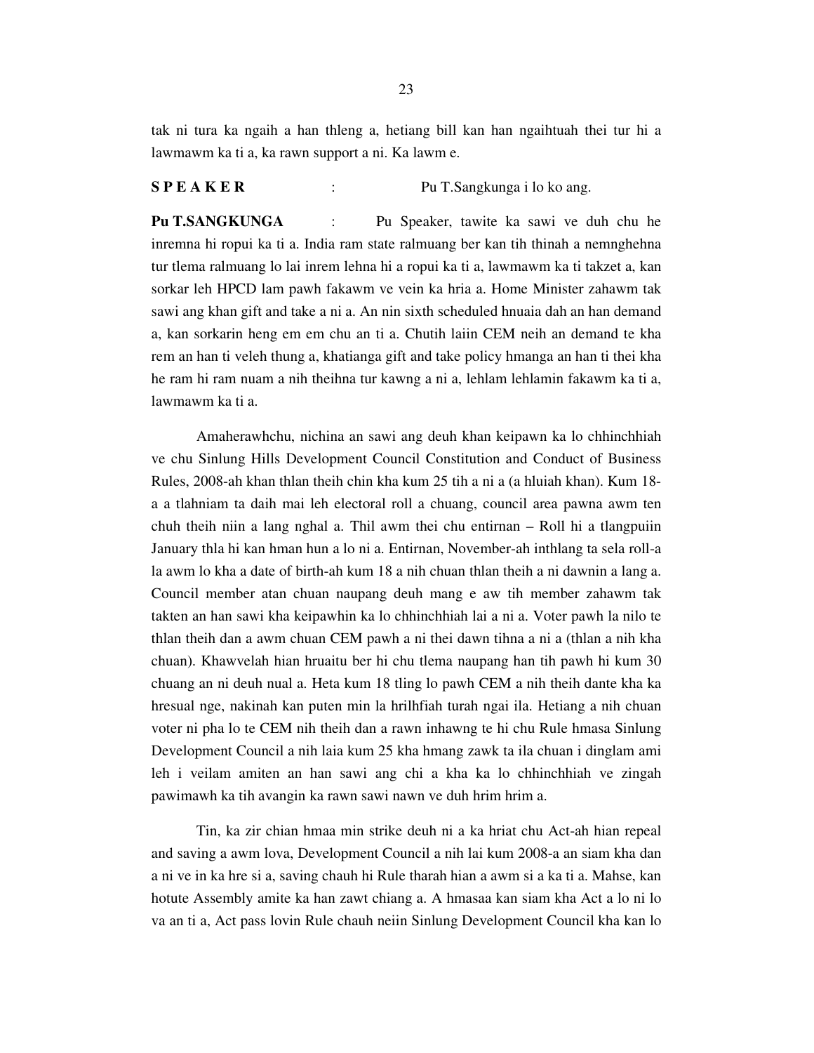tak ni tura ka ngaih a han thleng a, hetiang bill kan han ngaihtuah thei tur hi a lawmawm ka ti a, ka rawn support a ni. Ka lawm e.

**S P E A K E R** : Pu T.Sangkunga i lo ko ang.

**Pu T.SANGKUNGA** : Pu Speaker, tawite ka sawi ve duh chu he inremna hi ropui ka ti a. India ram state ralmuang ber kan tih thinah a nemnghehna tur tlema ralmuang lo lai inrem lehna hi a ropui ka ti a, lawmawm ka ti takzet a, kan sorkar leh HPCD lam pawh fakawm ve vein ka hria a. Home Minister zahawm tak sawi ang khan gift and take a ni a. An nin sixth scheduled hnuaia dah an han demand a, kan sorkarin heng em em chu an ti a. Chutih laiin CEM neih an demand te kha rem an han ti veleh thung a, khatianga gift and take policy hmanga an han ti thei kha he ram hi ram nuam a nih theihna tur kawng a ni a, lehlam lehlamin fakawm ka ti a, lawmawm ka ti a.

Amaherawhchu, nichina an sawi ang deuh khan keipawn ka lo chhinchhiah ve chu Sinlung Hills Development Council Constitution and Conduct of Business Rules, 2008-ah khan thlan theih chin kha kum 25 tih a ni a (a hluiah khan). Kum 18-a a tlahniam ta daih mai leh electoral roll a chuang, council area pawna awm ten chuh theih niin a lang nghal a. Thil awm thei chu entirnan – Roll hi a tlangpuiin January thla hi kan hman hun a lo ni a. Entirnan, November-ah inthlang ta sela roll-a la awm lo kha a date of birth-ah kum 18 a nih chuan thlan theih a ni dawnin a lang a. Council member atan chuan naupang deuh mang e aw tih member zahawm tak takten an han sawi kha keipawhin ka lo chhinchhiah lai a ni a. Voter pawh la nilo te thlan theih dan a awm chuan CEM pawh a ni thei dawn tihna a ni a (thlan a nih kha chuan). Khawvelah hian hruaitu ber hi chu tlema naupang han tih pawh hi kum 30 chuang an ni deuh nual a. Heta kum 18 tling lo pawh CEM a nih theih dante kha ka hresual nge, nakinah kan puten min la hrilhfiah turah ngai ila. Hetiang a nih chuan voter ni pha lo te CEM nih theih dan a rawn inhawng te hi chu Rule hmasa Sinlung Development Council a nih laia kum 25 kha hmang zawk ta ila chuan i dinglam ami leh i veilam amiten an han sawi ang chi a kha ka lo chhinchhiah ve zingah pawimawh ka tih avangin ka rawn sawi nawn ve duh hrim hrim a.

Tin, ka zir chian hmaa min strike deuh ni a ka hriat chu Act-ah hian repeal and saving a awm lova, Development Council a nih lai kum 2008-a an siam kha dan a ni ve in ka hre si a, saving chauh hi Rule tharah hian a awm si a ka ti a. Mahse, kan hotute Assembly amite ka han zawt chiang a. A hmasaa kan siam kha Act a lo ni lo va an ti a, Act pass lovin Rule chauh neiin Sinlung Development Council kha kan lo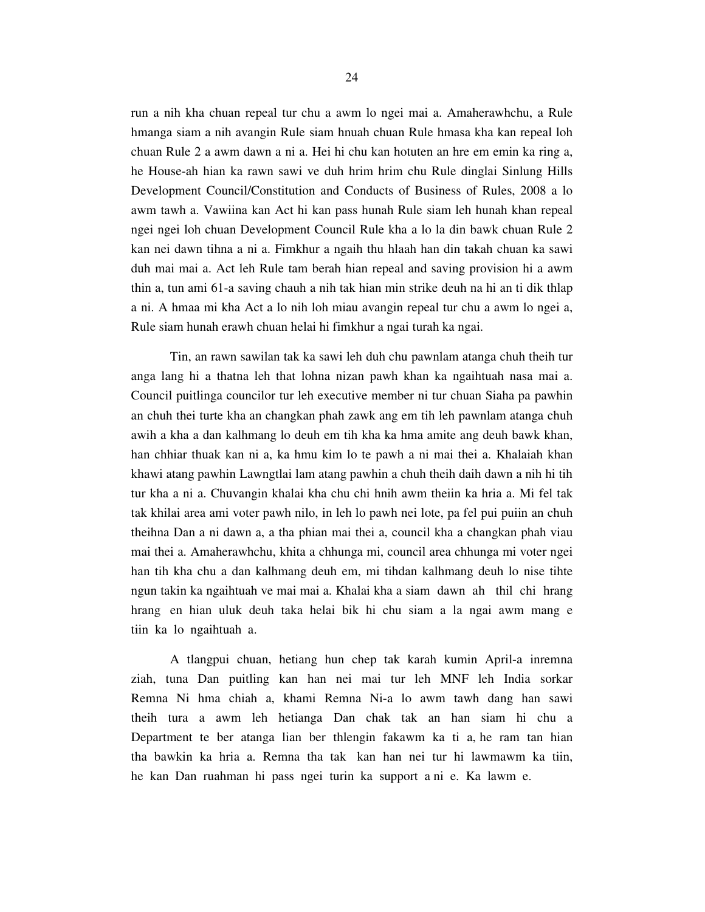run a nih kha chuan repeal tur chu a awm lo ngei mai a. Amaherawhchu, a Rule hmanga siam a nih avangin Rule siam hnuah chuan Rule hmasa kha kan repeal loh chuan Rule 2 a awm dawn a ni a. Hei hi chu kan hotuten an hre em emin ka ring a, he House-ah hian ka rawn sawi ve duh hrim hrim chu Rule dinglai Sinlung Hills Development Council/Constitution and Conducts of Business of Rules, 2008 a lo awm tawh a. Vawiina kan Act hi kan pass hunah Rule siam leh hunah khan repeal ngei ngei loh chuan Development Council Rule kha a lo la din bawk chuan Rule 2 kan nei dawn tihna a ni a. Fimkhur a ngaih thu hlaah han din takah chuan ka sawi duh mai mai a. Act leh Rule tam berah hian repeal and saving provision hi a awm thin a, tun ami 61-a saving chauh a nih tak hian min strike deuh na hi an ti dik thlap a ni. A hmaa mi kha Act a lo nih loh miau avangin repeal tur chu a awm lo ngei a, Rule siam hunah erawh chuan helai hi fimkhur a ngai turah ka ngai.

Tin, an rawn sawilan tak ka sawi leh duh chu pawnlam atanga chuh theih tur anga lang hi a thatna leh that lohna nizan pawh khan ka ngaihtuah nasa mai a. Council puitlinga councilor tur leh executive member ni tur chuan Siaha pa pawhin an chuh thei turte kha an changkan phah zawk ang em tih leh pawnlam atanga chuh awih a kha a dan kalhmang lo deuh em tih kha ka hma amite ang deuh bawk khan, han chhiar thuak kan ni a, ka hmu kim lo te pawh a ni mai thei a. Khalaiah khan khawi atang pawhin Lawngtlai lam atang pawhin a chuh theih daih dawn a nih hi tih tur kha a ni a. Chuvangin khalai kha chu chi hnih awm theiin ka hria a. Mi fel tak tak khilai area ami voter pawh nilo, in leh lo pawh nei lote, pa fel pui puiin an chuh theihna Dan a ni dawn a, a tha phian mai thei a, council kha a changkan phah viau mai thei a. Amaherawhchu, khita a chhunga mi, council area chhunga mi voter ngei han tih kha chu a dan kalhmang deuh em, mi tihdan kalhmang deuh lo nise tihte ngun takin ka ngaihtuah ve mai mai a. Khalai kha a siam dawn ah thil chi hrang hrang en hian uluk deuh taka helai bik hi chu siam a la ngai awm mang e tiin ka lo ngaihtuah a.

A tlangpui chuan, hetiang hun chep tak karah kumin April-a inremna ziah, tuna Dan puitling kan han nei mai tur leh MNF leh India sorkar Remna Ni hma chiah a, khami Remna Ni-a lo awm tawh dang han sawi theih tura a awm leh hetianga Dan chak tak an han siam hi chu a Department te ber atanga lian ber thlengin fakawm ka ti a, he ram tan hian tha bawkin ka hria a. Remna tha tak kan han nei tur hi lawmawm ka tiin, he kan Dan ruahman hi pass ngei turin ka support a ni e. Ka lawm e.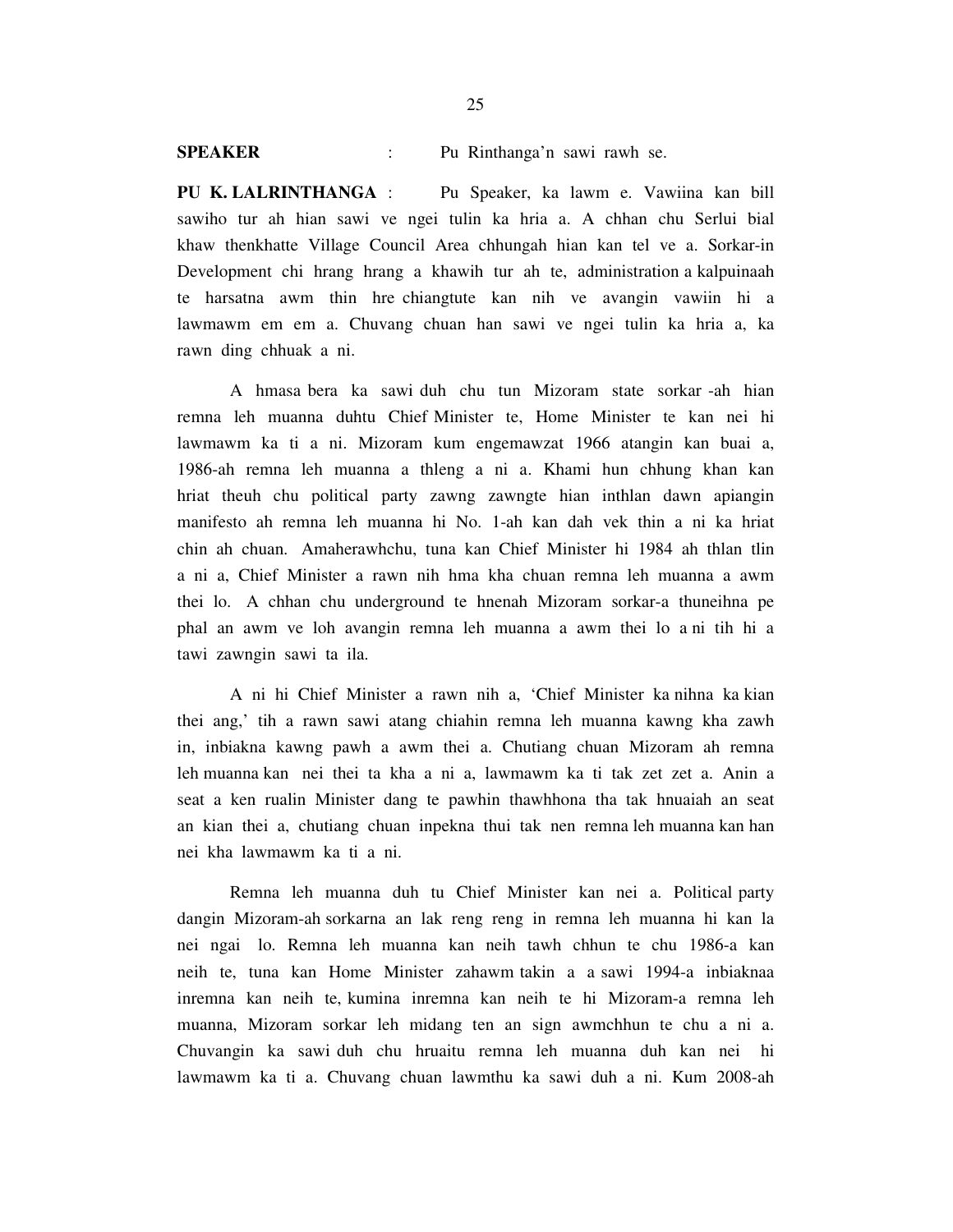**SPEAKER** : Pu Rinthanga'n sawi rawh se.

**PU K. LALRINTHANGA** : Pu Speaker, ka lawm e. Vawiina kan bill sawiho tur ah hian sawi ve ngei tulin ka hria a. A chhan chu Serlui bial khaw thenkhatte Village Council Area chhungah hian kan tel ve a. Sorkar-in Development chi hrang hrang a khawih tur ah te, administration a kalpuinaah te harsatna awm thin hre chiangtute kan nih ve avangin vawiin hi a lawmawm em em a. Chuvang chuan han sawi ve ngei tulin ka hria a, ka rawn ding chhuak a ni.

A hmasa bera ka sawi duh chu tun Mizoram state sorkar -ah hian remna leh muanna duhtu Chief Minister te, Home Minister te kan nei hi lawmawm ka ti a ni. Mizoram kum engemawzat 1966 atangin kan buai a, 1986-ah remna leh muanna a thleng a ni a. Khami hun chhung khan kan hriat theuh chu political party zawng zawngte hian inthlan dawn apiangin manifesto ah remna leh muanna hi No. 1-ah kan dah vek thin a ni ka hriat chin ah chuan. Amaherawhchu, tuna kan Chief Minister hi 1984 ah thlan tlin a ni a, Chief Minister a rawn nih hma kha chuan remna leh muanna a awm thei lo. A chhan chu underground te hnenah Mizoram sorkar-a thuneihna pe phal an awm ve loh avangin remna leh muanna a awm thei lo a ni tih hi a tawi zawngin sawi ta ila.

A ni hi Chief Minister a rawn nih a, 'Chief Minister ka nihna ka kian thei ang,' tih a rawn sawi atang chiahin remna leh muanna kawng kha zawh in, inbiakna kawng pawh a awm thei a. Chutiang chuan Mizoram ah remna leh muanna kan nei thei ta kha a ni a, lawmawm ka ti tak zet zet a. Anin a seat a ken rualin Minister dang te pawhin thawhhona tha tak hnuaiah an seat an kian thei a, chutiang chuan inpekna thui tak nen remna leh muanna kan han nei kha lawmawm ka ti a ni.

Remna leh muanna duh tu Chief Minister kan nei a. Political party dangin Mizoram-ah sorkarna an lak reng reng in remna leh muanna hi kan la nei ngai lo. Remna leh muanna kan neih tawh chhun te chu 1986-a kan neih te, tuna kan Home Minister zahawm takin a a sawi 1994-a inbiaknaa inremna kan neih te, kumina inremna kan neih te hi Mizoram-a remna leh muanna, Mizoram sorkar leh midang ten an sign awmchhun te chu a ni a. Chuvangin ka sawi duh chu hruaitu remna leh muanna duh kan nei hi lawmawm ka ti a. Chuvang chuan lawmthu ka sawi duh a ni. Kum 2008-ah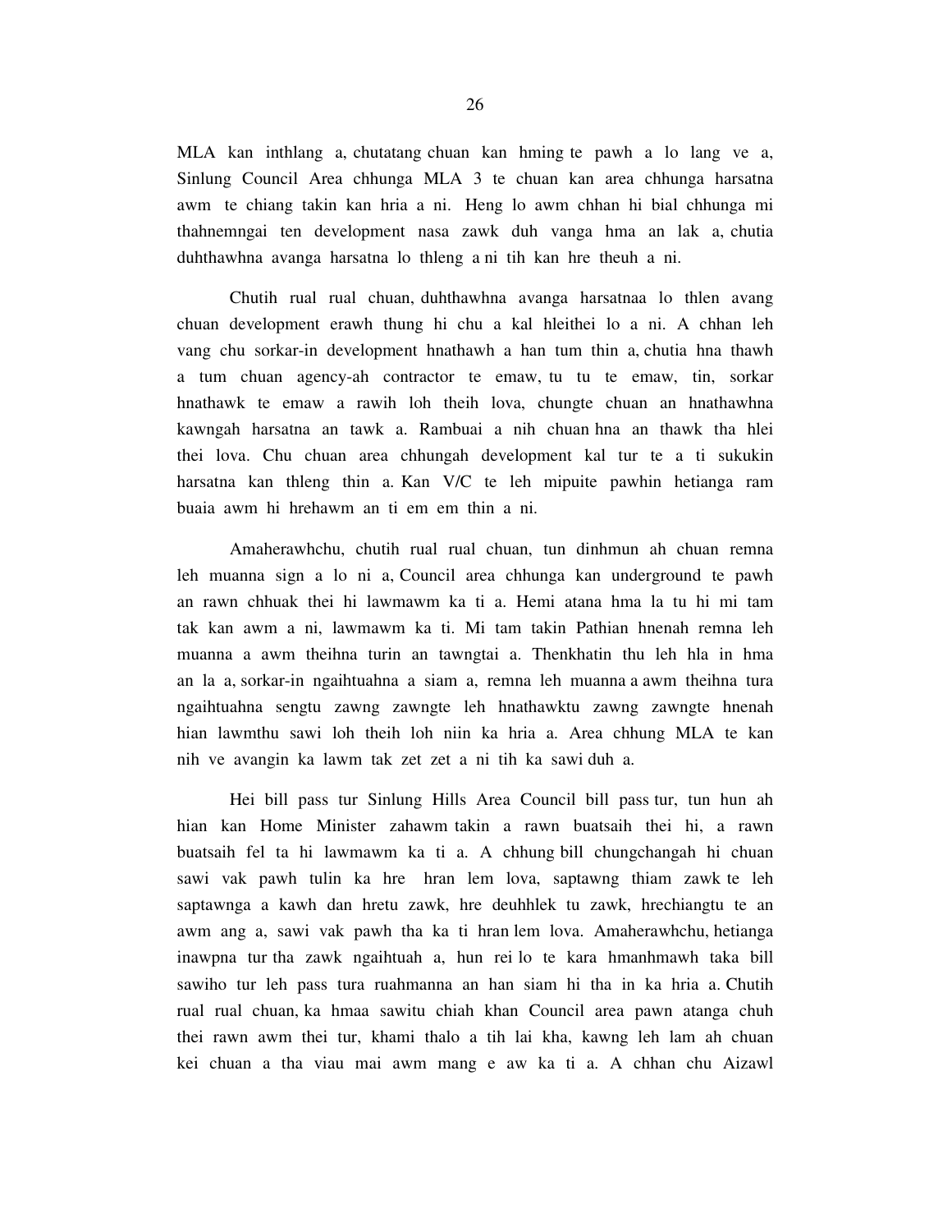MLA kan inthlang a, chutatang chuan kan hming te pawh a lo lang ve a, Sinlung Council Area chhunga MLA 3 te chuan kan area chhunga harsatna awm te chiang takin kan hria a ni. Heng lo awm chhan hi bial chhunga mi thahnemngai ten development nasa zawk duh vanga hma an lak a, chutia duhthawhna avanga harsatna lo thleng a ni tih kan hre theuh a ni.

Chutih rual rual chuan, duhthawhna avanga harsatnaa lo thlen avang chuan development erawh thung hi chu a kal hleithei lo a ni. A chhan leh vang chu sorkar-in development hnathawh a han tum thin a, chutia hna thawh a tum chuan agency-ah contractor te emaw, tu tu te emaw, tin, sorkar hnathawk te emaw a rawih loh theih lova, chungte chuan an hnathawhna kawngah harsatna an tawk a. Rambuai a nih chuan hna an thawk tha hlei thei lova. Chu chuan area chhungah development kal tur te a ti sukukin harsatna kan thleng thin a. Kan V/C te leh mipuite pawhin hetianga ram buaia awm hi hrehawm an ti em em thin a ni.

Amaherawhchu, chutih rual rual chuan, tun dinhmun ah chuan remna leh muanna sign a lo ni a, Council area chhunga kan underground te pawh an rawn chhuak thei hi lawmawm ka ti a. Hemi atana hma la tu hi mi tam tak kan awm a ni, lawmawm ka ti. Mi tam takin Pathian hnenah remna leh muanna a awm theihna turin an tawngtai a. Thenkhatin thu leh hla in hma an la a, sorkar-in ngaihtuahna a siam a, remna leh muanna a awm theihna tura ngaihtuahna sengtu zawng zawngte leh hnathawktu zawng zawngte hnenah hian lawmthu sawi loh theih loh niin ka hria a. Area chhung MLA te kan nih ve avangin ka lawm tak zet zet a ni tih ka sawi duh a.

Hei bill pass tur Sinlung Hills Area Council bill pass tur, tun hun ah hian kan Home Minister zahawm takin a rawn buatsaih thei hi, a rawn buatsaih fel ta hi lawmawm ka ti a. A chhung bill chungchangah hi chuan sawi vak pawh tulin ka hre hran lem lova, saptawng thiam zawk te leh saptawnga a kawh dan hretu zawk, hre deuhhlek tu zawk, hrechiangtu te an awm ang a, sawi vak pawh tha ka ti hran lem lova. Amaherawhchu, hetianga inawpna tur tha zawk ngaihtuah a, hun rei lo te kara hmanhmawh taka bill sawiho tur leh pass tura ruahmanna an han siam hi tha in ka hria a. Chutih rual rual chuan, ka hmaa sawitu chiah khan Council area pawn atanga chuh thei rawn awm thei tur, khami thalo a tih lai kha, kawng leh lam ah chuan kei chuan a tha viau mai awm mang e aw ka ti a. A chhan chu Aizawl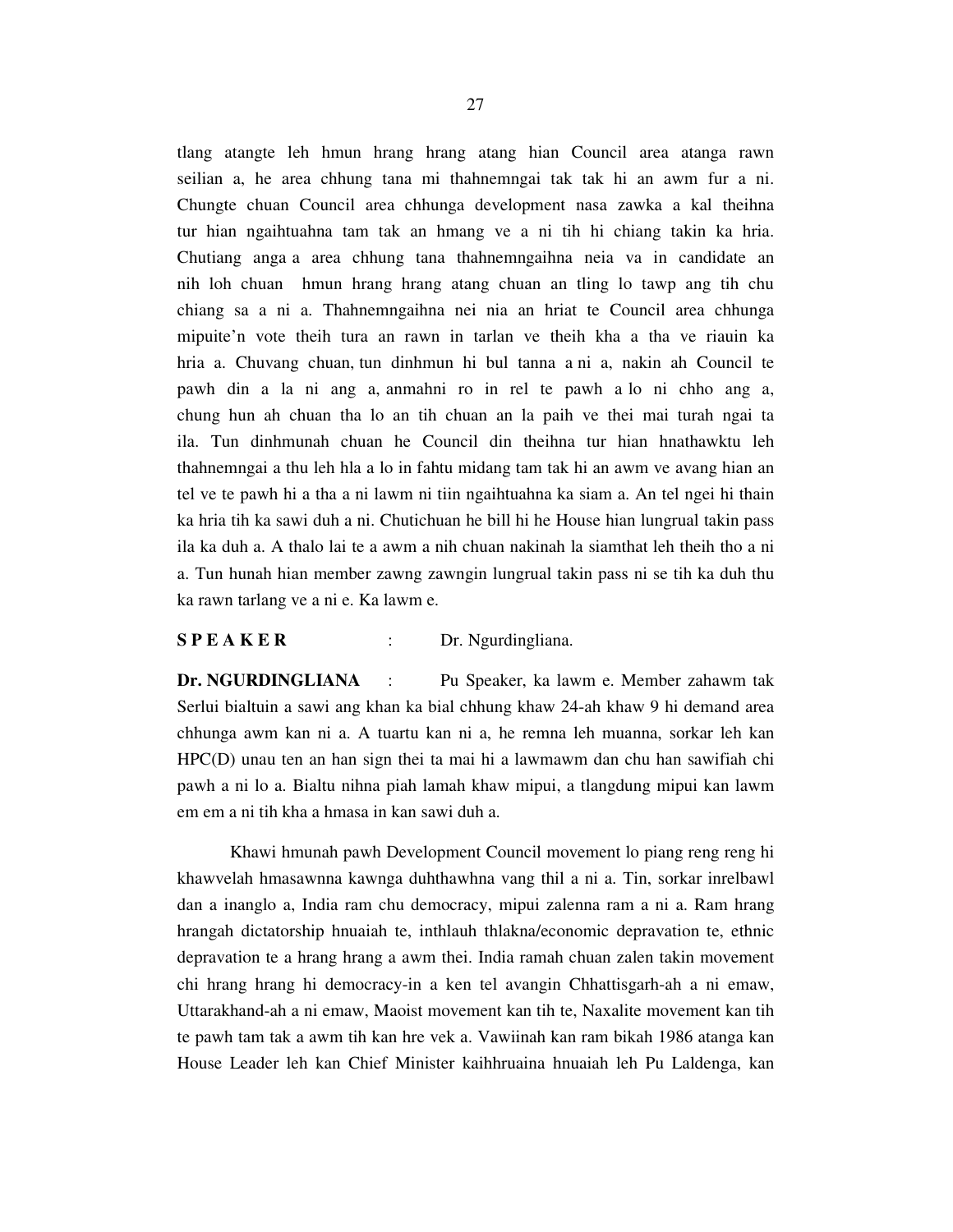tlang atangte leh hmun hrang hrang atang hian Council area atanga rawn seilian a, he area chhung tana mi thahnemngai tak tak hi an awm fur a ni. Chungte chuan Council area chhunga development nasa zawka a kal theihna tur hian ngaihtuahna tam tak an hmang ve a ni tih hi chiang takin ka hria. Chutiang anga a area chhung tana thahnemngaihna neia va in candidate an nih loh chuan hmun hrang hrang atang chuan an tling lo tawp ang tih chu chiang sa a ni a. Thahnemngaihna nei nia an hriat te Council area chhunga mipuite'n vote theih tura an rawn in tarlan ve theih kha a tha ve riauin ka hria a. Chuvang chuan, tun dinhmun hi bul tanna a ni a, nakin ah Council te pawh din a la ni ang a, anmahni ro in rel te pawh a lo ni chho ang a, chung hun ah chuan tha lo an tih chuan an la paih ve thei mai turah ngai ta ila. Tun dinhmunah chuan he Council din theihna tur hian hnathawktu leh thahnemngai a thu leh hla a lo in fahtu midang tam tak hi an awm ve avang hian an tel ve te pawh hi a tha a ni lawm ni tiin ngaihtuahna ka siam a. An tel ngei hi thain ka hria tih ka sawi duh a ni. Chutichuan he bill hi he House hian lungrual takin pass ila ka duh a. A thalo lai te a awm a nih chuan nakinah la siamthat leh theih tho a ni a. Tun hunah hian member zawng zawngin lungrual takin pass ni se tih ka duh thu ka rawn tarlang ve a ni e. Ka lawm e.

**S P E A K E R** : Dr. Ngurdingliana.

**Dr. NGURDINGLIANA** : Pu Speaker, ka lawm e. Member zahawm tak Serlui bialtuin a sawi ang khan ka bial chhung khaw 24-ah khaw 9 hi demand area chhunga awm kan ni a. A tuartu kan ni a, he remna leh muanna, sorkar leh kan HPC(D) unau ten an han sign thei ta mai hi a lawmawm dan chu han sawifiah chi pawh a ni lo a. Bialtu nihna piah lamah khaw mipui, a tlangdung mipui kan lawm em em a ni tih kha a hmasa in kan sawi duh a.

Khawi hmunah pawh Development Council movement lo piang reng reng hi khawvelah hmasawnna kawnga duhthawhna vang thil a ni a. Tin, sorkar inrelbawl dan a inanglo a, India ram chu democracy, mipui zalenna ram a ni a. Ram hrang hrangah dictatorship hnuaiah te, inthlauh thlakna/economic depravation te, ethnic depravation te a hrang hrang a awm thei. India ramah chuan zalen takin movement chi hrang hrang hi democracy-in a ken tel avangin Chhattisgarh-ah a ni emaw, Uttarakhand-ah a ni emaw, Maoist movement kan tih te, Naxalite movement kan tih te pawh tam tak a awm tih kan hre vek a. Vawiinah kan ram bikah 1986 atanga kan House Leader leh kan Chief Minister kaihhruaina hnuaiah leh Pu Laldenga, kan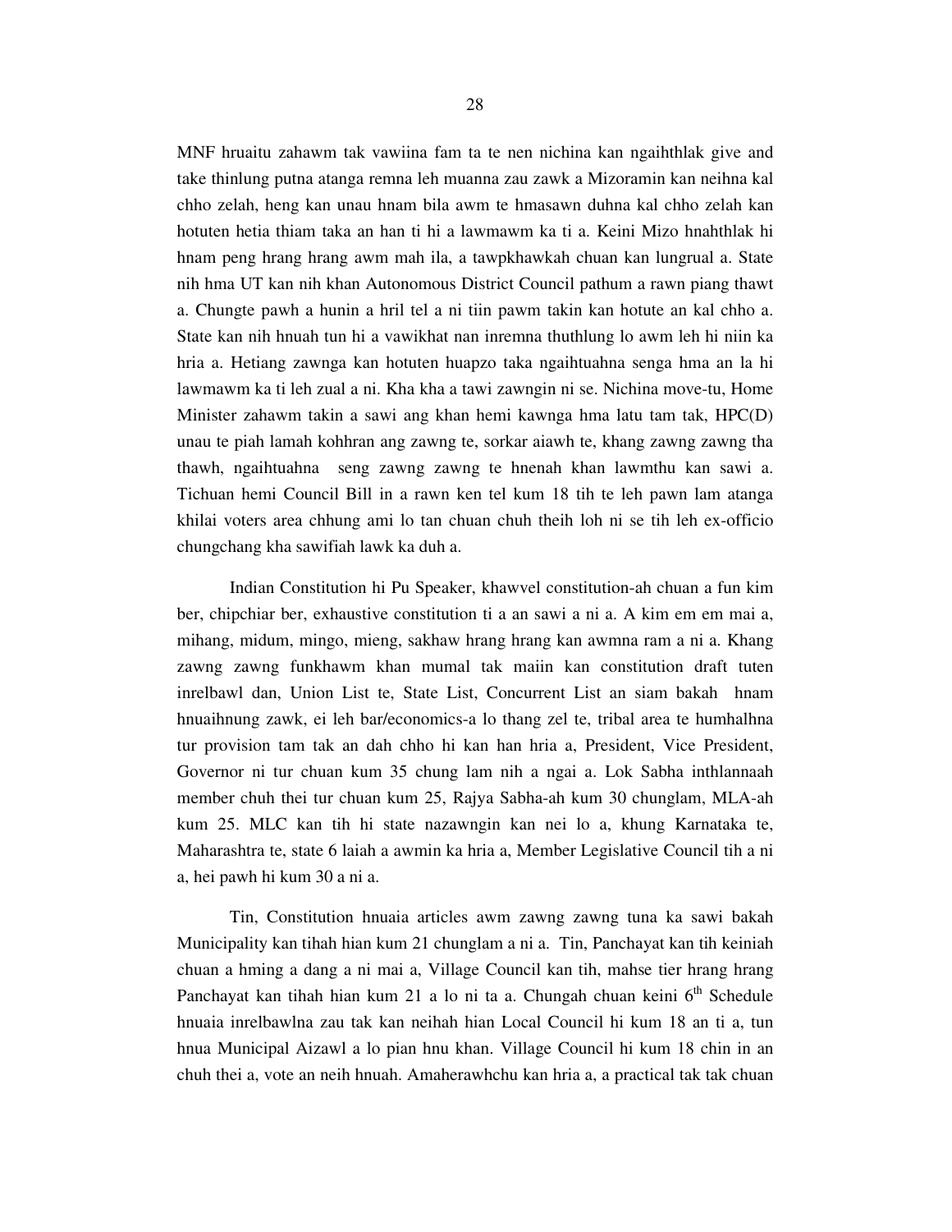MNF hruaitu zahawm tak vawiina fam ta te nen nichina kan ngaihthlak give and take thinlung putna atanga remna leh muanna zau zawk a Mizoramin kan neihna kal chho zelah, heng kan unau hnam bila awm te hmasawn duhna kal chho zelah kan hotuten hetia thiam taka an han ti hi a lawmawm ka ti a. Keini Mizo hnahthlak hi hnam peng hrang hrang awm mah ila, a tawpkhawkah chuan kan lungrual a. State nih hma UT kan nih khan Autonomous District Council pathum a rawn piang thawt a. Chungte pawh a hunin a hril tel a ni tiin pawm takin kan hotute an kal chho a. State kan nih hnuah tun hi a vawikhat nan inremna thuthlung lo awm leh hi niin ka hria a. Hetiang zawnga kan hotuten huapzo taka ngaihtuahna senga hma an la hi lawmawm ka ti leh zual a ni. Kha kha a tawi zawngin ni se. Nichina move-tu, Home Minister zahawm takin a sawi ang khan hemi kawnga hma latu tam tak, HPC(D) unau te piah lamah kohhran ang zawng te, sorkar aiawh te, khang zawng zawng tha thawh, ngaihtuahna seng zawng zawng te hnenah khan lawmthu kan sawi a. Tichuan hemi Council Bill in a rawn ken tel kum 18 tih te leh pawn lam atanga khilai voters area chhung ami lo tan chuan chuh theih loh ni se tih leh ex-officio chungchang kha sawifiah lawk ka duh a.

Indian Constitution hi Pu Speaker, khawvel constitution-ah chuan a fun kim ber, chipchiar ber, exhaustive constitution ti a an sawi a ni a. A kim em em mai a, mihang, midum, mingo, mieng, sakhaw hrang hrang kan awmna ram a ni a. Khang zawng zawng funkhawm khan mumal tak maiin kan constitution draft tuten inrelbawl dan, Union List te, State List, Concurrent List an siam bakah hnam hnuaihnung zawk, ei leh bar/economics-a lo thang zel te, tribal area te humhalhna tur provision tam tak an dah chho hi kan han hria a, President, Vice President, Governor ni tur chuan kum 35 chung lam nih a ngai a. Lok Sabha inthlannaah member chuh thei tur chuan kum 25, Rajya Sabha-ah kum 30 chunglam, MLA-ah kum 25. MLC kan tih hi state nazawngin kan nei lo a, khung Karnataka te, Maharashtra te, state 6 laiah a awmin ka hria a, Member Legislative Council tih a ni a, hei pawh hi kum 30 a ni a.

Tin, Constitution hnuaia articles awm zawng zawng tuna ka sawi bakah Municipality kan tihah hian kum 21 chunglam a ni a. Tin, Panchayat kan tih keiniah chuan a hming a dang a ni mai a, Village Council kan tih, mahse tier hrang hrang Panchayat kan tihah hian kum 21 a lo ni ta a. Chungah chuan keini 6th Schedule hnuaia inrelbawlna zau tak kan neihah hian Local Council hi kum 18 an ti a, tun hnua Municipal Aizawl a lo pian hnu khan. Village Council hi kum 18 chin in an chuh thei a, vote an neih hnuah. Amaherawhchu kan hria a, a practical tak tak chuan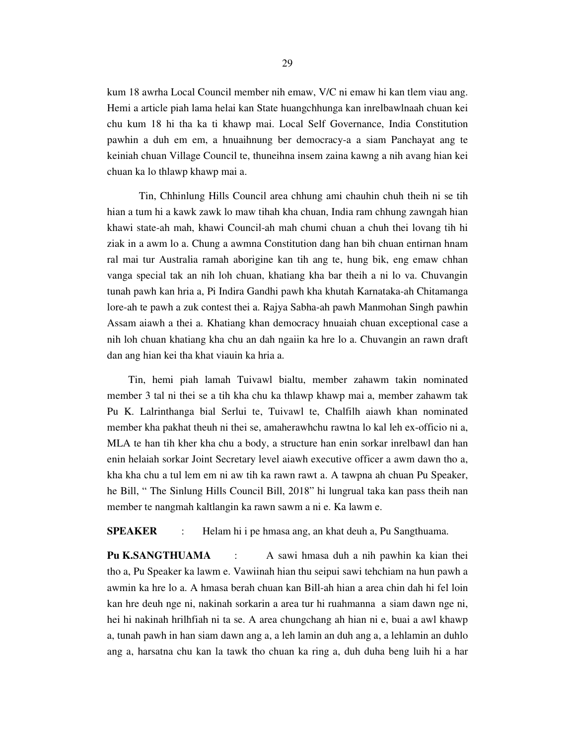kum 18 awrha Local Council member nih emaw, V/C ni emaw hi kan tlem viau ang. Hemi a article piah lama helai kan State huangchhunga kan inrelbawlnaah chuan kei chu kum 18 hi tha ka ti khawp mai. Local Self Governance, India Constitution pawhin a duh em em, a hnuaihnung ber democracy-a a siam Panchayat ang te keiniah chuan Village Council te, thuneihna insem zaina kawng a nih avang hian kei chuan ka lo thlawp khawp mai a.

Tin, Chhinlung Hills Council area chhung ami chauhin chuh theih ni se tih hian a tum hi a kawk zawk lo maw tihah kha chuan, India ram chhung zawngah hian khawi state-ah mah, khawi Council-ah mah chumi chuan a chuh thei lovang tih hi ziak in a awm lo a. Chung a awmna Constitution dang han bih chuan entirnan hnam ral mai tur Australia ramah aborigine kan tih ang te, hung bik, eng emaw chhan vanga special tak an nih loh chuan, khatiang kha bar theih a ni lo va. Chuvangin tunah pawh kan hria a, Pi Indira Gandhi pawh kha khutah Karnataka-ah Chitamanga lore-ah te pawh a zuk contest thei a. Rajya Sabha-ah pawh Manmohan Singh pawhin Assam aiawh a thei a. Khatiang khan democracy hnuaiah chuan exceptional case a nih loh chuan khatiang kha chu an dah ngaiin ka hre lo a. Chuvangin an rawn draft dan ang hian kei tha khat viauin ka hria a.

Tin, hemi piah lamah Tuivawl bialtu, member zahawm takin nominated member 3 tal ni thei se a tih kha chu ka thlawp khawp mai a, member zahawm tak Pu K. Lalrinthanga bial Serlui te, Tuivawl te, Chalfilh aiawh khan nominated member kha pakhat theuh ni thei se, amaherawhchu rawtna lo kal leh ex-officio ni a, MLA te han tih kher kha chu a body, a structure han enin sorkar inrelbawl dan han enin helaiah sorkar Joint Secretary level aiawh executive officer a awm dawn tho a, kha kha chu a tul lem em ni aw tih ka rawn rawt a. A tawpna ah chuan Pu Speaker, he Bill, " The Sinlung Hills Council Bill, 2018" hi lungrual taka kan pass theih nan member te nangmah kaltlangin ka rawn sawm a ni e. Ka lawm e.

**SPEAKER** : Helam hi i pe hmasa ang, an khat deuh a, Pu Sangthuama.

**Pu K.SANGTHUAMA** : A sawi hmasa duh a nih pawhin ka kian thei tho a, Pu Speaker ka lawm e. Vawiinah hian thu seipui sawi tehchiam na hun pawh a awmin ka hre lo a. A hmasa berah chuan kan Bill-ah hian a area chin dah hi fel loin kan hre deuh nge ni, nakinah sorkarin a area tur hi ruahmanna a siam dawn nge ni, hei hi nakinah hrilhfiah ni ta se. A area chungchang ah hian ni e, buai a awl khawp a, tunah pawh in han siam dawn ang a, a leh lamin an duh ang a, a lehlamin an duhlo ang a, harsatna chu kan la tawk tho chuan ka ring a, duh duha beng luih hi a har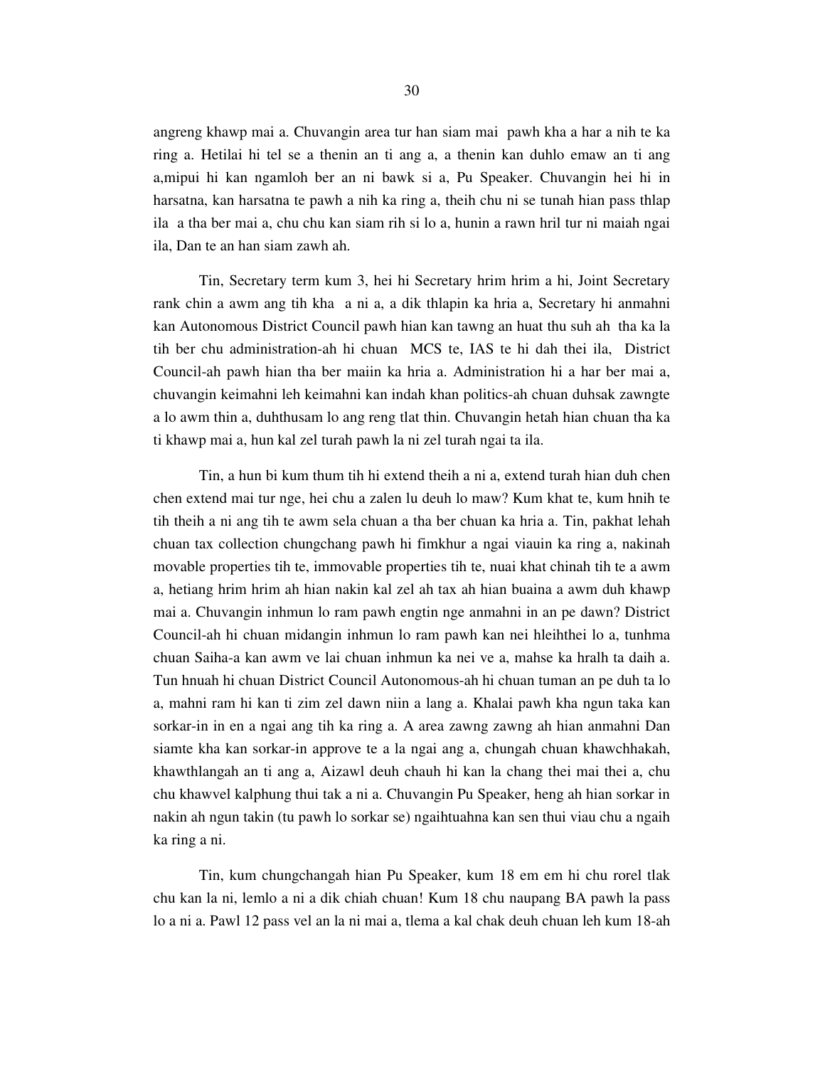angreng khawp mai a. Chuvangin area tur han siam mai pawh kha a har a nih te ka ring a. Hetilai hi tel se a thenin an ti ang a, a thenin kan duhlo emaw an ti ang a,mipui hi kan ngamloh ber an ni bawk si a, Pu Speaker. Chuvangin hei hi in harsatna, kan harsatna te pawh a nih ka ring a, theih chu ni se tunah hian pass thlap ila a tha ber mai a, chu chu kan siam rih si lo a, hunin a rawn hril tur ni maiah ngai ila, Dan te an han siam zawh ah.

Tin, Secretary term kum 3, hei hi Secretary hrim hrim a hi, Joint Secretary rank chin a awm ang tih kha a ni a, a dik thlapin ka hria a, Secretary hi anmahni kan Autonomous District Council pawh hian kan tawng an huat thu suh ah tha ka la tih ber chu administration-ah hi chuan MCS te, IAS te hi dah thei ila, District Council-ah pawh hian tha ber maiin ka hria a. Administration hi a har ber mai a, chuvangin keimahni leh keimahni kan indah khan politics-ah chuan duhsak zawngte a lo awm thin a, duhthusam lo ang reng tlat thin. Chuvangin hetah hian chuan tha ka ti khawp mai a, hun kal zel turah pawh la ni zel turah ngai ta ila.

Tin, a hun bi kum thum tih hi extend theih a ni a, extend turah hian duh chen chen extend mai tur nge, hei chu a zalen lu deuh lo maw? Kum khat te, kum hnih te tih theih a ni ang tih te awm sela chuan a tha ber chuan ka hria a. Tin, pakhat lehah chuan tax collection chungchang pawh hi fimkhur a ngai viauin ka ring a, nakinah movable properties tih te, immovable properties tih te, nuai khat chinah tih te a awm a, hetiang hrim hrim ah hian nakin kal zel ah tax ah hian buaina a awm duh khawp mai a. Chuvangin inhmun lo ram pawh engtin nge anmahni in an pe dawn? District Council-ah hi chuan midangin inhmun lo ram pawh kan nei hleihthei lo a, tunhma chuan Saiha-a kan awm ve lai chuan inhmun ka nei ve a, mahse ka hralh ta daih a. Tun hnuah hi chuan District Council Autonomous-ah hi chuan tuman an pe duh ta lo a, mahni ram hi kan ti zim zel dawn niin a lang a. Khalai pawh kha ngun taka kan sorkar-in in en a ngai ang tih ka ring a. A area zawng zawng ah hian anmahni Dan siamte kha kan sorkar-in approve te a la ngai ang a, chungah chuan khawchhakah, khawthlangah an ti ang a, Aizawl deuh chauh hi kan la chang thei mai thei a, chu chu khawvel kalphung thui tak a ni a. Chuvangin Pu Speaker, heng ah hian sorkar in nakin ah ngun takin (tu pawh lo sorkar se) ngaihtuahna kan sen thui viau chu a ngaih ka ring a ni.

Tin, kum chungchangah hian Pu Speaker, kum 18 em em hi chu rorel tlak chu kan la ni, lemlo a ni a dik chiah chuan! Kum 18 chu naupang BA pawh la pass lo a ni a. Pawl 12 pass vel an la ni mai a, tlema a kal chak deuh chuan leh kum 18-ah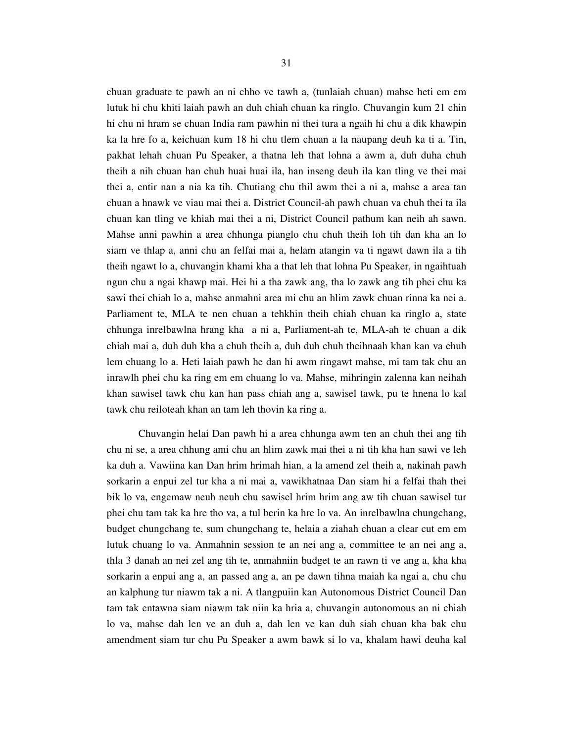chuan graduate te pawh an ni chho ve tawh a, (tunlaiah chuan) mahse heti em em lutuk hi chu khiti laiah pawh an duh chiah chuan ka ringlo. Chuvangin kum 21 chin hi chu ni hram se chuan India ram pawhin ni thei tura a ngaih hi chu a dik khawpin ka la hre fo a, keichuan kum 18 hi chu tlem chuan a la naupang deuh ka ti a. Tin, pakhat lehah chuan Pu Speaker, a thatna leh that lohna a awm a, duh duha chuh theih a nih chuan han chuh huai huai ila, han inseng deuh ila kan tling ve thei mai thei a, entir nan a nia ka tih. Chutiang chu thil awm thei a ni a, mahse a area tan chuan a hnawk ve viau mai thei a. District Council-ah pawh chuan va chuh thei ta ila chuan kan tling ve khiah mai thei a ni, District Council pathum kan neih ah sawn. Mahse anni pawhin a area chhunga pianglo chu chuh theih loh tih dan kha an lo siam ve thlap a, anni chu an felfai mai a, helam atangin va ti ngawt dawn ila a tih theih ngawt lo a, chuvangin khami kha a that leh that lohna Pu Speaker, in ngaihtuah ngun chu a ngai khawp mai. Hei hi a tha zawk ang, tha lo zawk ang tih phei chu ka sawi thei chiah lo a, mahse anmahni area mi chu an hlim zawk chuan rinna ka nei a. Parliament te, MLA te nen chuan a tehkhin theih chiah chuan ka ringlo a, state chhunga inrelbawlna hrang kha  a ni a, Parliament-ah te, MLA-ah te chuan a dik chiah mai a, duh duh kha a chuh theih a, duh duh chuh theihnaah khan kan va chuh lem chuang lo a. Heti laiah pawh he dan hi awm ringawt mahse, mi tam tak chu an inrawlh phei chu ka ring em em chuang lo va. Mahse, mihringin zalenna kan neihah khan sawisel tawk chu kan han pass chiah ang a, sawisel tawk, pu te hnena lo kal tawk chu reiloteah khan an tam leh thovin ka ring a.

Chuvangin helai Dan pawh hi a area chhunga awm ten an chuh thei ang tih chu ni se, a area chhung ami chu an hlim zawk mai thei a ni tih kha han sawi ve leh ka duh a. Vawiina kan Dan hrim hrimah hian, a la amend zel theih a, nakinah pawh sorkarin a enpui zel tur kha a ni mai a, vawikhatnaa Dan siam hi a felfai thah thei bik lo va, engemaw neuh neuh chu sawisel hrim hrim ang aw tih chuan sawisel tur phei chu tam tak ka hre tho va, a tul berin ka hre lo va. An inrelbawlna chungchang, budget chungchang te, sum chungchang te, helaia a ziahah chuan a clear cut em em lutuk chuang lo va. Anmahnin session te an nei ang a, committee te an nei ang a, thla 3 danah an nei zel ang tih te, anmahniin budget te an rawn ti ve ang a, kha kha sorkarin a enpui ang a, an passed ang a, an pe dawn tihna maiah ka ngai a, chu chu an kalphung tur niawm tak a ni. A tlangpuiin kan Autonomous District Council Dan tam tak entawna siam niawm tak niin ka hria a, chuvangin autonomous an ni chiah lo va, mahse dah len ve an duh a, dah len ve kan duh siah chuan kha bak chu amendment siam tur chu Pu Speaker a awm bawk si lo va, khalam hawi deuha kal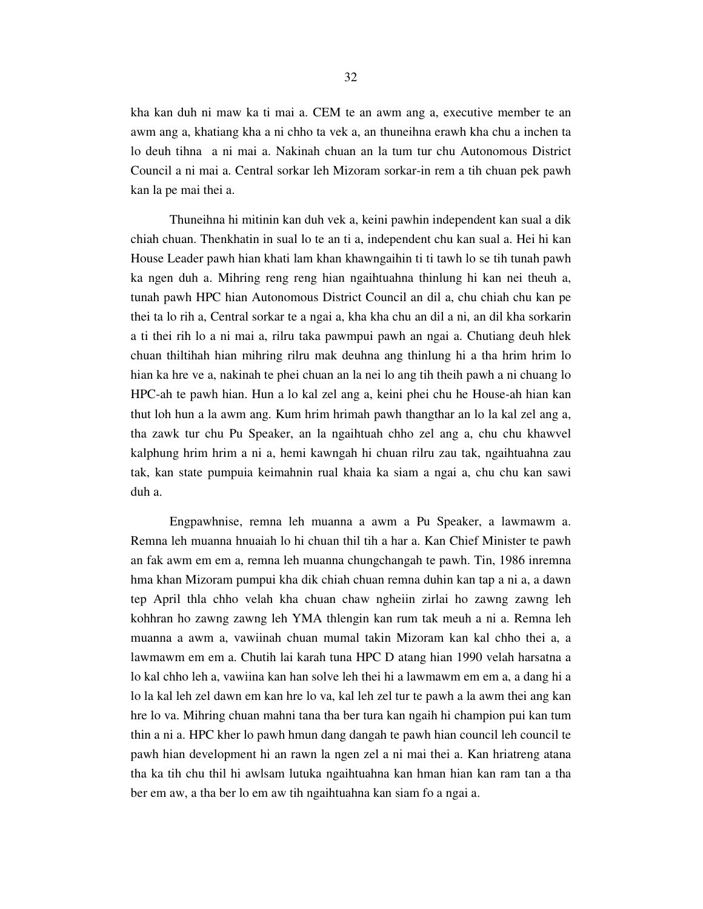kha kan duh ni maw ka ti mai a. CEM te an awm ang a, executive member te an awm ang a, khatiang kha a ni chho ta vek a, an thuneihna erawh kha chu a inchen ta lo deuh tihna  a ni mai a. Nakinah chuan an la tum tur chu Autonomous District Council a ni mai a. Central sorkar leh Mizoram sorkar-in rem a tih chuan pek pawh kan la pe mai thei a.

Thuneihna hi mitinin kan duh vek a, keini pawhin independent kan sual a dik chiah chuan. Thenkhatin in sual lo te an ti a, independent chu kan sual a. Hei hi kan House Leader pawh hian khati lam khan khawngaihin ti ti tawh lo se tih tunah pawh ka ngen duh a. Mihring reng reng hian ngaihtuahna thinlung hi kan nei theuh a, tunah pawh HPC hian Autonomous District Council an dil a, chu chiah chu kan pe thei ta lo rih a, Central sorkar te a ngai a, kha kha chu an dil a ni, an dil kha sorkarin a ti thei rih lo a ni mai a, rilru taka pawmpui pawh an ngai a. Chutiang deuh hlek chuan thiltihah hian mihring rilru mak deuhna ang thinlung hi a tha hrim hrim lo hian ka hre ve a, nakinah te phei chuan an la nei lo ang tih theih pawh a ni chuang lo HPC-ah te pawh hian. Hun a lo kal zel ang a, keini phei chu he House-ah hian kan thut loh hun a la awm ang. Kum hrim hrimah pawh thangthar an lo la kal zel ang a, tha zawk tur chu Pu Speaker, an la ngaihtuah chho zel ang a, chu chu khawvel kalphung hrim hrim a ni a, hemi kawngah hi chuan rilru zau tak, ngaihtuahna zau tak, kan state pumpuia keimahnin rual khaia ka siam a ngai a, chu chu kan sawi duh a.

Engpawhnise, remna leh muanna a awm a Pu Speaker, a lawmawm a. Remna leh muanna hnuaiah lo hi chuan thil tih a har a. Kan Chief Minister te pawh an fak awm em em a, remna leh muanna chungchangah te pawh. Tin, 1986 inremna hma khan Mizoram pumpui kha dik chiah chuan remna duhin kan tap a ni a, a dawn tep April thla chho velah kha chuan chaw ngheiin zirlai ho zawng zawng leh kohhran ho zawng zawng leh YMA thlengin kan rum tak meuh a ni a. Remna leh muanna a awm a, vawiinah chuan mumal takin Mizoram kan kal chho thei a, a lawmawm em em a. Chutih lai karah tuna HPC D atang hian 1990 velah harsatna a lo kal chho leh a, vawiina kan han solve leh thei hi a lawmawm em em a, a dang hi a lo la kal leh zel dawn em kan hre lo va, kal leh zel tur te pawh a la awm thei ang kan hre lo va. Mihring chuan mahni tana tha ber tura kan ngaih hi champion pui kan tum thin a ni a. HPC kher lo pawh hmun dang dangah te pawh hian council leh council te pawh hian development hi an rawn la ngen zel a ni mai thei a. Kan hriatreng atana tha ka tih chu thil hi awlsam lutuka ngaihtuahna kan hman hian kan ram tan a tha ber em aw, a tha ber lo em aw tih ngaihtuahna kan siam fo a ngai a.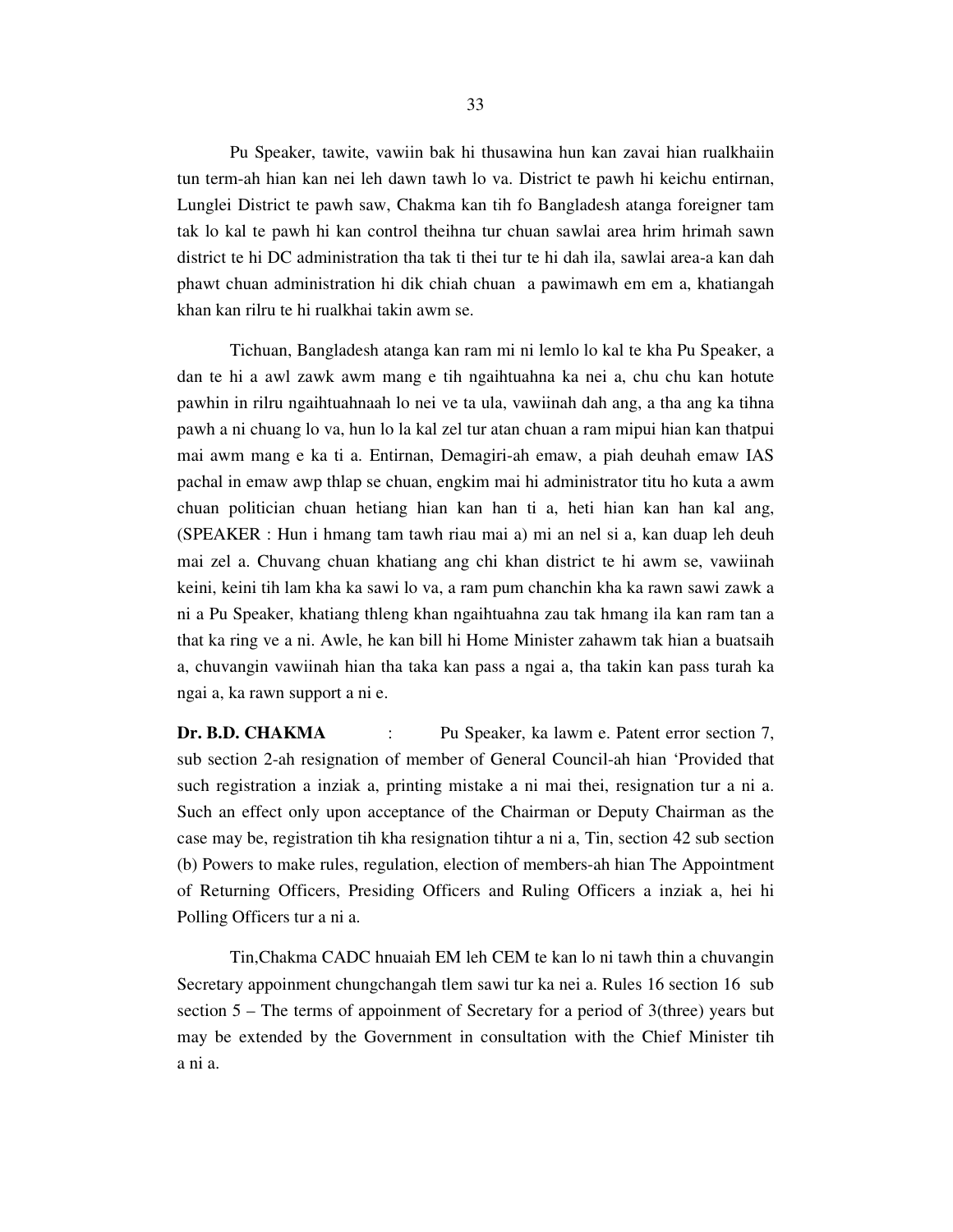Pu Speaker, tawite, vawiin bak hi thusawina hun kan zavai hian rualkhaiin tun term-ah hian kan nei leh dawn tawh lo va. District te pawh hi keichu entirnan, Lunglei District te pawh saw, Chakma kan tih fo Bangladesh atanga foreigner tam tak lo kal te pawh hi kan control theihna tur chuan sawlai area hrim hrimah sawn district te hi DC administration tha tak ti thei tur te hi dah ila, sawlai area-a kan dah phawt chuan administration hi dik chiah chuan a pawimawh em em a, khatiangah khan kan rilru te hi rualkhai takin awm se.

Tichuan, Bangladesh atanga kan ram mi ni lemlo lo kal te kha Pu Speaker, a dan te hi a awl zawk awm mang e tih ngaihtuahna ka nei a, chu chu kan hotute pawhin in rilru ngaihtuahnaah lo nei ve ta ula, vawiinah dah ang, a tha ang ka tihna pawh a ni chuang lo va, hun lo la kal zel tur atan chuan a ram mipui hian kan thatpui mai awm mang e ka ti a. Entirnan, Demagiri-ah emaw, a piah deuhah emaw IAS pachal in emaw awp thlap se chuan, engkim mai hi administrator titu ho kuta a awm chuan politician chuan hetiang hian kan han ti a, heti hian kan han kal ang, (SPEAKER : Hun i hmang tam tawh riau mai a) mi an nel si a, kan duap leh deuh mai zel a. Chuvang chuan khatiang ang chi khan district te hi awm se, vawiinah keini, keini tih lam kha ka sawi lo va, a ram pum chanchin kha ka rawn sawi zawk a ni a Pu Speaker, khatiang thleng khan ngaihtuahna zau tak hmang ila kan ram tan a that ka ring ve a ni. Awle, he kan bill hi Home Minister zahawm tak hian a buatsaih a, chuvangin vawiinah hian tha taka kan pass a ngai a, tha takin kan pass turah ka ngai a, ka rawn support a ni e.

**Dr. B.D. CHAKMA** : Pu Speaker, ka lawm e. Patent error section 7, sub section 2-ah resignation of member of General Council-ah hian 'Provided that such registration a inziak a, printing mistake a ni mai thei, resignation tur a ni a. Such an effect only upon acceptance of the Chairman or Deputy Chairman as the case may be, registration tih kha resignation tihtur a ni a, Tin, section 42 sub section (b) Powers to make rules, regulation, election of members-ah hian The Appointment of Returning Officers, Presiding Officers and Ruling Officers a inziak a, hei hi Polling Officers tur a ni a.

Tin,Chakma CADC hnuaiah EM leh CEM te kan lo ni tawh thin a chuvangin Secretary appoinment chungchangah tlem sawi tur ka nei a. Rules 16 section 16 sub section 5 – The terms of appoinment of Secretary for a period of 3(three) years but may be extended by the Government in consultation with the Chief Minister tih a ni a.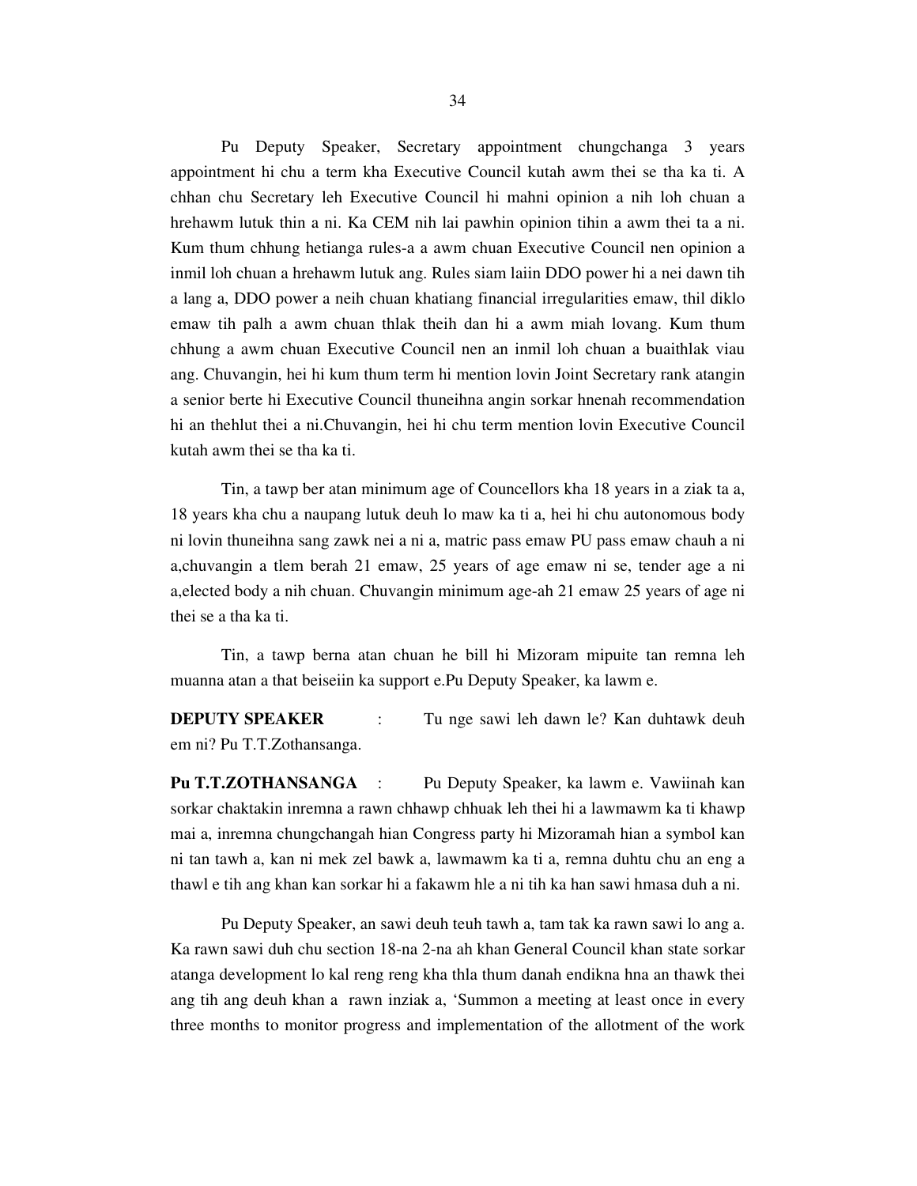Pu Deputy Speaker, Secretary appointment chungchanga 3 years appointment hi chu a term kha Executive Council kutah awm thei se tha ka ti. A chhan chu Secretary leh Executive Council hi mahni opinion a nih loh chuan a hrehawm lutuk thin a ni. Ka CEM nih lai pawhin opinion tihin a awm thei ta a ni. Kum thum chhung hetianga rules-a a awm chuan Executive Council nen opinion a inmil loh chuan a hrehawm lutuk ang. Rules siam laiin DDO power hi a nei dawn tih a lang a, DDO power a neih chuan khatiang financial irregularities emaw, thil diklo emaw tih palh a awm chuan thlak theih dan hi a awm miah lovang. Kum thum chhung a awm chuan Executive Council nen an inmil loh chuan a buaithlak viau ang. Chuvangin, hei hi kum thum term hi mention lovin Joint Secretary rank atangin a senior berte hi Executive Council thuneihna angin sorkar hnenah recommendation hi an thehlut thei a ni.Chuvangin, hei hi chu term mention lovin Executive Council kutah awm thei se tha ka ti.

Tin, a tawp ber atan minimum age of Councellors kha 18 years in a ziak ta a, 18 years kha chu a naupang lutuk deuh lo maw ka ti a, hei hi chu autonomous body ni lovin thuneihna sang zawk nei a ni a, matric pass emaw PU pass emaw chauh a ni a,chuvangin a tlem berah 21 emaw, 25 years of age emaw ni se, tender age a ni a,elected body a nih chuan. Chuvangin minimum age-ah 21 emaw 25 years of age ni thei se a tha ka ti.

Tin, a tawp berna atan chuan he bill hi Mizoram mipuite tan remna leh muanna atan a that beiseiin ka support e.Pu Deputy Speaker, ka lawm e.

**DEPUTY SPEAKER** : Tu nge sawi leh dawn le? Kan duhtawk deuh em ni? Pu T.T.Zothansanga.

**Pu T.T.ZOTHANSANGA** : Pu Deputy Speaker, ka lawm e. Vawiinah kan sorkar chaktakin inremna a rawn chhawp chhuak leh thei hi a lawmawm ka ti khawp mai a, inremna chungchangah hian Congress party hi Mizoramah hian a symbol kan ni tan tawh a, kan ni mek zel bawk a, lawmawm ka ti a, remna duhtu chu an eng a thawl e tih ang khan kan sorkar hi a fakawm hle a ni tih ka han sawi hmasa duh a ni.

Pu Deputy Speaker, an sawi deuh teuh tawh a, tam tak ka rawn sawi lo ang a. Ka rawn sawi duh chu section 18-na 2-na ah khan General Council khan state sorkar atanga development lo kal reng reng kha thla thum danah endikna hna an thawk thei ang tih ang deuh khan a rawn inziak a, 'Summon a meeting at least once in every three months to monitor progress and implementation of the allotment of the work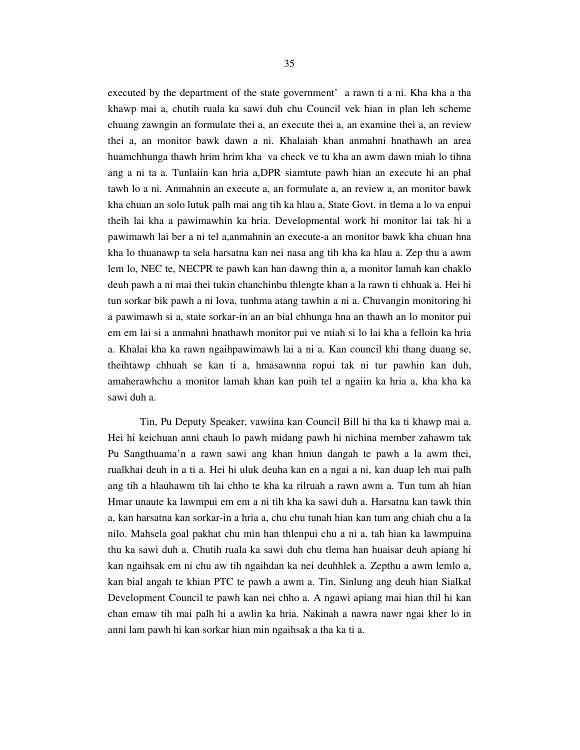executed by the department of the state government' a rawn ti a ni. Kha kha a tha khawp mai a, chutih ruala ka sawi duh chu Council vek hian in plan leh scheme chuang zawngin an formulate thei a, an execute thei a, an examine thei a, an review thei a, an monitor bawk dawn a ni. Khalaiah khan anmahni hnathawh an area huamchhunga thawh hrim hrim kha va check ve tu kha an awm dawn miah lo tihna ang a ni ta a. Tunlaiin kan hria a,DPR siamtute pawh hian an execute hi an phal tawh lo a ni. Anmahnin an execute a, an formulate a, an review a, an monitor bawk kha chuan an solo lutuk palh mai ang tih ka hlau a, State Govt. in tlema a lo va enpui theih lai kha a pawimawhin ka hria. Developmental work hi monitor lai tak hi a pawimawh lai ber a ni tel a,anmahnin an execute-a an monitor bawk kha chuan hna kha lo thuanawp ta sela harsatna kan nei nasa ang tih kha ka hlau a. Zep thu a awm lem lo, NEC te, NECPR te pawh kan han dawng thin a, a monitor lamah kan chaklo deuh pawh a ni mai thei tukin chanchinbu thlengte khan a la rawn ti chhuak a. Hei hi tun sorkar bik pawh a ni lova, tunhma atang tawhin a ni a. Chuvangin monitoring hi a pawimawh si a, state sorkar-in an an bial chhunga hna an thawh an lo monitor pui em em lai si a anmahni hnathawh monitor pui ve miah si lo lai kha a felloin ka hria a. Khalai kha ka rawn ngaihpawimawh lai a ni a. Kan council khi thang duang se, theihtawp chhuah se kan ti a, hmasawnna ropui tak ni tur pawhin kan duh, amaherawhchu a monitor lamah khan kan puih tel a ngaiin ka hria a, kha kha ka sawi duh a.

Tin, Pu Deputy Speaker, vawiina kan Council Bill hi tha ka ti khawp mai a. Hei hi keichuan anni chauh lo pawh midang pawh hi nichina member zahawm tak Pu Sangthuama'n a rawn sawi ang khan hmun dangah te pawh a la awm thei, rualkhai deuh in a ti a. Hei hi uluk deuha kan en a ngai a ni, kan duap leh mai palh ang tih a hlauhawm tih lai chho te kha ka rilruah a rawn awm a. Tun tum ah hian Hmar unaute ka lawmpui em em a ni tih kha ka sawi duh a. Harsatna kan tawk thin a, kan harsatna kan sorkar-in a hria a, chu chu tunah hian kan tum ang chiah chu a la nilo. Mahsela goal pakhat chu min han thlenpui chu a ni a, tah hian ka lawmpuina thu ka sawi duh a. Chutih ruala ka sawi duh chu tlema han huaisar deuh apiang hi kan ngaihsak em ni chu aw tih ngaihdan ka nei deuhhlek a. Zepthu a awm lemlo a, kan bial angah te khian PTC te pawh a awm a. Tin, Sinlung ang deuh hian Sialkal Development Council te pawh kan nei chho a. A ngawi apiang mai hian thil hi kan chan emaw tih mai palh hi a awlin ka hria. Nakinah a nawra nawr ngai kher lo in anni lam pawh hi kan sorkar hian min ngaihsak a tha ka ti a.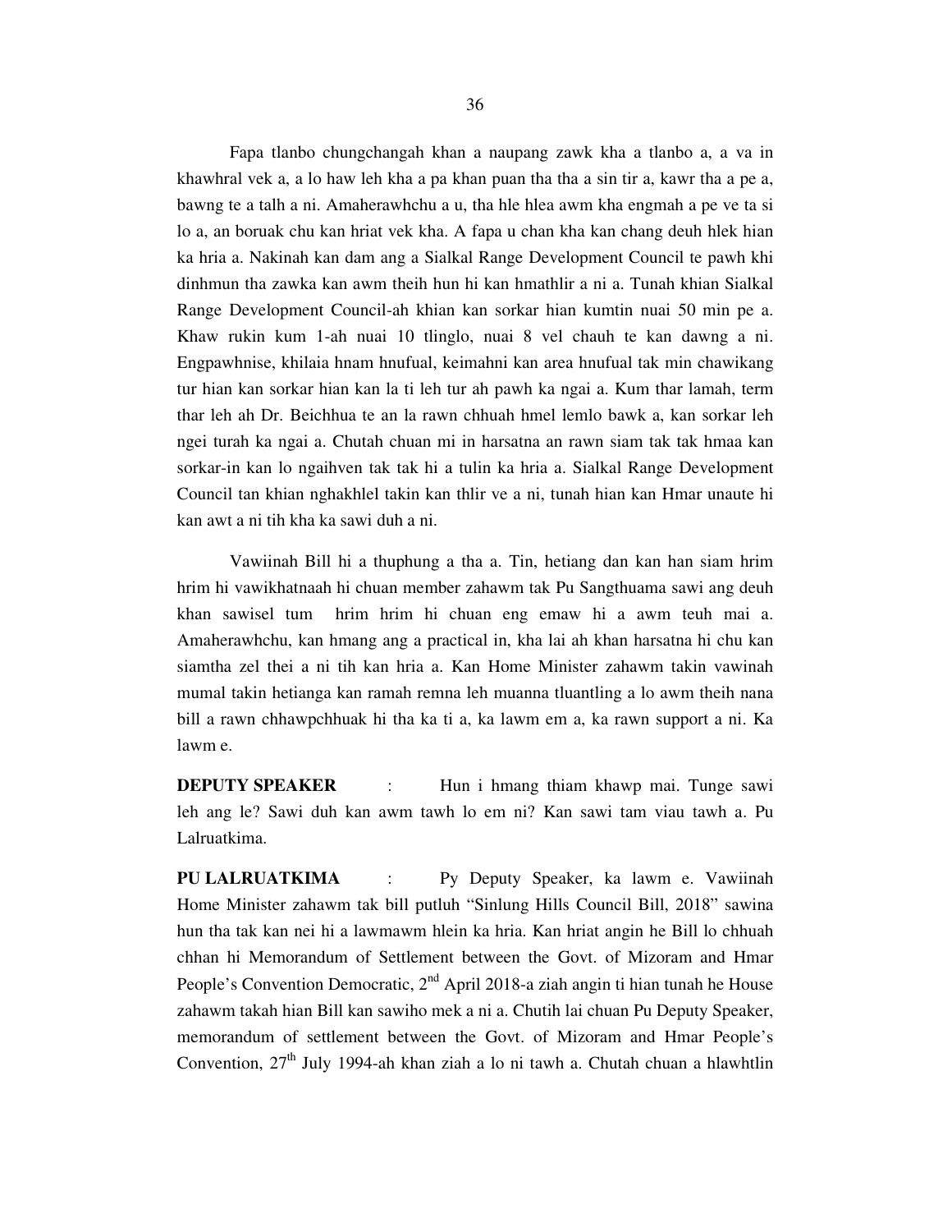Fapa tlanbo chungchangah khan a naupang zawk kha a tlanbo a, a va in khawhral vek a, a lo haw leh kha a pa khan puan tha tha a sin tir a, kawr tha a pe a, bawng te a talh a ni. Amaherawhchu a u, tha hle hlea awm kha engmah a pe ve ta si lo a, an boruak chu kan hriat vek kha. A fapa u chan kha kan chang deuh hlek hian ka hria a. Nakinah kan dam ang a Sialkal Range Development Council te pawh khi dinhmun tha zawka kan awm theih hun hi kan hmathlir a ni a. Tunah khian Sialkal Range Development Council-ah khian kan sorkar hian kumtin nuai 50 min pe a. Khaw rukin kum 1-ah nuai 10 tlinglo, nuai 8 vel chauh te kan dawng a ni. Engpawhnise, khilaia hnam hnufual, keimahni kan area hnufual tak min chawikang tur hian kan sorkar hian kan la ti leh tur ah pawh ka ngai a. Kum thar lamah, term thar leh ah Dr. Beichhua te an la rawn chhuah hmel lemlo bawk a, kan sorkar leh ngei turah ka ngai a. Chutah chuan mi in harsatna an rawn siam tak tak hmaa kan sorkar-in kan lo ngaihven tak tak hi a tulin ka hria a. Sialkal Range Development Council tan khian nghakhlel takin kan thlir ve a ni, tunah hian kan Hmar unaute hi kan awt a ni tih kha ka sawi duh a ni.

Vawiinah Bill hi a thuphung a tha a. Tin, hetiang dan kan han siam hrim hrim hi vawikhatnaah hi chuan member zahawm tak Pu Sangthuama sawi ang deuh khan sawisel tum hrim hrim hi chuan eng emaw hi a awm teuh mai a. Amaherawhchu, kan hmang ang a practical in, kha lai ah khan harsatna hi chu kan siamtha zel thei a ni tih kan hria a. Kan Home Minister zahawm takin vawinah mumal takin hetianga kan ramah remna leh muanna tluantling a lo awm theih nana bill a rawn chhawpchhuak hi tha ka ti a, ka lawm em a, ka rawn support a ni. Ka lawm e.

**DEPUTY SPEAKER** : Hun i hmang thiam khawp mai. Tunge sawi leh ang le? Sawi duh kan awm tawh lo em ni? Kan sawi tam viau tawh a. Pu Lalruatkima.

**PU LALRUATKIMA** : Py Deputy Speaker, ka lawm e. Vawiinah Home Minister zahawm tak bill putluh "Sinlung Hills Council Bill, 2018" sawina hun tha tak kan nei hi a lawmawm hlein ka hria. Kan hriat angin he Bill lo chhuah chhan hi Memorandum of Settlement between the Govt. of Mizoram and Hmar People's Convention Democratic, 2nd April 2018-a ziah angin ti hian tunah he House zahawm takah hian Bill kan sawiho mek a ni a. Chutih lai chuan Pu Deputy Speaker, memorandum of settlement between the Govt. of Mizoram and Hmar People's Convention, 27th July 1994-ah khan ziah a lo ni tawh a. Chutah chuan a hlawhtlin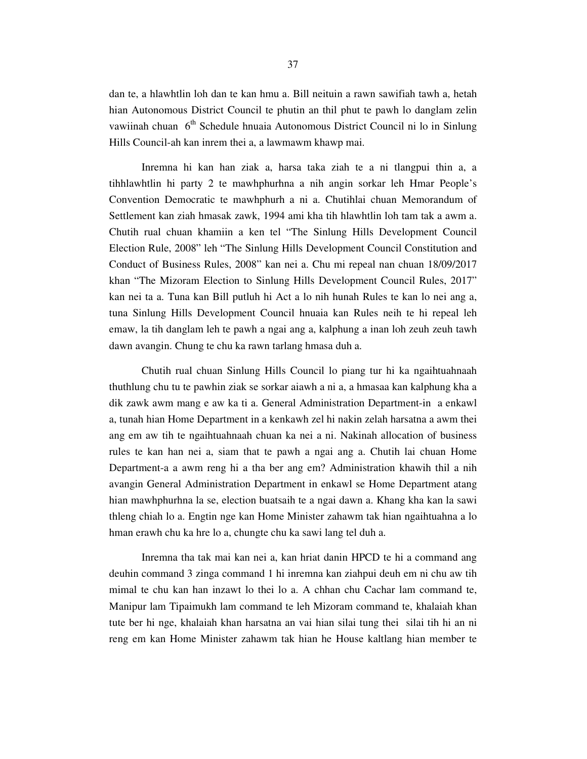dan te, a hlawhtlin loh dan te kan hmu a. Bill neituin a rawn sawifiah tawh a, hetah hian Autonomous District Council te phutin an thil phut te pawh lo danglam zelin vawiinah chuan 6th Schedule hnuaia Autonomous District Council ni lo in Sinlung Hills Council-ah kan inrem thei a, a lawmawm khawp mai.

Inremna hi kan han ziak a, harsa taka ziah te a ni tlangpui thin a, a tihhlawhtlin hi party 2 te mawhphurhna a nih angin sorkar leh Hmar People's Convention Democratic te mawhphurh a ni a. Chutihlai chuan Memorandum of Settlement kan ziah hmasak zawk, 1994 ami kha tih hlawhtlin loh tam tak a awm a. Chutih rual chuan khamiin a ken tel "The Sinlung Hills Development Council Election Rule, 2008" leh "The Sinlung Hills Development Council Constitution and Conduct of Business Rules, 2008" kan nei a. Chu mi repeal nan chuan 18/09/2017 khan "The Mizoram Election to Sinlung Hills Development Council Rules, 2017" kan nei ta a. Tuna kan Bill putluh hi Act a lo nih hunah Rules te kan lo nei ang a, tuna Sinlung Hills Development Council hnuaia kan Rules neih te hi repeal leh emaw, la tih danglam leh te pawh a ngai ang a, kalphung a inan loh zeuh zeuh tawh dawn avangin. Chung te chu ka rawn tarlang hmasa duh a.

Chutih rual chuan Sinlung Hills Council lo piang tur hi ka ngaihtuahnaah thuthlung chu tu te pawhin ziak se sorkar aiawh a ni a, hmasaa kan kalphung kha a dik zawk awm mang e aw ka ti a. General Administration Department-in a enkawl a, tunah hian Home Department in a kenkawh zel hi nakin zelah harsatna a awm thei ang em aw tih te ngaihtuahnaah chuan ka nei a ni. Nakinah allocation of business rules te kan han nei a, siam that te pawh a ngai ang a. Chutih lai chuan Home Department-a a awm reng hi a tha ber ang em? Administration khawih thil a nih avangin General Administration Department in enkawl se Home Department atang hian mawhphurhna la se, election buatsaih te a ngai dawn a. Khang kha kan la sawi thleng chiah lo a. Engtin nge kan Home Minister zahawm tak hian ngaihtuahna a lo hman erawh chu ka hre lo a, chungte chu ka sawi lang tel duh a.

Inremna tha tak mai kan nei a, kan hriat danin HPCD te hi a command ang deuhin command 3 zinga command 1 hi inremna kan ziahpui deuh em ni chu aw tih mimal te chu kan han inzawt lo thei lo a. A chhan chu Cachar lam command te, Manipur lam Tipaimukh lam command te leh Mizoram command te, khalaiah khan tute ber hi nge, khalaiah khan harsatna an vai hian silai tung thei silai tih hi an ni reng em kan Home Minister zahawm tak hian he House kaltlang hian member te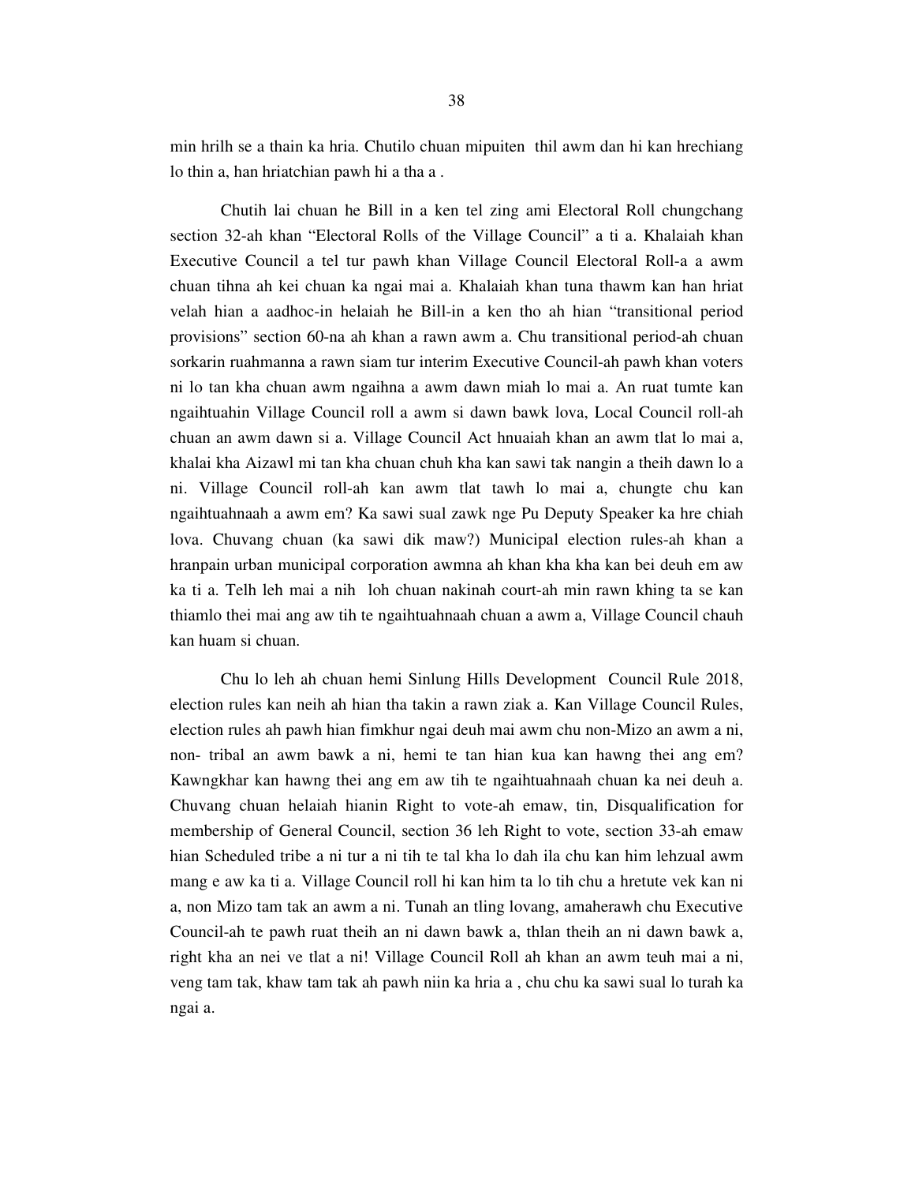min hrilh se a thain ka hria. Chutilo chuan mipuiten thil awm dan hi kan hrechiang lo thin a, han hriatchian pawh hi a tha a .

Chutih lai chuan he Bill in a ken tel zing ami Electoral Roll chungchang section 32-ah khan "Electoral Rolls of the Village Council" a ti a. Khalaiah khan Executive Council a tel tur pawh khan Village Council Electoral Roll-a a awm chuan tihna ah kei chuan ka ngai mai a. Khalaiah khan tuna thawm kan han hriat velah hian a aadhoc-in helaiah he Bill-in a ken tho ah hian "transitional period provisions" section 60-na ah khan a rawn awm a. Chu transitional period-ah chuan sorkarin ruahmanna a rawn siam tur interim Executive Council-ah pawh khan voters ni lo tan kha chuan awm ngaihna a awm dawn miah lo mai a. An ruat tumte kan ngaihtuahin Village Council roll a awm si dawn bawk lova, Local Council roll-ah chuan an awm dawn si a. Village Council Act hnuaiah khan an awm tlat lo mai a, khalai kha Aizawl mi tan kha chuan chuh kha kan sawi tak nangin a theih dawn lo a ni. Village Council roll-ah kan awm tlat tawh lo mai a, chungte chu kan ngaihtuahnaah a awm em? Ka sawi sual zawk nge Pu Deputy Speaker ka hre chiah lova. Chuvang chuan (ka sawi dik maw?) Municipal election rules-ah khan a hranpain urban municipal corporation awmna ah khan kha kha kan bei deuh em aw ka ti a. Telh leh mai a nih loh chuan nakinah court-ah min rawn khing ta se kan thiamlo thei mai ang aw tih te ngaihtuahnaah chuan a awm a, Village Council chauh kan huam si chuan.

Chu lo leh ah chuan hemi Sinlung Hills Development Council Rule 2018, election rules kan neih ah hian tha takin a rawn ziak a. Kan Village Council Rules, election rules ah pawh hian fimkhur ngai deuh mai awm chu non-Mizo an awm a ni, non- tribal an awm bawk a ni, hemi te tan hian kua kan hawng thei ang em? Kawngkhar kan hawng thei ang em aw tih te ngaihtuahnaah chuan ka nei deuh a. Chuvang chuan helaiah hianin Right to vote-ah emaw, tin, Disqualification for membership of General Council, section 36 leh Right to vote, section 33-ah emaw hian Scheduled tribe a ni tur a ni tih te tal kha lo dah ila chu kan him lehzual awm mang e aw ka ti a. Village Council roll hi kan him ta lo tih chu a hretute vek kan ni a, non Mizo tam tak an awm a ni. Tunah an tling lovang, amaherawh chu Executive Council-ah te pawh ruat theih an ni dawn bawk a, thlan theih an ni dawn bawk a, right kha an nei ve tlat a ni! Village Council Roll ah khan an awm teuh mai a ni, veng tam tak, khaw tam tak ah pawh niin ka hria a , chu chu ka sawi sual lo turah ka ngai a.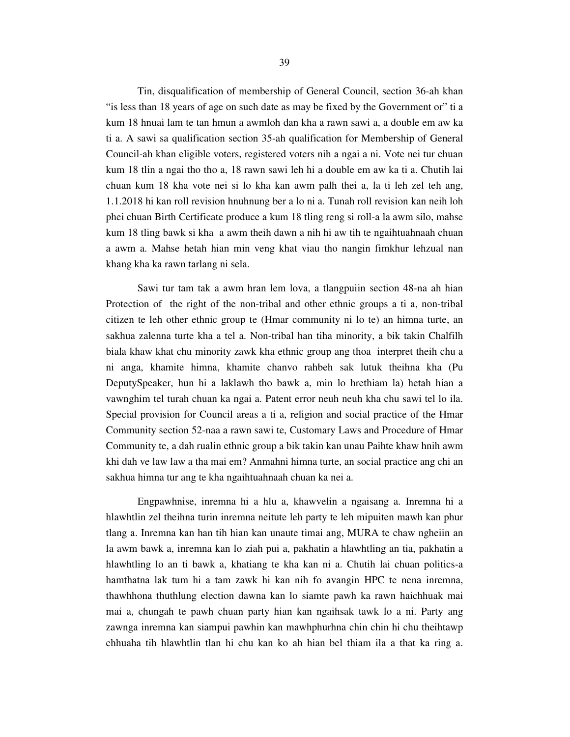Tin, disqualification of membership of General Council, section 36-ah khan "is less than 18 years of age on such date as may be fixed by the Government or" ti a kum 18 hnuai lam te tan hmun a awmloh dan kha a rawn sawi a, a double em aw ka ti a. A sawi sa qualification section 35-ah qualification for Membership of General Council-ah khan eligible voters, registered voters nih a ngai a ni. Vote nei tur chuan kum 18 tlin a ngai tho tho a, 18 rawn sawi leh hi a double em aw ka ti a. Chutih lai chuan kum 18 kha vote nei si lo kha kan awm palh thei a, la ti leh zel teh ang, 1.1.2018 hi kan roll revision hnuhnung ber a lo ni a. Tunah roll revision kan neih loh phei chuan Birth Certificate produce a kum 18 tling reng si roll-a la awm silo, mahse kum 18 tling bawk si kha a awm theih dawn a nih hi aw tih te ngaihtuahnaah chuan a awm a. Mahse hetah hian min veng khat viau tho nangin fimkhur lehzual nan khang kha ka rawn tarlang ni sela.

Sawi tur tam tak a awm hran lem lova, a tlangpuiin section 48-na ah hian Protection of the right of the non-tribal and other ethnic groups a ti a, non-tribal citizen te leh other ethnic group te (Hmar community ni lo te) an himna turte, an sakhua zalenna turte kha a tel a. Non-tribal han tiha minority, a bik takin Chalfilh biala khaw khat chu minority zawk kha ethnic group ang thoa interpret theih chu a ni anga, khamite himna, khamite chanvo rahbeh sak lutuk theihna kha (Pu DeputySpeaker, hun hi a laklawh tho bawk a, min lo hrethiam la) hetah hian a vawnghim tel turah chuan ka ngai a. Patent error neuh neuh kha chu sawi tel lo ila. Special provision for Council areas a ti a, religion and social practice of the Hmar Community section 52-naa a rawn sawi te, Customary Laws and Procedure of Hmar Community te, a dah rualin ethnic group a bik takin kan unau Paihte khaw hnih awm khi dah ve law law a tha mai em? Anmahni himna turte, an social practice ang chi an sakhua himna tur ang te kha ngaihtuahnaah chuan ka nei a.

Engpawhnise, inremna hi a hlu a, khawvelin a ngaisang a. Inremna hi a hlawhtlin zel theihna turin inremna neitute leh party te leh mipuiten mawh kan phur tlang a. Inremna kan han tih hian kan unaute timai ang, MURA te chaw ngheiin an la awm bawk a, inremna kan lo ziah pui a, pakhatin a hlawhtling an tia, pakhatin a hlawhtling lo an ti bawk a, khatiang te kha kan ni a. Chutih lai chuan politics-a hamthatna lak tum hi a tam zawk hi kan nih fo avangin HPC te nena inremna, thawhhona thuthlung election dawna kan lo siamte pawh ka rawn haichhuak mai mai a, chungah te pawh chuan party hian kan ngaihsak tawk lo a ni. Party ang zawnga inremna kan siampui pawhin kan mawhphurhna chin chin hi chu theihtawp chhuaha tih hlawhtlin tlan hi chu kan ko ah hian bel thiam ila a that ka ring a.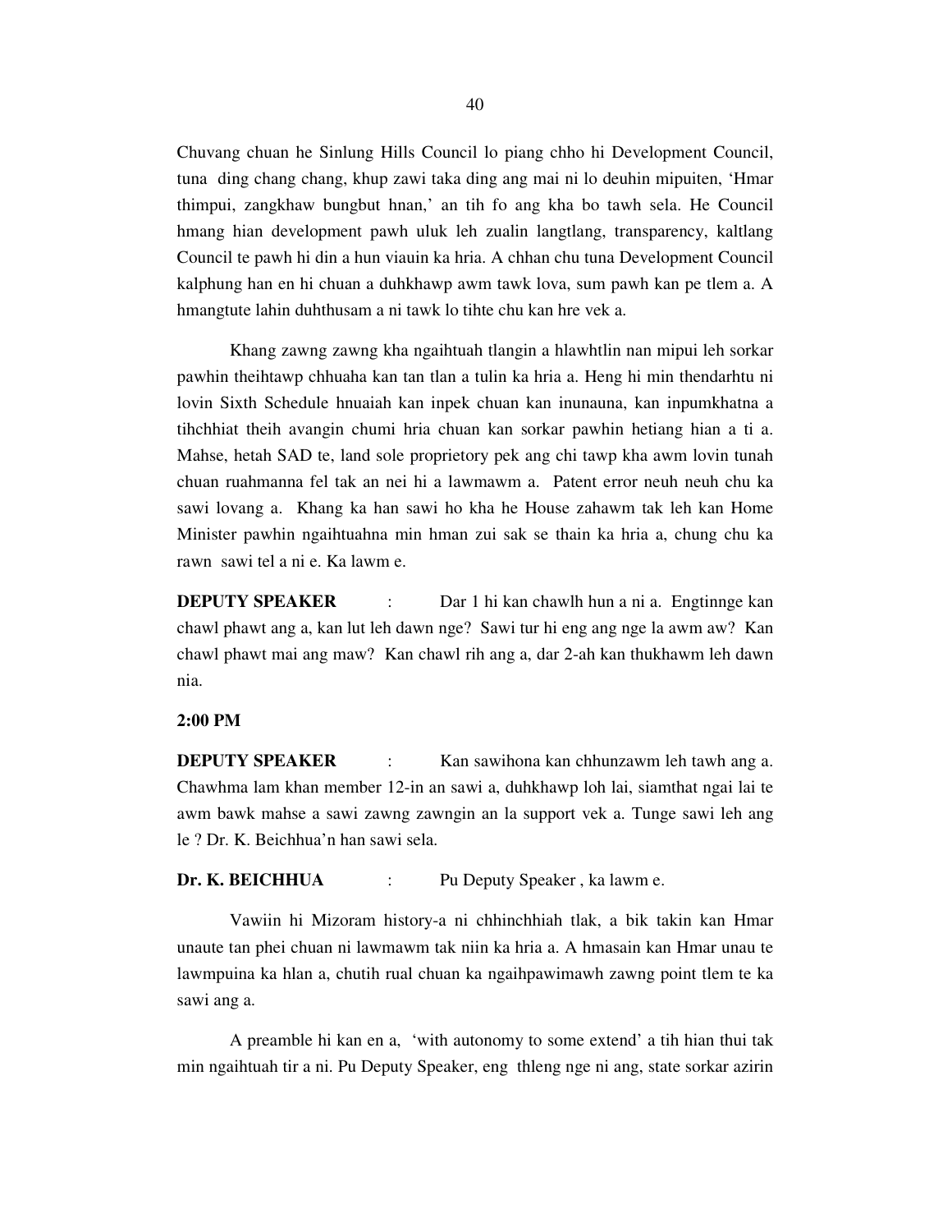Chuvang chuan he Sinlung Hills Council lo piang chho hi Development Council, tuna ding chang chang, khup zawi taka ding ang mai ni lo deuhin mipuiten, 'Hmar thimpui, zangkhaw bungbut hnan,' an tih fo ang kha bo tawh sela. He Council hmang hian development pawh uluk leh zualin langtlang, transparency, kaltlang Council te pawh hi din a hun viauin ka hria. A chhan chu tuna Development Council kalphung han en hi chuan a duhkhawp awm tawk lova, sum pawh kan pe tlem a. A hmangtute lahin duhthusam a ni tawk lo tihte chu kan hre vek a.

Khang zawng zawng kha ngaihtuah tlangin a hlawhtlin nan mipui leh sorkar pawhin theihtawp chhuaha kan tan tan tlan a tulin ka hria a. Heng hi min thendarhtu ni lovin Sixth Schedule hnuaiah kan inpek chuan kan inunauna, kan inpumkhatna a tihchhiat theih avangin chumi hria chuan kan sorkar pawhin hetiang hian a ti a. Mahse, hetah SAD te, land sole proprietory pek ang chi tawp kha awm lovin tunah chuan ruahmanna fel tak an nei hi a lawmawm a. Patent error neuh neuh chu ka sawi lovang a. Khang ka han sawi ho kha he House zahawm tak leh kan Home Minister pawhin ngaihtuahna min hman zui sak se thain ka hria a, chung chu ka rawn sawi tel a ni e. Ka lawm e.

**DEPUTY SPEAKER** : Dar 1 hi kan chawlh hun a ni a. Engtinnge kan chawl phawt ang a, kan lut leh dawn nge? Sawi tur hi eng ang nge la awm aw? Kan chawl phawt mai ang maw? Kan chawl rih ang a, dar 2-ah kan thukhawm leh dawn nia.

**2:00 PM**

**DEPUTY SPEAKER** : Kan sawihona kan chhunzawm leh tawh ang a. Chawhma lam khan member 12-in an sawi a, duhkhawp loh lai, siamthat ngai lai te awm bawk mahse a sawi zawng zawngin an la support vek a. Tunge sawi leh ang le ? Dr. K. Beichhua'n han sawi sela.

**Dr. K. BEICHHUA** : Pu Deputy Speaker , ka lawm e.

Vawiin hi Mizoram history-a ni chhinchhiah tlak, a bik takin kan Hmar unaute tan phei chuan ni lawmawm tak niin ka hria a. A hmasain kan Hmar unau te lawmpuina ka hlan a, chutih rual chuan ka ngaihpawimawh zawng point tlem te ka sawi ang a.

A preamble hi kan en a, 'with autonomy to some extend' a tih hian thui tak min ngaihtuah tir a ni. Pu Deputy Speaker, eng thleng nge ni ang, state sorkar azirin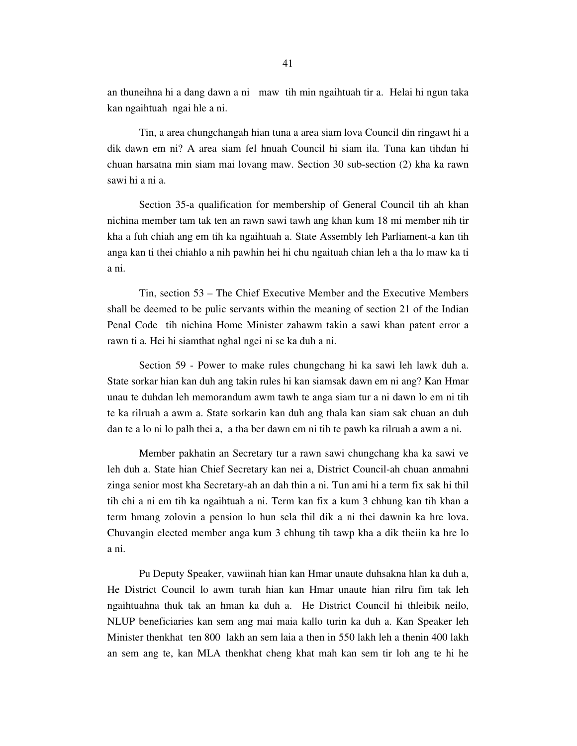an thuneihna hi a dang dawn a ni maw tih min ngaihtuah tir a. Helai hi ngun taka kan ngaihtuah ngai hle a ni.

Tin, a area chungchangah hian tuna a area siam lova Council din ringawt hi a dik dawn em ni? A area siam fel hnuah Council hi siam ila. Tuna kan tihdan hi chuan harsatna min siam mai lovang maw. Section 30 sub-section (2) kha ka rawn sawi hi a ni a.

Section 35-a qualification for membership of General Council tih ah khan nichina member tam tak ten an rawn sawi tawh ang khan kum 18 mi member nih tir kha a fuh chiah ang em tih ka ngaihtuah a. State Assembly leh Parliament-a kan tih anga kan ti thei chiahlo a nih pawhin hei hi chu ngaituah chian leh a tha lo maw ka ti a ni.

Tin, section 53 – The Chief Executive Member and the Executive Members shall be deemed to be pulic servants within the meaning of section 21 of the Indian Penal Code tih nichina Home Minister zahawm takin a sawi khan patent error a rawn ti a. Hei hi siamthat nghal ngei ni se ka duh a ni.

Section 59 - Power to make rules chungchang hi ka sawi leh lawk duh a. State sorkar hian kan duh ang takin rules hi kan siamsak dawn em ni ang? Kan Hmar unau te duhdan leh memorandum awm tawh te anga siam tur a ni dawn lo em ni tih te ka rilruah a awm a. State sorkarin kan duh ang thala kan siam sak chuan an duh dan te a lo ni lo palh thei a, a tha ber dawn em ni tih te pawh ka rilruah a awm a ni.

Member pakhatin an Secretary tur a rawn sawi chungchang kha ka sawi ve leh duh a. State hian Chief Secretary kan nei a, District Council-ah chuan anmahni zinga senior most kha Secretary-ah an dah thin a ni. Tun ami hi a term fix sak hi thil tih chi a ni em tih ka ngaihtuah a ni. Term kan fix a kum 3 chhung kan tih khan a term hmang zolovin a pension lo hun sela thil dik a ni thei dawnin ka hre lova. Chuvangin elected member anga kum 3 chhung tih tawp kha a dik theiin ka hre lo a ni.

Pu Deputy Speaker, vawiinah hian kan Hmar unaute duhsakna hlan ka duh a, He District Council lo awm turah hian kan Hmar unaute hian rilru fim tak leh ngaihtuahna thuk tak an hman ka duh a. He District Council hi thleibik neilo, NLUP beneficiaries kan sem ang mai maia kallo turin ka duh a. Kan Speaker leh Minister thenkhat ten 800 lakh an sem laia a then in 550 lakh leh a thenin 400 lakh an sem ang te, kan MLA thenkhat cheng khat mah kan sem tir loh ang te hi he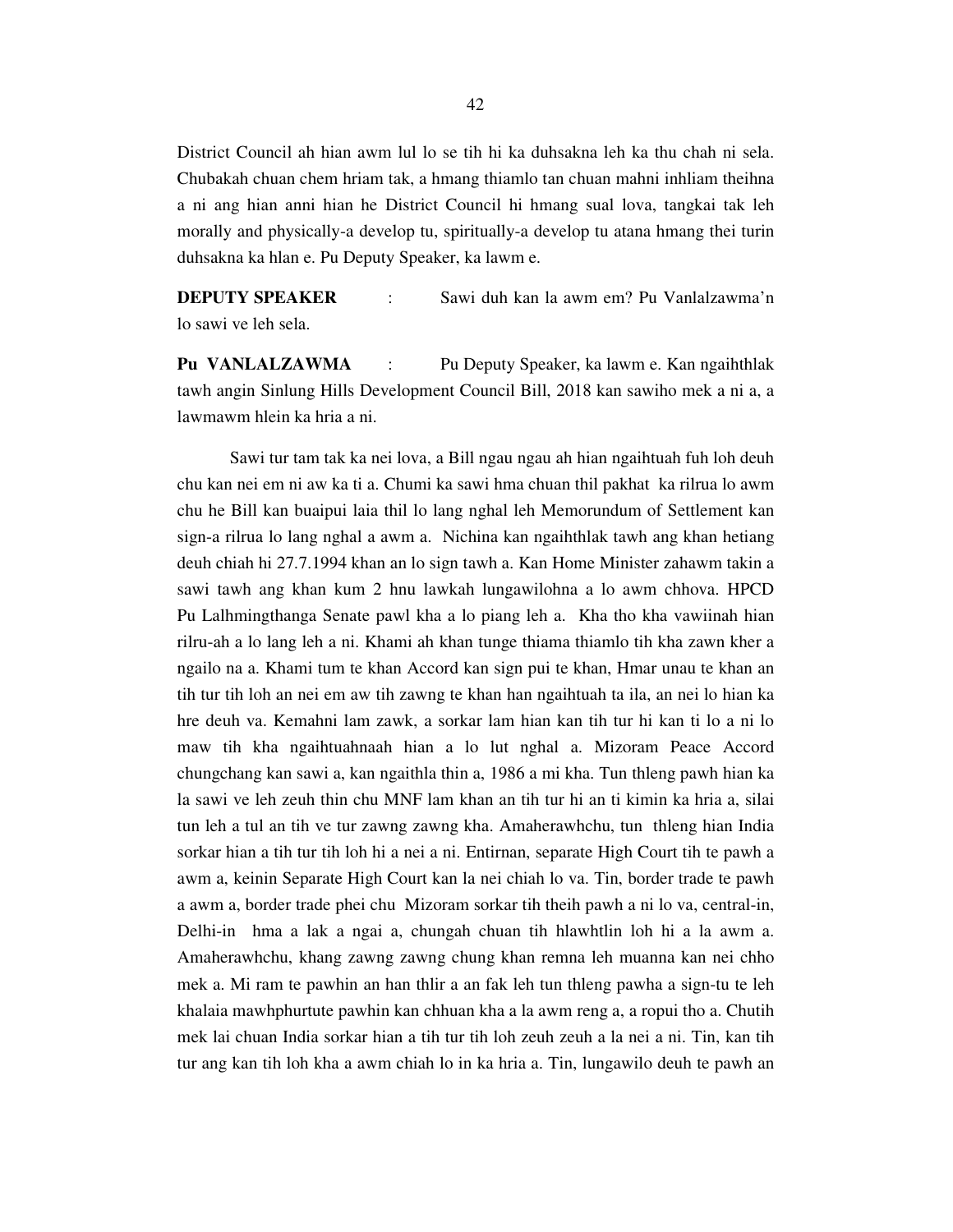District Council ah hian awm lul lo se tih hi ka duhsakna leh ka thu chah ni sela. Chubakah chuan chem hriam tak, a hmang thiamlo tan chuan mahni inhliam theihna a ni ang hian anni hian he District Council hi hmang sual lova, tangkai tak leh morally and physically-a develop tu, spiritually-a develop tu atana hmang thei turin duhsakna ka hlan e. Pu Deputy Speaker, ka lawm e.

**DEPUTY SPEAKER** : Sawi duh kan la awm em? Pu Vanlalzawma'n lo sawi ve leh sela.

**Pu VANLALZAWMA** : Pu Deputy Speaker, ka lawm e. Kan ngaihthlak tawh angin Sinlung Hills Development Council Bill, 2018 kan sawiho mek a ni a, a lawmawm hlein ka hria a ni.

Sawi tur tam tak ka nei lova, a Bill ngau ngau ah hian ngaihtuah fuh loh deuh chu kan nei em ni aw ka ti a. Chumi ka sawi hma chuan thil pakhat ka rilrua lo awm chu he Bill kan buaipui laia thil lo lang nghal leh Memorundum of Settlement kan sign-a rilrua lo lang nghal a awm a. Nichina kan ngaihthlak tawh ang khan hetiang deuh chiah hi 27.7.1994 khan an lo sign tawh a. Kan Home Minister zahawm takin a sawi tawh ang khan kum 2 hnu lawkah lungawilohna a lo awm chhova. HPCD Pu Lalhmingthanga Senate pawl kha a lo piang leh a. Kha tho kha vawiinah hian rilru-ah a lo lang leh a ni. Khami ah khan tunge thiama thiamlo tih kha zawn kher a ngailo na a. Khami tum te khan Accord kan sign pui te khan, Hmar unau te khan an tih tur tih loh an nei em aw tih zawng te khan han ngaihtuah ta ila, an nei lo hian ka hre deuh va. Kemahni lam zawk, a sorkar lam hian kan tih tur hi kan ti lo a ni lo maw tih kha ngaihtuahnaah hian a lo lut nghal a. Mizoram Peace Accord chungchang kan sawi a, kan ngaithla thin a, 1986 a mi kha. Tun thleng pawh hian ka la sawi ve leh zeuh thin chu MNF lam khan an tih tur hi an ti kimin ka hria a, silai tun leh a tul an tih ve tur zawng zawng kha. Amaherawhchu, tun thleng hian India sorkar hian a tih tur tih loh hi a nei a ni. Entirnan, separate High Court tih te pawh a awm a, keinin Separate High Court kan la nei chiah lo va. Tin, border trade te pawh a awm a, border trade phei chu Mizoram sorkar tih theih pawh a ni lo va, central-in, Delhi-in hma a lak a ngai a, chungah chuan tih hlawhtlin loh hi a la awm a. Amaherawhchu, khang zawng zawng chung khan remna leh muanna kan nei chho mek a. Mi ram te pawhin an han thlir a an fak leh tun thleng pawha a sign-tu te leh khalaia mawhphurtute pawhin kan chhuan kha a la awm reng a, a ropui tho a. Chutih mek lai chuan India sorkar hian a tih tur tih loh zeuh zeuh a la nei a ni. Tin, kan tih tur ang kan tih loh kha a awm chiah lo in ka hria a. Tin, lungawilo deuh te pawh an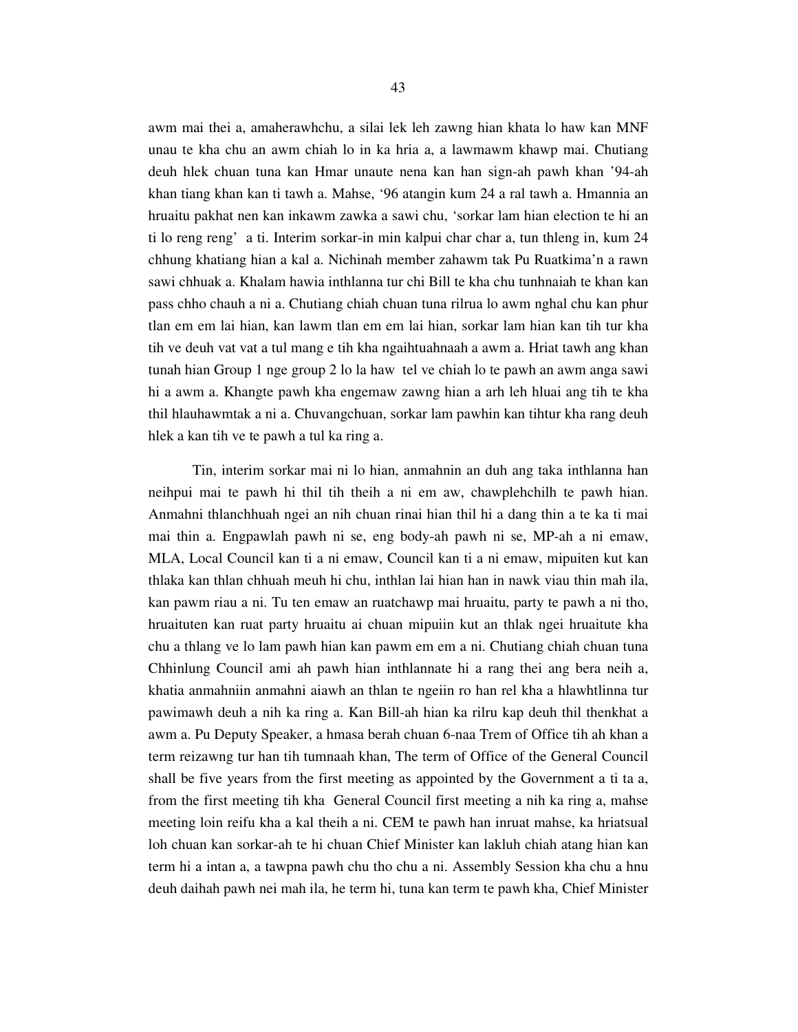awm mai thei a, amaherawhchu, a silai lek leh zawng hian khata lo haw kan MNF unau te kha chu an awm chiah lo in ka hria a, a lawmawm khawp mai. Chutiang deuh hlek chuan tuna kan Hmar unaute nena kan han sign-ah pawh khan '94-ah khan tiang khan kan ti tawh a. Mahse, '96 atangin kum 24 a ral tawh a. Hmannia an hruaitu pakhat nen kan inkawm zawka a sawi chu, 'sorkar lam hian election te hi an ti lo reng reng' a ti. Interim sorkar-in min kalpui char char a, tun thleng in, kum 24 chhung khatiang hian a kal a. Nichinah member zahawm tak Pu Ruatkima'n a rawn sawi chhuak a. Khalam hawia inthlanna tur chi Bill te kha chu tunhnaiah te khan kan pass chho chauh a ni a. Chutiang chiah chuan tuna rilrua lo awm nghal chu kan phur tlan em em lai hian, kan lawm tlan em em lai hian, sorkar lam hian kan tih tur kha tih ve deuh vat vat a tul mang e tih kha ngaihtuahnaah a awm a. Hriat tawh ang khan tunah hian Group 1 nge group 2 lo la haw tel ve chiah lo te pawh an awm anga sawi hi a awm a. Khangte pawh kha engemaw zawng hian a arh leh hluai ang tih te kha thil hlauhawmtak a ni a. Chuvangchuan, sorkar lam pawhin kan tihtur kha rang deuh hlek a kan tih ve te pawh a tul ka ring a.

Tin, interim sorkar mai ni lo hian, anmahnin an duh ang taka inthlanna han neihpui mai te pawh hi thil tih theih a ni em aw, chawplehchilh te pawh hian. Anmahni thlanchhuah ngei an nih chuan rinai hian thil hi a dang thin a te ka ti mai mai thin a. Engpawlah pawh ni se, eng body-ah pawh ni se, MP-ah a ni emaw, MLA, Local Council kan ti a ni emaw, Council kan ti a ni emaw, mipuiten kut kan thlaka kan thlan chhuah meuh hi chu, inthlan lai hian han in nawk viau thin mah ila, kan pawm riau a ni. Tu ten emaw an ruatchawp mai hruaitu, party te pawh a ni tho, hruaituten kan ruat party hruaitu ai chuan mipuiin kut an thlak ngei hruaitute kha chu a thlang ve lo lam pawh hian kan pawm em em a ni. Chutiang chiah chuan tuna Chhinlung Council ami ah pawh hian inthlannate hi a rang thei ang bera neih a, khatia anmahniin anmahni aiawh an thlan te ngeiin ro han rel kha a hlawhtlinna tur pawimawh deuh a nih ka ring a. Kan Bill-ah hian ka rilru kap deuh thil thenkhat a awm a. Pu Deputy Speaker, a hmasa berah chuan 6-naa Trem of Office tih ah khan a term reizawng tur han tih tumnaah khan, The term of Office of the General Council shall be five years from the first meeting as appointed by the Government a ti ta a, from the first meeting tih kha General Council first meeting a nih ka ring a, mahse meeting loin reifu kha a kal theih a ni. CEM te pawh han inruat mahse, ka hriatsual loh chuan kan sorkar-ah te hi chuan Chief Minister kan lakluh chiah atang hian kan term hi a intan a, a tawpna pawh chu tho chu a ni. Assembly Session kha chu a hnu deuh daihah pawh nei mah ila, he term hi, tuna kan term te pawh kha, Chief Minister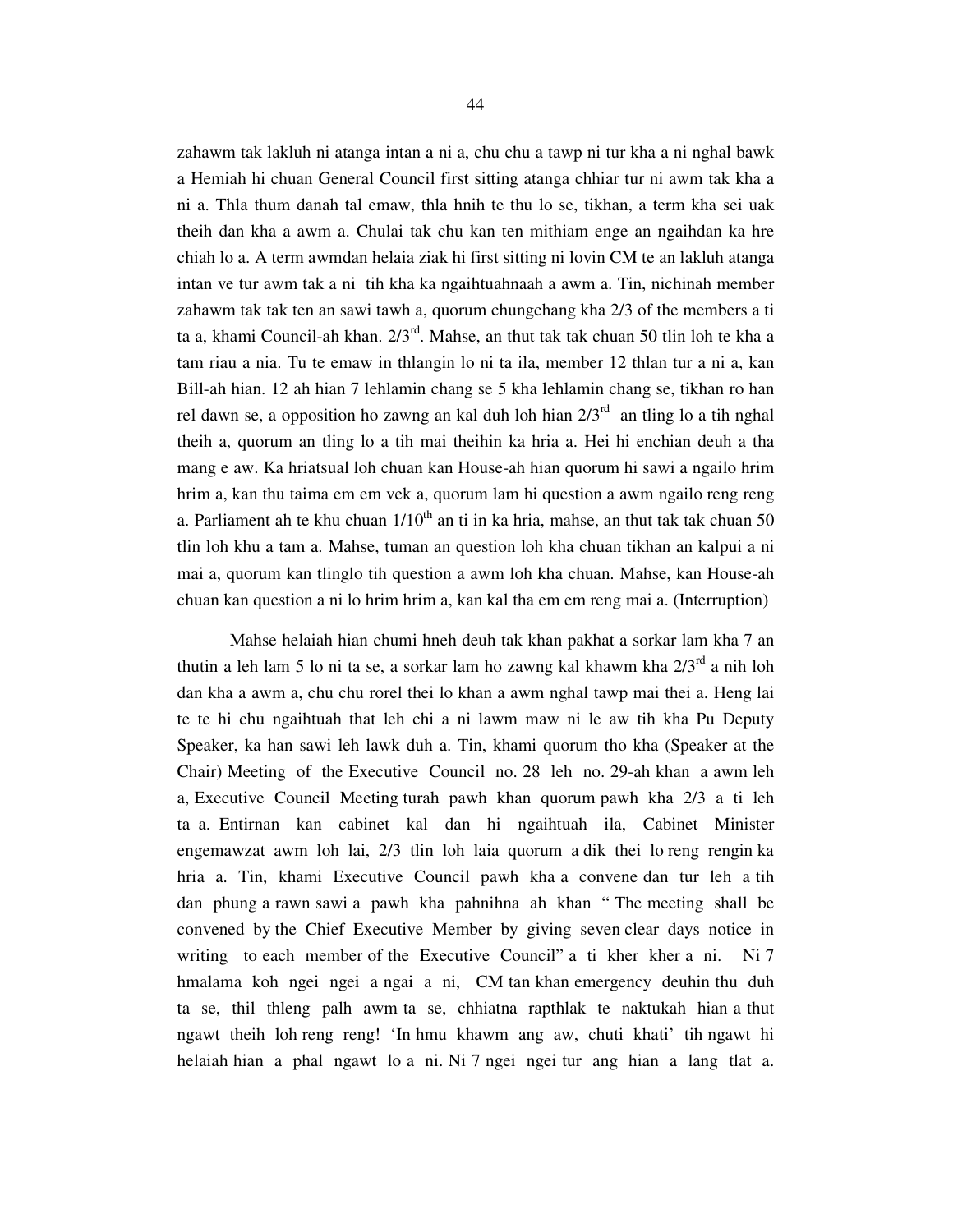zahawm tak lakluh ni atanga intan a ni a, chu chu a tawp ni tur kha a ni nghal bawk a Hemiah hi chuan General Council first sitting atanga chhiar tur ni awm tak kha a ni a. Thla thum danah tal emaw, thla hnih te thu lo se, tikhan, a term kha sei uak theih dan kha a awm a. Chulai tak chu kan ten mithiam enge an ngaihdan ka hre chiah lo a. A term awmdan helaia ziak hi first sitting ni lovin CM te an lakluh atanga intan ve tur awm tak a ni tih kha ka ngaihtuahnaah a awm a. Tin, nichinah member zahawm tak tak ten an sawi tawh a, quorum chungchang kha 2/3 of the members a ti ta a, khami Council-ah khan. 2/3rd. Mahse, an thut tak tak chuan 50 tlin loh te kha a tam riau a nia. Tu te emaw in thlangin lo ni ta ila, member 12 thlan tur a ni a, kan Bill-ah hian. 12 ah hian 7 lehlamin chang se 5 kha lehlamin chang se, tikhan ro han rel dawn se, a opposition ho zawng an kal duh loh hian 2/3rd an tling lo a tih nghal theih a, quorum an tling lo a tih mai theihin ka hria a. Hei hi enchian deuh a tha mang e aw. Ka hriatsual loh chuan kan House-ah hian quorum hi sawi a ngailo hrim hrim a, kan thu taima em em vek a, quorum lam hi question a awm ngailo reng reng a. Parliament ah te khu chuan 1/10th an ti in ka hria, mahse, an thut tak tak chuan 50 tlin loh khu a tam a. Mahse, tuman an question loh kha chuan tikhan an kalpui a ni mai a, quorum kan tlinglo tih question a awm loh kha chuan. Mahse, kan House-ah chuan kan question a ni lo hrim hrim a, kan kal tha em em reng mai a. (Interruption)

Mahse helaiah hian chumi hneh deuh tak khan pakhat a sorkar lam kha 7 an thutin a leh lam 5 lo ni ta se, a sorkar lam ho zawng kal khawm kha 2/3rd a nih loh dan kha a awm a, chu chu rorel thei lo khan a awm nghal tawp mai thei a. Heng lai te te hi chu ngaihtuah that leh chi a ni lawm maw ni le aw tih kha Pu Deputy Speaker, ka han sawi leh lawk duh a. Tin, khami quorum tho kha (Speaker at the Chair) Meeting of the Executive Council no. 28 leh no. 29-ah khan a awm leh a, Executive Council Meeting turah pawh khan quorum pawh kha 2/3 a ti leh ta a. Entirnan kan cabinet kal dan hi ngaihtuah ila, Cabinet Minister engemawzat awm loh lai, 2/3 tlin loh laia quorum a dik thei lo reng rengin ka hria a. Tin, khami Executive Council pawh kha a convene dan tur leh a tih dan phung a rawn sawi a pawh kha pahnihna ah khan " The meeting shall be convened by the Chief Executive Member by giving seven clear days notice in writing to each member of the Executive Council" a ti kher kher a ni. Ni 7 hmalama koh ngei ngei a ngai a ni, CM tan khan emergency deuhin thu duh ta se, thil thleng palh awm ta se, chhiatna rapthlak te naktukah hian a thut ngawt theih loh reng reng! 'In hmu khawm ang aw, chuti khati' tih ngawt hi helaiah hian a phal ngawt lo a ni. Ni 7 ngei ngei tur ang hian a lang tlat a.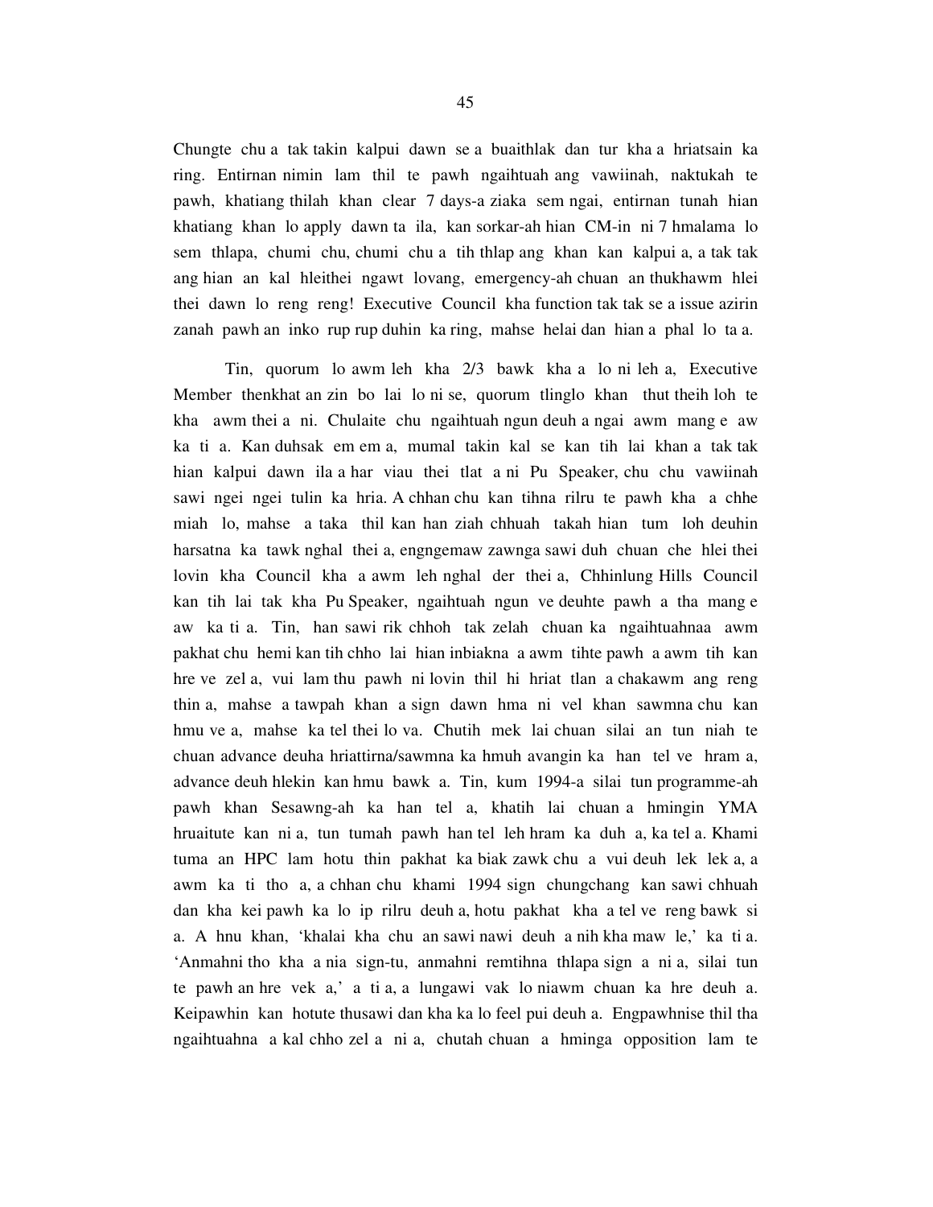Chungte chu a tak takin kalpui dawn se a buaithlak dan tur kha a hriatsain ka ring. Entirnan nimin lam thil te pawh ngaihtuah ang vawiinah, naktukah te pawh, khatiang thilah khan clear 7 days-a ziaka sem ngai, entirnan tunah hian khatiang khan lo apply dawn ta ila, kan sorkar-ah hian CM-in ni 7 hmalama lo sem thlapa, chumi chu, chumi chu a tih thlap ang khan kan kalpui a, a tak tak ang hian an kal hleithei ngawt lovang, emergency-ah chuan an thukhawm hlei thei dawn lo reng reng! Executive Council kha function tak tak se a issue azirin zanah pawh an inko rup rup duhin ka ring, mahse helai dan hian a phal lo ta a.

Tin, quorum lo awm leh kha 2/3 bawk kha a lo ni leh a, Executive Member thenkhat an zin bo lai lo ni se, quorum tlinglo khan thut theih loh te kha awm thei a ni. Chulaite chu ngaihtuah ngun deuh a ngai awm mang e aw ka ti a. Kan duhsak em em a, mumal takin kal se kan tih lai khan a tak tak hian kalpui dawn ila a har viau thei tlat a ni Pu Speaker, chu chu vawiinah sawi ngei ngei tulin ka hria. A chhan chu kan tihna rilru te pawh kha a chhe miah lo, mahse a taka thil kan han ziah chhuah takah hian tum loh deuhin harsatna ka tawk nghal thei a, engngemaw zawnga sawi duh chuan che hlei thei lovin kha Council kha a awm leh nghal der thei a, Chhinlung Hills Council kan tih lai tak kha Pu Speaker, ngaihtuah ngun ve deuhte pawh a tha mang e aw ka ti a. Tin, han sawi rik chhoh tak zelah chuan ka ngaihtuahnaa awm pakhat chu hemi kan tih chho lai hian inbiakna a awm tihte pawh a awm tih kan hre ve zel a, vui lam thu pawh ni lovin thil hi hriat tlan a chakawm ang reng thin a, mahse a tawpah khan a sign dawn hma ni vel khan sawmna chu kan hmu ve a, mahse ka tel thei lo va. Chutih mek lai chuan silai an tun niah te chuan advance deuha hriattirna/sawmna ka hmuh avangin ka han tel ve hram a, advance deuh hlekin kan hmu bawk a. Tin, kum 1994-a silai tun programme-ah pawh khan Sesawng-ah ka han tel a, khatih lai chuan a hmingin YMA hruaitute kan ni a, tun tumah pawh han tel leh hram ka duh a, ka tel a. Khami tuma an HPC lam hotu thin pakhat ka biak zawk chu a vui deuh lek lek a, a awm ka ti tho a, a chhan chu khami 1994 sign chungchang kan sawi chhuah dan kha kei pawh ka lo ip rilru deuh a, hotu pakhat kha a tel ve reng bawk si a. A hnu khan, 'khalai kha chu an sawi nawi deuh a nih kha maw le,' ka ti a. 'Anmahni tho kha a nia sign-tu, anmahni remtihna thlapa sign a ni a, silai tun te pawh an hre vek a,' a ti a, a lungawi vak lo niawm chuan ka hre deuh a. Keipawhin kan hotute thusawi dan kha ka lo feel pui deuh a. Engpawhnise thil tha ngaihtuahna a kal chho zel a ni a, chutah chuan a hminga opposition lam te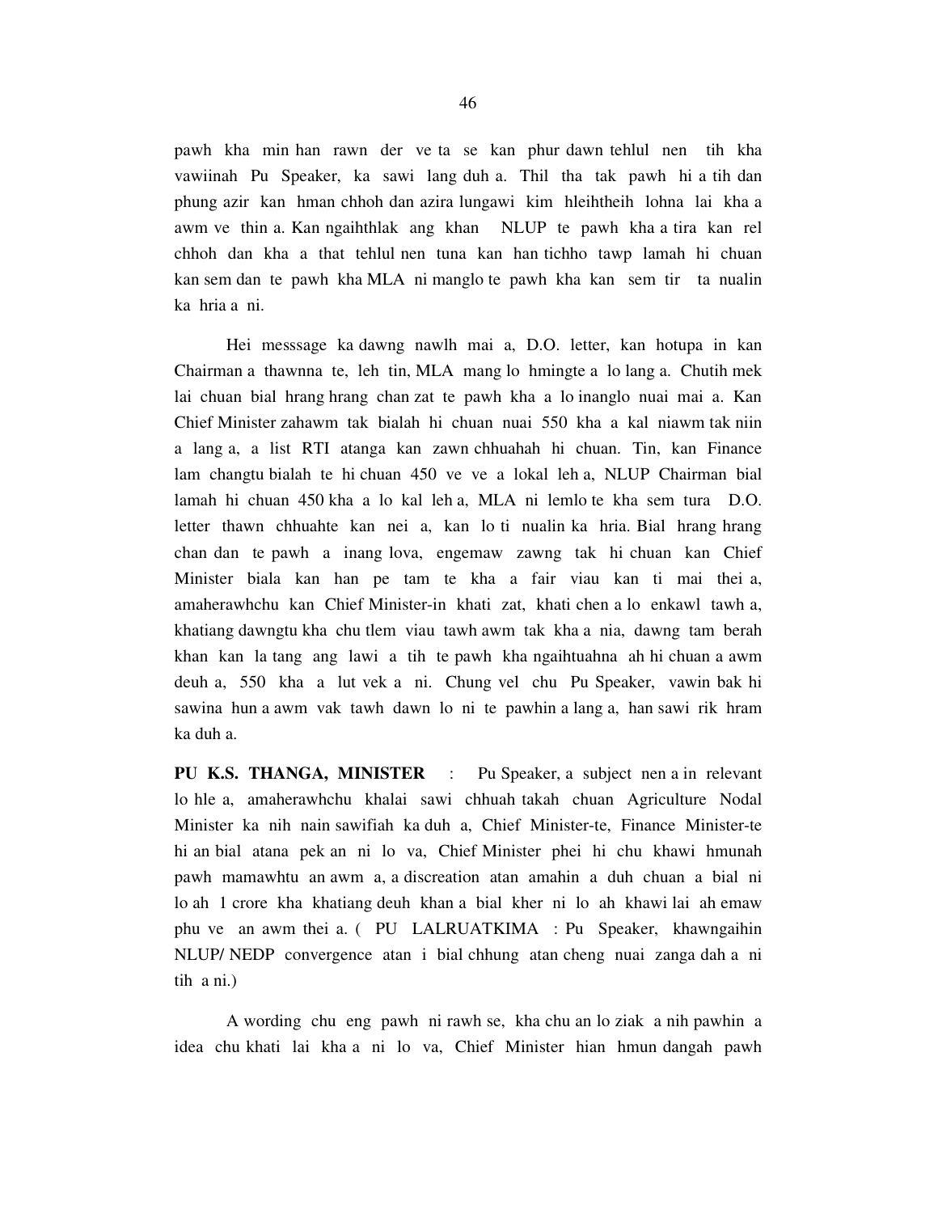pawh kha min han rawn der ve ta se kan phur dawn tehlul nen tih kha vawiinah Pu Speaker, ka sawi lang duh a. Thil tha tak pawh hi a tih dan phung azir kan hman chhoh dan azira lungawi kim hleihtheih lohna lai kha a awm ve thin a. Kan ngaihthlak ang khan NLUP te pawh kha a tira kan rel chhoh dan kha a that tehlul nen tuna kan han tichho tawp lamah hi chuan kan sem dan te pawh kha MLA ni manglo te pawh kha kan sem tir ta nualin ka hria a ni.

Hei messsage ka dawng nawlh mai a, D.O. letter, kan hotupa in kan Chairman a thawnna te, leh tin, MLA mang lo hmingte a lo lang a. Chutih mek lai chuan bial hrang hrang chan zat te pawh kha a lo inanglo nuai mai a. Kan Chief Minister zahawm tak bialah hi chuan nuai 550 kha a kal niawm tak niin a lang a, a list RTI atanga kan zawn chhuahah hi chuan. Tin, kan Finance lam changtu bialah te hi chuan 450 ve ve a lokal leh a, NLUP Chairman bial lamah hi chuan 450 kha a lo kal leh a, MLA ni lemlo te kha sem tura D.O. letter thawn chhuahte kan nei a, kan lo ti nualin ka hria. Bial hrang hrang chan dan te pawh a inang lova, engemaw zawng tak hi chuan kan Chief Minister biala kan han pe tam te kha a fair viau kan ti mai thei a, amaherawhchu kan Chief Minister-in khati zat, khati chen a lo enkawl tawh a, khatiang dawngtu kha chu tlem viau tawh awm tak kha a nia, dawng tam berah khan kan la tang ang lawi a tih te pawh kha ngaihtuahna ah hi chuan a awm deuh a, 550 kha a lut vek a ni. Chung vel chu Pu Speaker, vawin bak hi sawina hun a awm vak tawh dawn lo ni te pawhin a lang a, han sawi rik hram ka duh a.

**PU K.S. THANGA, MINISTER** : Pu Speaker, a subject nen a in relevant lo hle a, amaherawhchu khalai sawi chhuah takah chuan Agriculture Nodal Minister ka nih nain sawifiah ka duh a, Chief Minister-te, Finance Minister-te hi an bial atana pek an ni lo va, Chief Minister phei hi chu khawi hmunah pawh mamawhtu an awm a, a discreation atan amahin a duh chuan a bial ni lo ah 1 crore kha khatiang deuh khan a bial kher ni lo ah khawi lai ah emaw phu ve an awm thei a. ( PU LALRUATKIMA : Pu Speaker, khawngaihin NLUP/ NEDP convergence atan i bial chhung atan cheng nuai zanga dah a ni tih a ni.)

A wording chu eng pawh ni rawh se, kha chu an lo ziak a nih pawhin a idea chu khati lai kha a ni lo va, Chief Minister hian hmun dangah pawh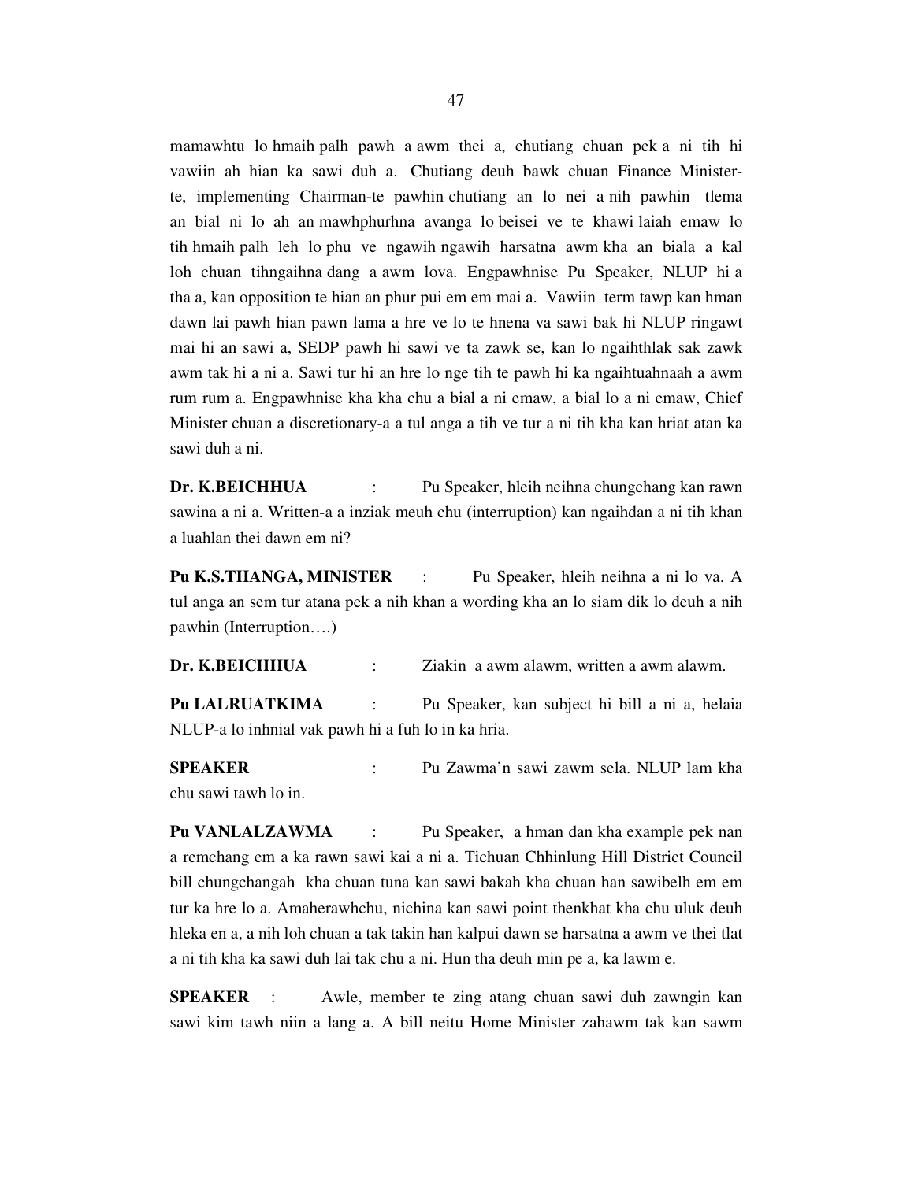mamawhtu lo hmaih palh pawh a awm thei a, chutiang chuan pek a ni tih hi vawiin ah hian ka sawi duh a. Chutiang deuh bawk chuan Finance Minister-te, implementing Chairman-te pawhin chutiang an lo nei a nih pawhin tlema an bial ni lo ah an mawhphurhna avanga lo beisei ve te khawi laiah emaw lo tih hmaih palh leh lo phu ve ngawih ngawih harsatna awm kha an biala a kal loh chuan tihngaihna dang a awm lova. Engpawhnise Pu Speaker, NLUP hi a tha a, kan opposition te hian an phur pui em em mai a. Vawiin term tawp kan hman dawn lai pawh hian pawn lama a hre ve lo te hnena va sawi bak hi NLUP ringawt mai hi an sawi a, SEDP pawh hi sawi ve ta zawk se, kan lo ngaihthlak sak zawk awm tak hi a ni a. Sawi tur hi an hre lo nge tih te pawh hi ka ngaihtuahnaah a awm rum rum a. Engpawhnise kha kha chu a bial a ni emaw, a bial lo a ni emaw, Chief Minister chuan a discretionary-a a tul anga a tih ve tur a ni tih kha kan hriat atan ka sawi duh a ni.

**Dr. K.BEICHHUA** : Pu Speaker, hleih neihna chungchang kan rawn sawina a ni a. Written-a a inziak meuh chu (interruption) kan ngaihdan a ni tih khan a luahlan thei dawn em ni?

**Pu K.S.THANGA, MINISTER** : Pu Speaker, hleih neihna a ni lo va. A tul anga an sem tur atana pek a nih khan a wording kha an lo siam dik lo deuh a nih pawhin (Interruption….)

**Dr. K.BEICHHUA** : Ziakin a awm alawm, written a awm alawm.

**Pu LALRUATKIMA** : Pu Speaker, kan subject hi bill a ni a, helaia NLUP-a lo inhnial vak pawh hi a fuh lo in ka hria.

**SPEAKER** : Pu Zawma'n sawi zawm sela. NLUP lam kha chu sawi tawh lo in.

**Pu VANLALZAWMA** : Pu Speaker, a hman dan kha example pek nan a remchang em a ka rawn sawi kai a ni a. Tichuan Chhinlung Hill District Council bill chungchangah kha chuan tuna kan sawi bakah kha chuan han sawibelh em em tur ka hre lo a. Amaherawhchu, nichina kan sawi point thenkhat kha chu uluk deuh hleka en a, a nih loh chuan a tak takin han kalpui dawn se harsatna a awm ve thei tlat a ni tih kha ka sawi duh lai tak chu a ni. Hun tha deuh min pe a, ka lawm e.

**SPEAKER** : Awle, member te zing atang chuan sawi duh zawngin kan sawi kim tawh niin a lang a. A bill neitu Home Minister zahawm tak kan sawm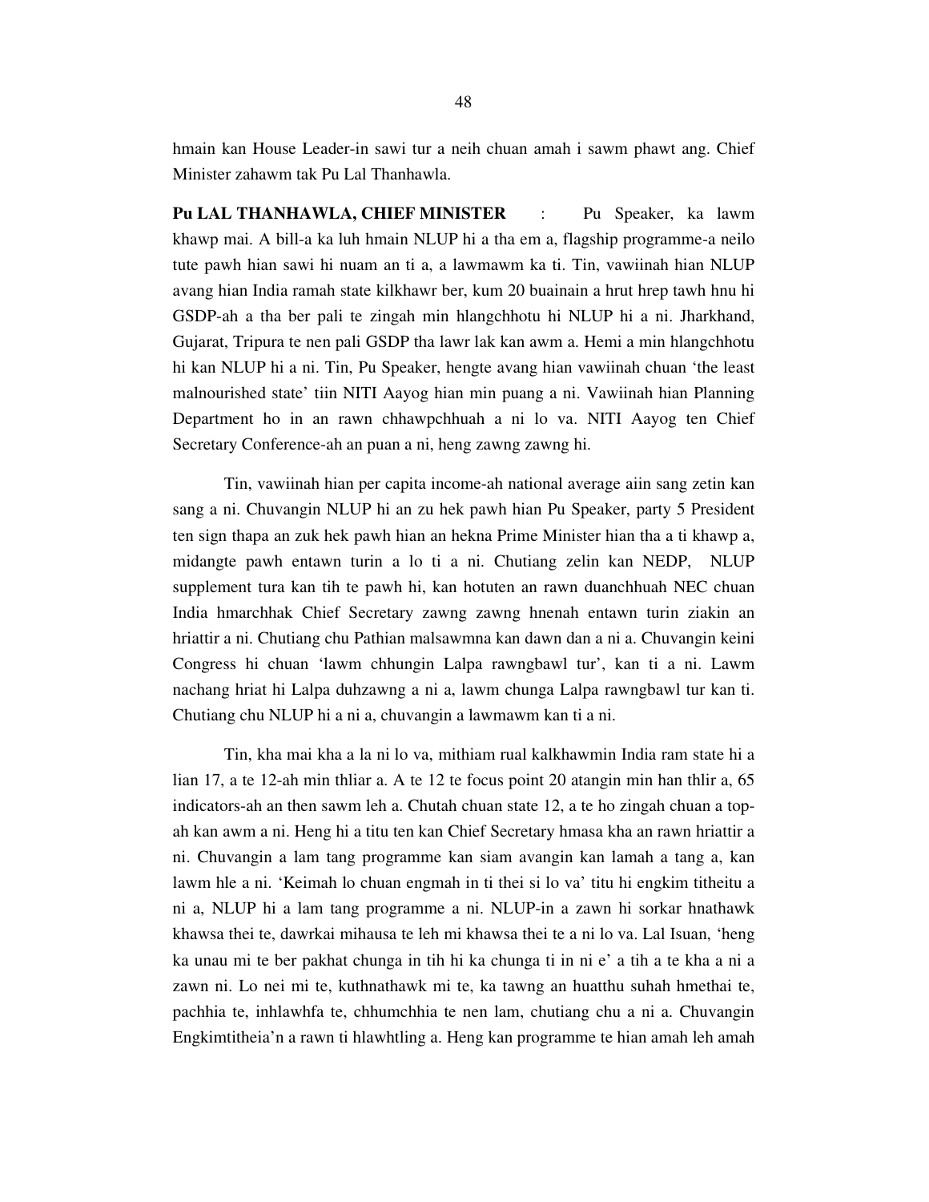hmain kan House Leader-in sawi tur a neih chuan amah i sawm phawt ang. Chief Minister zahawm tak Pu Lal Thanhawla.

**Pu LAL THANHAWLA, CHIEF MINISTER** : Pu Speaker, ka lawm khawp mai. A bill-a ka luh hmain NLUP hi a tha em a, flagship programme-a neilo tute pawh hian sawi hi nuam an ti a, a lawmawm ka ti. Tin, vawiinah hian NLUP avang hian India ramah state kilkhawr ber, kum 20 buainain a hrut hrep tawh hnu hi GSDP-ah a tha ber pali te zingah min hlangchhotu hi NLUP hi a ni. Jharkhand, Gujarat, Tripura te nen pali GSDP tha lawr lak kan awm a. Hemi a min hlangchhotu hi kan NLUP hi a ni. Tin, Pu Speaker, hengte avang hian vawiinah chuan 'the least malnourished state' tiin NITI Aayog hian min puang a ni. Vawiinah hian Planning Department ho in an rawn chhawpchhuah a ni lo va. NITI Aayog ten Chief Secretary Conference-ah an puan a ni, heng zawng zawng hi.

Tin, vawiinah hian per capita income-ah national average aiin sang zetin kan sang a ni. Chuvangin NLUP hi an zu hek pawh hian Pu Speaker, party 5 President ten sign thapa an zuk hek pawh hian an hekna Prime Minister hian tha a ti khawp a, midangte pawh entawn turin a lo ti a ni. Chutiang zelin kan NEDP, NLUP supplement tura kan tih te pawh hi, kan hotuten an rawn duanchhuah NEC chuan India hmarchhak Chief Secretary zawng zawng hnenah entawn turin ziakin an hriattir a ni. Chutiang chu Pathian malsawmna kan dawn dan a ni a. Chuvangin keini Congress hi chuan 'lawm chhungin Lalpa rawngbawl tur', kan ti a ni. Lawm nachang hriat hi Lalpa duhzawng a ni a, lawm chunga Lalpa rawngbawl tur kan ti. Chutiang chu NLUP hi a ni a, chuvangin a lawmawm kan ti a ni.

Tin, kha mai kha a la ni lo va, mithiam rual kalkhawmin India ram state hi a lian 17, a te 12-ah min thliar a. A te 12 te focus point 20 atangin min han thlir a, 65 indicators-ah an then sawm leh a. Chutah chuan state 12, a te ho zingah chuan a top-ah kan awm a ni. Heng hi a titu ten kan Chief Secretary hmasa kha an rawn hriattir a ni. Chuvangin a lam tang programme kan siam avangin kan lamah a tang a, kan lawm hle a ni. 'Keimah lo chuan engmah in ti thei si lo va' titu hi engkim titheitu a ni a, NLUP hi a lam tang programme a ni. NLUP-in a zawn hi sorkar hnathawk khawsa thei te, dawrkai mihausa te leh mi khawsa thei te a ni lo va. Lal Isuan, 'heng ka unau mi te ber pakhat chunga in tih hi ka chunga ti in ni e' a tih a te kha a ni a zawn ni. Lo nei mi te, kuthnathawk mi te, ka tawng an huatthu suhah hmethai te, pachhia te, inhlawhfa te, chhumchhia te nen lam, chutiang chu a ni a. Chuvangin Engkimtitheia'n a rawn ti hlawhtling a. Heng kan programme te hian amah leh amah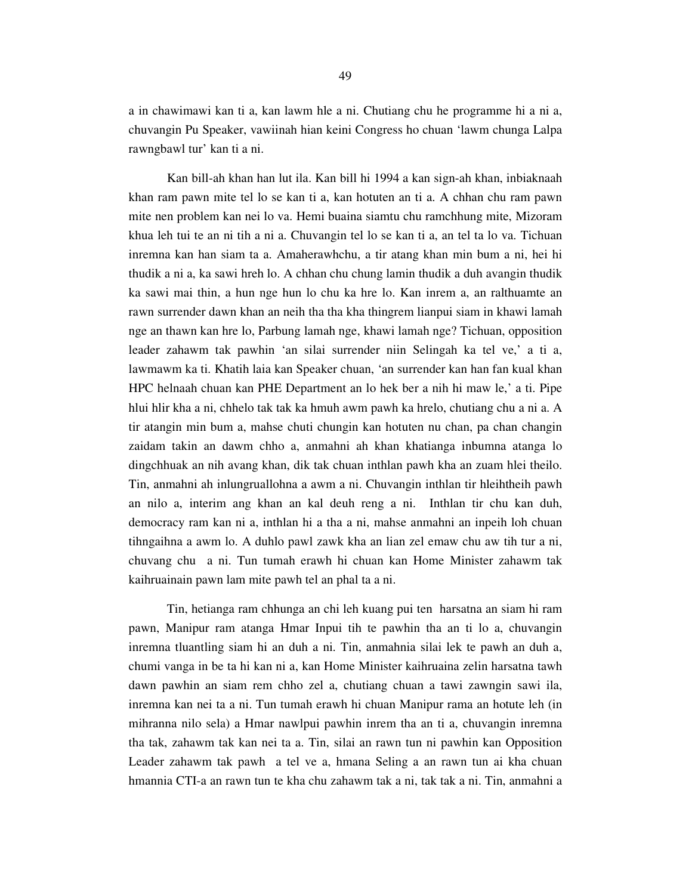a in chawimawi kan ti a, kan lawm hle a ni. Chutiang chu he programme hi a ni a, chuvangin Pu Speaker, vawiinah hian keini Congress ho chuan 'lawm chunga Lalpa rawngbawl tur' kan ti a ni.

Kan bill-ah khan han lut ila. Kan bill hi 1994 a kan sign-ah khan, inbiaknaah khan ram pawn mite tel lo se kan ti a, kan hotuten an ti a. A chhan chu ram pawn mite nen problem kan nei lo va. Hemi buaina siamtu chu ramchhung mite, Mizoram khua leh tui te an ni tih a ni a. Chuvangin tel lo se kan ti a, an tel ta lo va. Tichuan inremna kan han siam ta a. Amaherawhchu, a tir atang khan min bum a ni, hei hi thudik a ni a, ka sawi hreh lo. A chhan chu chung lamin thudik a duh avangin thudik ka sawi mai thin, a hun nge hun lo chu ka hre lo. Kan inrem a, an ralthuamte an rawn surrender dawn khan an neih tha tha kha thingrem lianpui siam in khawi lamah nge an thawn kan hre lo, Parbung lamah nge, khawi lamah nge? Tichuan, opposition leader zahawm tak pawhin 'an silai surrender niin Selingah ka tel ve,' a ti a, lawmawm ka ti. Khatih laia kan Speaker chuan, 'an surrender kan han fan kual khan HPC helnaah chuan kan PHE Department an lo hek ber a nih hi maw le,' a ti. Pipe hlui hlir kha a ni, chhelo tak tak ka hmuh awm pawh ka hrelo, chutiang chu a ni a. A tir atangin min bum a, mahse chuti chungin kan hotuten nu chan, pa chan changin zaidam takin an dawm chho a, anmahni ah khan khatianga inbumna atanga lo dingchhuak an nih avang khan, dik tak chuan inthlan pawh kha an zuam hlei theilo. Tin, anmahni ah inlungruallohna a awm a ni. Chuvangin inthlan tir hleihtheih pawh an nilo a, interim ang khan an kal deuh reng a ni. Inthlan tir chu kan duh, democracy ram kan ni a, inthlan hi a tha a ni, mahse anmahni an inpeih loh chuan tihngaihna a awm lo. A duhlo pawl zawk kha an lian zel emaw chu aw tih tur a ni, chuvang chu a ni. Tun tumah erawh hi chuan kan Home Minister zahawm tak kaihruainain pawn lam mite pawh tel an phal ta a ni.

Tin, hetianga ram chhunga an chi leh kuang pui ten harsatna an siam hi ram pawn, Manipur ram atanga Hmar Inpui tih te pawhin tha an ti lo a, chuvangin inremna tluantling siam hi an duh a ni. Tin, anmahnia silai lek te pawh an duh a, chumi vanga in be ta hi kan ni a, kan Home Minister kaihruaina zelin harsatna tawh dawn pawhin an siam rem chho zel a, chutiang chuan a tawi zawngin sawi ila, inremna kan nei ta a ni. Tun tumah erawh hi chuan Manipur rama an hotute leh (in mihranna nilo sela) a Hmar nawlpui pawhin inrem tha an ti a, chuvangin inremna tha tak, zahawm tak kan nei ta a. Tin, silai an rawn tun ni pawhin kan Opposition Leader zahawm tak pawh a tel ve a, hmana Seling a an rawn tun ai kha chuan hmannia CTI-a an rawn tun te kha chu zahawm tak a ni, tak tak a ni. Tin, anmahni a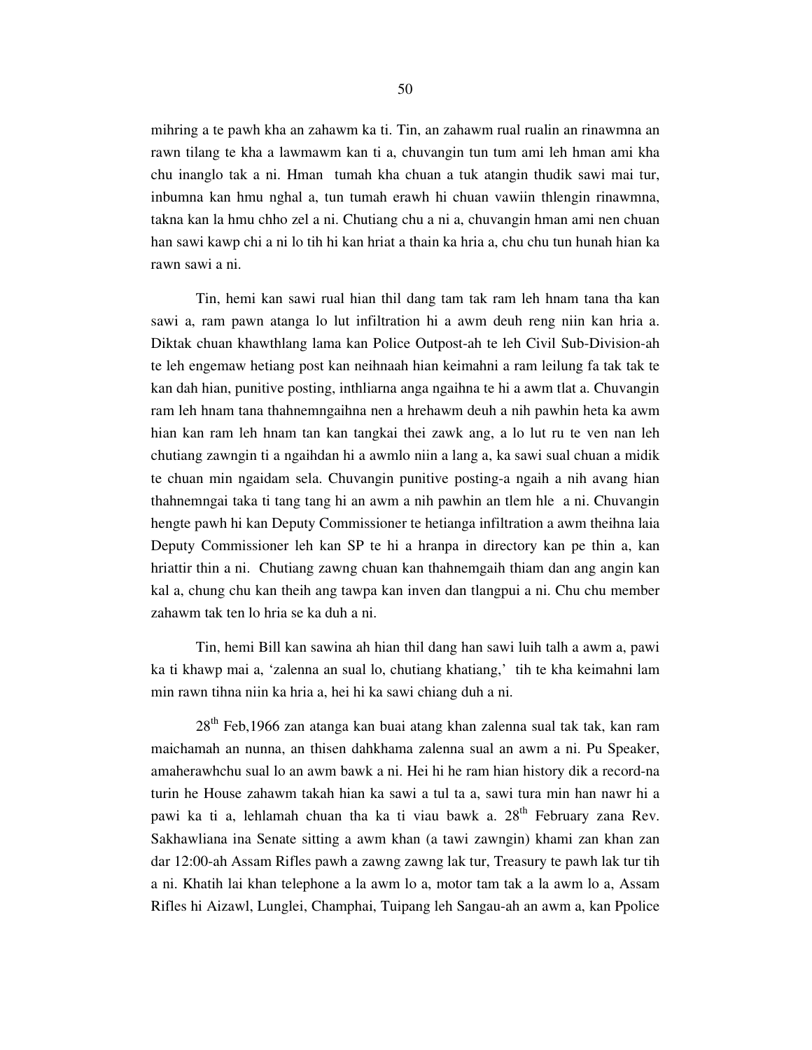mihring a te pawh kha an zahawm ka ti. Tin, an zahawm rual rualin an rinawmna an rawn tilang te kha a lawmawm kan ti a, chuvangin tun tum ami leh hman ami kha chu inanglo tak a ni. Hman tumah kha chuan a tuk atangin thudik sawi mai tur, inbumna kan hmu nghal a, tun tumah erawh hi chuan vawiin thlengin rinawmna, takna kan la hmu chho zel a ni. Chutiang chu a ni a, chuvangin hman ami nen chuan han sawi kawp chi a ni lo tih hi kan hriat a thain ka hria a, chu chu tun hunah hian ka rawn sawi a ni.

Tin, hemi kan sawi rual hian thil dang tam tak ram leh hnam tana tha kan sawi a, ram pawn atanga lo lut infiltration hi a awm deuh reng niin kan hria a. Diktak chuan khawthlang lama kan Police Outpost-ah te leh Civil Sub-Division-ah te leh engemaw hetiang post kan neihnaah hian keimahni a ram leilung fa tak tak te kan dah hian, punitive posting, inthliarna anga ngaihna te hi a awm tlat a. Chuvangin ram leh hnam tana thahnemngaihna nen a hrehawm deuh a nih pawhin heta ka awm hian kan ram leh hnam tan kan tangkai thei zawk ang, a lo lut ru te ven nan leh chutiang zawngin ti a ngaihdan hi a awmlo niin a lang a, ka sawi sual chuan a midik te chuan min ngaidam sela. Chuvangin punitive posting-a ngaih a nih avang hian thahnemngai taka ti tang tang hi an awm a nih pawhin an tlem hle a ni. Chuvangin hengte pawh hi kan Deputy Commissioner te hetianga infiltration a awm theihna laia Deputy Commissioner leh kan SP te hi a hranpa in directory kan pe thin a, kan hriattir thin a ni. Chutiang zawng chuan kan thahnemgaih thiam dan ang angin kan kal a, chung chu kan theih ang tawpa kan inven dan tlangpui a ni. Chu chu member zahawm tak ten lo hria se ka duh a ni.

Tin, hemi Bill kan sawina ah hian thil dang han sawi luih talh a awm a, pawi ka ti khawp mai a, 'zalenna an sual lo, chutiang khatiang,' tih te kha keimahni lam min rawn tihna niin ka hria a, hei hi ka sawi chiang duh a ni.

28th Feb,1966 zan atanga kan buai atang khan zalenna sual tak tak, kan ram maichamah an nunna, an thisen dahkhama zalenna sual an awm a ni. Pu Speaker, amaherawhchu sual lo an awm bawk a ni. Hei hi he ram hian history dik a record-na turin he House zahawm takah hian ka sawi a tul ta a, sawi tura min han nawr hi a pawi ka ti a, lehlamah chuan tha ka ti viau bawk a. 28th February zana Rev. Sakhawliana ina Senate sitting a awm khan (a tawi zawngin) khami zan khan zan dar 12:00-ah Assam Rifles pawh a zawng zawng lak tur, Treasury te pawh lak tur tih a ni. Khatih lai khan telephone a la awm lo a, motor tam tak a la awm lo a, Assam Rifles hi Aizawl, Lunglei, Champhai, Tuipang leh Sangau-ah an awm a, kan Ppolice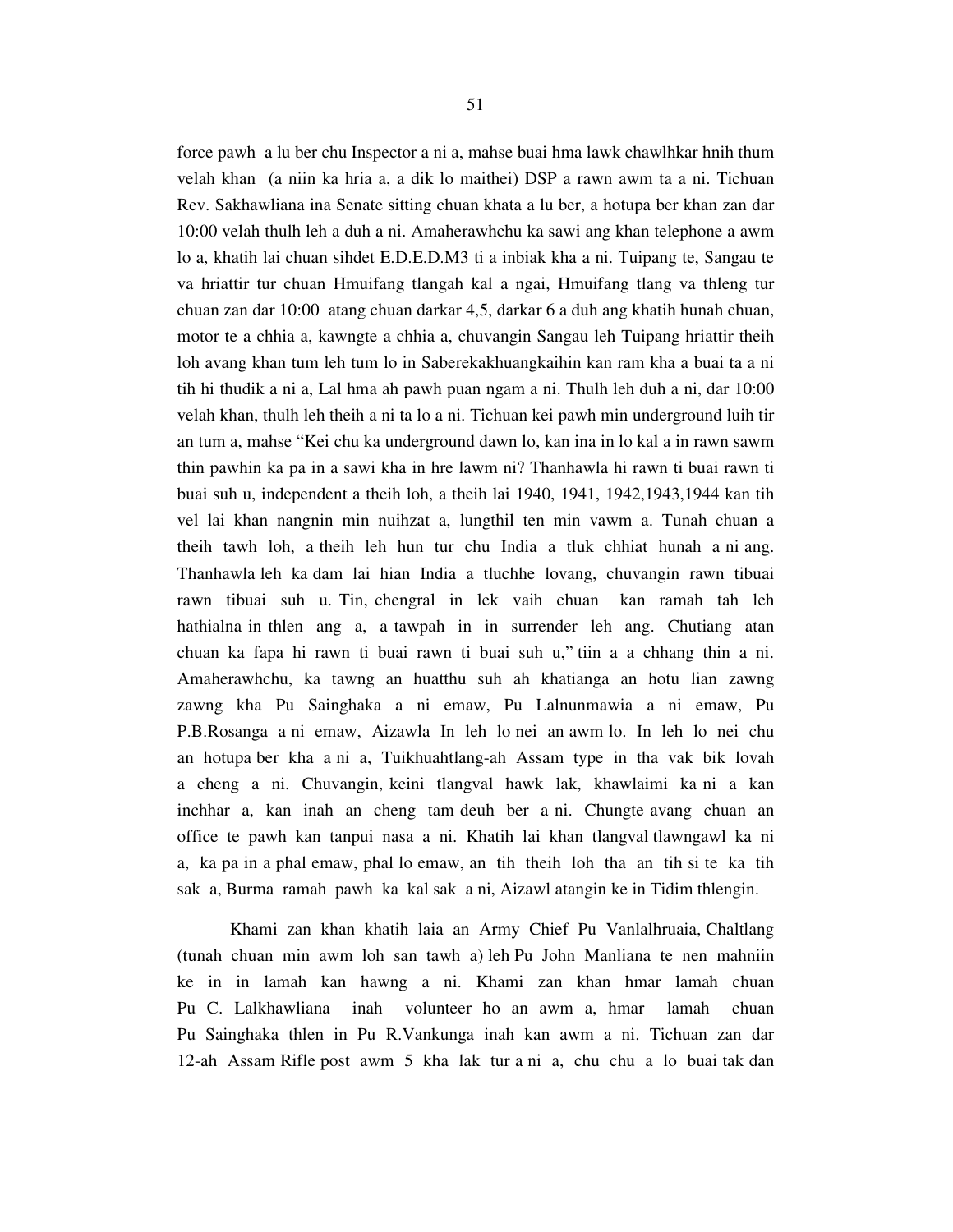force pawh a lu ber chu Inspector a ni a, mahse buai hma lawk chawlhkar hnih thum velah khan (a niin ka hria a, a dik lo maithei) DSP a rawn awm ta a ni. Tichuan Rev. Sakhawliana ina Senate sitting chuan khata a lu ber, a hotupa ber khan zan dar 10:00 velah thulh leh a duh a ni. Amaherawhchu ka sawi ang khan telephone a awm lo a, khatih lai chuan sihdet E.D.E.D.M3 ti a inbiak kha a ni. Tuipang te, Sangau te va hriattir tur chuan Hmuifang tlangah kal a ngai, Hmuifang tlang va thleng tur chuan zan dar 10:00 atang chuan darkar 4,5, darkar 6 a duh ang khatih hunah chuan, motor te a chhia a, kawngte a chhia a, chuvangin Sangau leh Tuipang hriattir theih loh avang khan tum leh tum lo in Saberekakhuangkaihin kan ram kha a buai ta a ni tih hi thudik a ni a, Lal hma ah pawh puan ngam a ni. Thulh leh duh a ni, dar 10:00 velah khan, thulh leh theih a ni ta lo a ni. Tichuan kei pawh min underground luih tir an tum a, mahse "Kei chu ka underground dawn lo, kan ina in lo kal a in rawn sawm thin pawhin ka pa in a sawi kha in hre lawm ni? Thanhawla hi rawn ti buai rawn ti buai suh u, independent a theih loh, a theih lai 1940, 1941, 1942,1943,1944 kan tih vel lai khan nangnin min nuihzat a, lungthil ten min vawm a. Tunah chuan a theih tawh loh, a theih leh hun tur chu India a tluk chhiat hunah a ni ang. Thanhawla leh ka dam lai hian India a tluchhe lovang, chuvangin rawn tibuai rawn tibuai suh u. Tin, chengral in lek vaih chuan kan ramah tah leh hathialna in thlen ang a, a tawpah in in surrender leh ang. Chutiang atan chuan ka fapa hi rawn ti buai rawn ti buai suh u," tiin a a chhang thin a ni. Amaherawhchu, ka tawng an huatthu suh ah khatianga an hotu lian zawng zawng kha Pu Sainghaka a ni emaw, Pu Lalnunmawia a ni emaw, Pu P.B.Rosanga a ni emaw, Aizawla In leh lo nei an awm lo. In leh lo nei chu an hotupa ber kha a ni a, Tuikhuahtlang-ah Assam type in tha vak bik lovah a cheng a ni. Chuvangin, keini tlangval hawk lak, khawlaimi ka ni a kan inchhar a, kan inah an cheng tam deuh ber a ni. Chungte avang chuan an office te pawh kan tanpui nasa a ni. Khatih lai khan tlangval tlawngawl ka ni a, ka pa in a phal emaw, phal lo emaw, an tih theih loh tha an tih si te ka tih sak a, Burma ramah pawh ka kal sak a ni, Aizawl atangin ke in Tidim thlengin.

Khami zan khan khatih laia an Army Chief Pu Vanlalhruaia, Chaltlang (tunah chuan min awm loh san tawh a) leh Pu John Manliana te nen mahniin ke in in lamah kan hawng a ni. Khami zan khan hmar lamah chuan Pu C. Lalkhawliana inah volunteer ho an awm a, hmar lamah chuan Pu Sainghaka thlen in Pu R.Vankunga inah kan awm a ni. Tichuan zan dar 12-ah Assam Rifle post awm 5 kha lak tur a ni a, chu chu a lo buai tak dan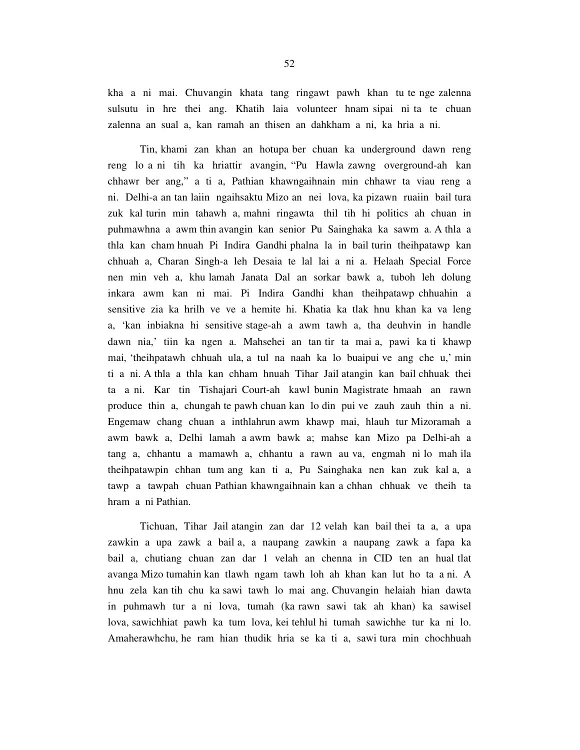kha a ni mai. Chuvangin khata tang ringawt pawh khan tu te nge zalenna sulsutu in hre thei ang. Khatih laia volunteer hnam sipai ni ta te chuan zalenna an sual a, kan ramah an thisen an dahkham a ni, ka hria a ni.

Tin, khami zan khan an hotupa ber chuan ka underground dawn reng reng lo a ni tih ka hriattir avangin, "Pu Hawla zawng overground-ah kan chhawr ber ang," a ti a, Pathian khawngaihnain min chhawr ta viau reng a ni. Delhi-a an tan laiin ngaihsaktu Mizo an nei lova, ka pizawn ruaiin bail tura zuk kal turin min tahawh a, mahni ringawta thil tih hi politics ah chuan in puhmawhna a awm thin avangin kan senior Pu Sainghaka ka sawm a. A thla a thla kan cham hnuah Pi Indira Gandhi phalna la in bail turin theihpatawp kan chhuah a, Charan Singh-a leh Desaia te lal lai a ni a. Helaah Special Force nen min veh a, khu lamah Janata Dal an sorkar bawk a, tuboh leh dolung inkara awm kan ni mai. Pi Indira Gandhi khan theihpatawp chhuahin a sensitive zia ka hrilh ve ve a hemite hi. Khatia ka tlak hnu khan ka va leng a, 'kan inbiakna hi sensitive stage-ah a awm tawh a, tha deuhvin in handle dawn nia,' tiin ka ngen a. Mahsehei an tan tir ta mai a, pawi ka ti khawp mai, 'theihpatawh chhuah ula, a tul na naah ka lo buaipui ve ang che u,' min ti a ni. A thla a thla kan chham hnuah Tihar Jail atangin kan bail chhuak thei ta a ni. Kar tin Tishajari Court-ah kawl bunin Magistrate hmaah an rawn produce thin a, chungah te pawh chuan kan lo din pui ve zauh zauh thin a ni. Engemaw chang chuan a inthlahrun awm khawp mai, hlauh tur Mizoramah a awm bawk a, Delhi lamah a awm bawk a; mahse kan Mizo pa Delhi-ah a tang a, chhantu a mamawh a, chhantu a rawn au va, engmah ni lo mah ila theihpatawpin chhan tum ang kan ti a, Pu Sainghaka nen kan zuk kal a, a tawp a tawpah chuan Pathian khawngaihnain kan a chhan chhuak ve theih ta hram a ni Pathian.

Tichuan, Tihar Jail atangin zan dar 12 velah kan bail thei ta a, a upa zawkin a upa zawk a bail a, a naupang zawkin a naupang zawk a fapa ka bail a, chutiang chuan zan dar 1 velah an chenna in CID ten an hual tlat avanga Mizo tumahin kan tlawh ngam tawh loh ah khan kan lut ho ta a ni. A hnu zela kan tih chu ka sawi tawh lo mai ang. Chuvangin helaiah hian dawta in puhmawh tur a ni lova, tumah (ka rawn sawi tak ah khan) ka sawisel lova, sawichhiat pawh ka tum lova, kei tehlul hi tumah sawichhe tur ka ni lo. Amaherawhchu, he ram hian thudik hria se ka ti a, sawi tura min chochhuah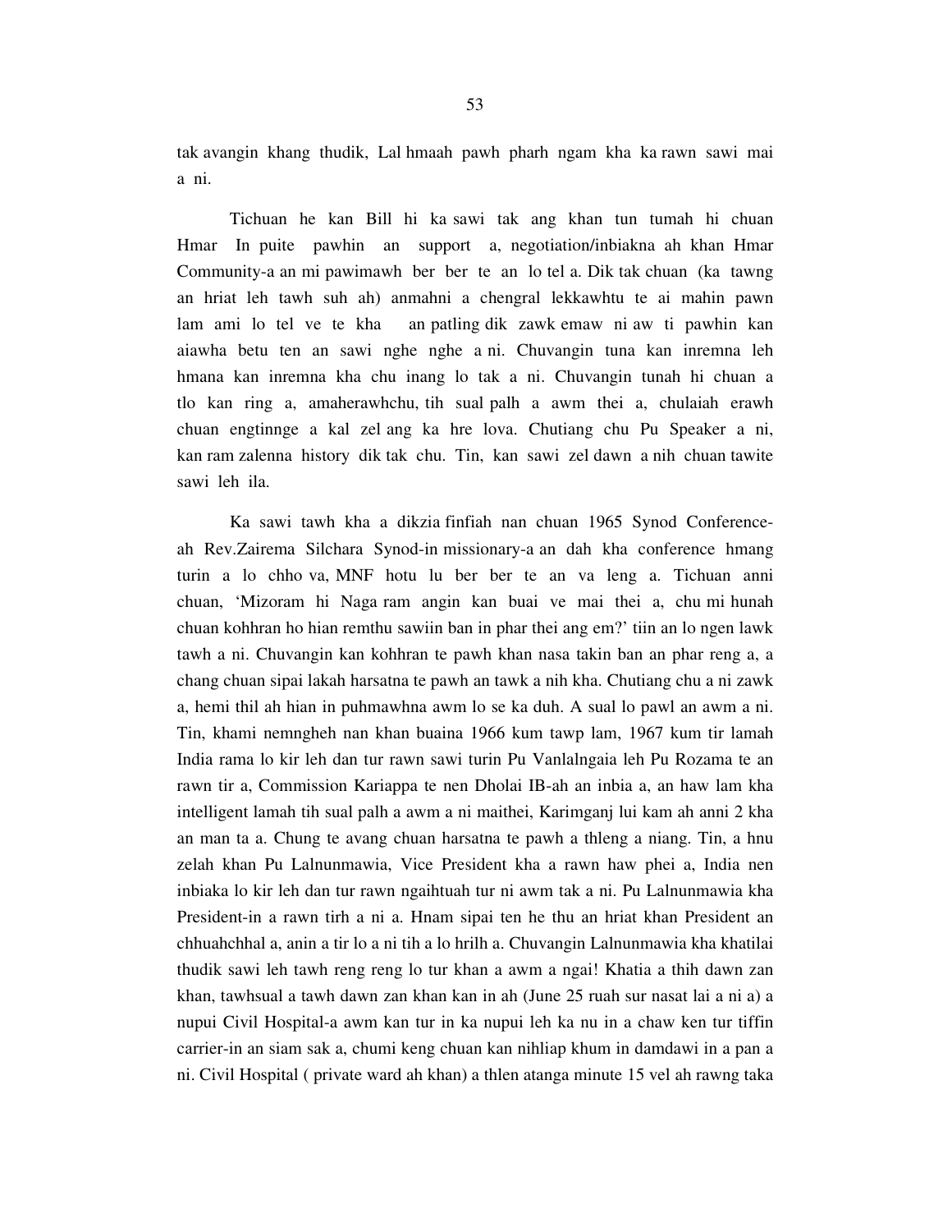tak avangin khang thudik, Lal hmaah pawh pharh ngam kha ka rawn sawi mai a ni.

Tichuan he kan Bill hi ka sawi tak ang khan tun tumah hi chuan Hmar In puite pawhin an support a, negotiation/inbiakna ah khan Hmar Community-a an mi pawimawh ber ber te an lo tel a. Dik tak chuan (ka tawng an hriat leh tawh suh ah) anmahni a chengral lekkawhtu te ai mahin pawn lam ami lo tel ve te kha an patling dik zawk emaw ni aw ti pawhin kan aiawha betu ten an sawi nghe nghe a ni. Chuvangin tuna kan inremna leh hmana kan inremna kha chu inang lo tak a ni. Chuvangin tunah hi chuan a tlo kan ring a, amaherawhchu, tih sual palh a awm thei a, chulaiah erawh chuan engtinnge a kal zel ang ka hre lova. Chutiang chu Pu Speaker a ni, kan ram zalenna history dik tak chu. Tin, kan sawi zel dawn a nih chuan tawite sawi leh ila.

Ka sawi tawh kha a dikzia finfiah nan chuan 1965 Synod Conference-ah Rev.Zairema Silchara Synod-in missionary-a an dah kha conference hmang turin a lo chho va, MNF hotu lu ber ber te an va leng a. Tichuan anni chuan, 'Mizoram hi Naga ram angin kan buai ve mai thei a, chu mi hunah chuan kohhran ho hian remthu sawiin ban in phar thei ang em?' tiin an lo ngen lawk tawh a ni. Chuvangin kan kohhran te pawh khan nasa takin ban an phar reng a, a chang chuan sipai lakah harsatna te pawh an tawk a nih kha. Chutiang chu a ni zawk a, hemi thil ah hian in puhmawhna awm lo se ka duh. A sual lo pawl an awm a ni. Tin, khami nemngheh nan khan buaina 1966 kum tawp lam, 1967 kum tir lamah India rama lo kir leh dan tur rawn sawi turin Pu Vanlalngaia leh Pu Rozama te an rawn tir a, Commission Kariappa te nen Dholai IB-ah an inbia a, an haw lam kha intelligent lamah tih sual palh a awm a ni maithei, Karimganj lui kam ah anni 2 kha an man ta a. Chung te avang chuan harsatna te pawh a thleng a niang. Tin, a hnu zelah khan Pu Lalnunmawia, Vice President kha a rawn haw phei a, India nen inbiaka lo kir leh dan tur rawn ngaihtuah tur ni awm tak a ni. Pu Lalnunmawia kha President-in a rawn tirh a ni a. Hnam sipai ten he thu an hriat khan President an chhuahchhal a, anin a tir lo a ni tih a lo hrilh a. Chuvangin Lalnunmawia kha khatilai thudik sawi leh tawh reng reng lo tur khan a awm a ngai! Khatia a thih dawn zan khan, tawhsual a tawh dawn zan khan kan in ah (June 25 ruah sur nasat lai a ni a) a nupui Civil Hospital-a awm kan tur in ka nupui leh ka nu in a chaw ken tur tiffin carrier-in an siam sak a, chumi keng chuan kan nihliap khum in damdawi in a pan a ni. Civil Hospital ( private ward ah khan) a thlen atanga minute 15 vel ah rawng taka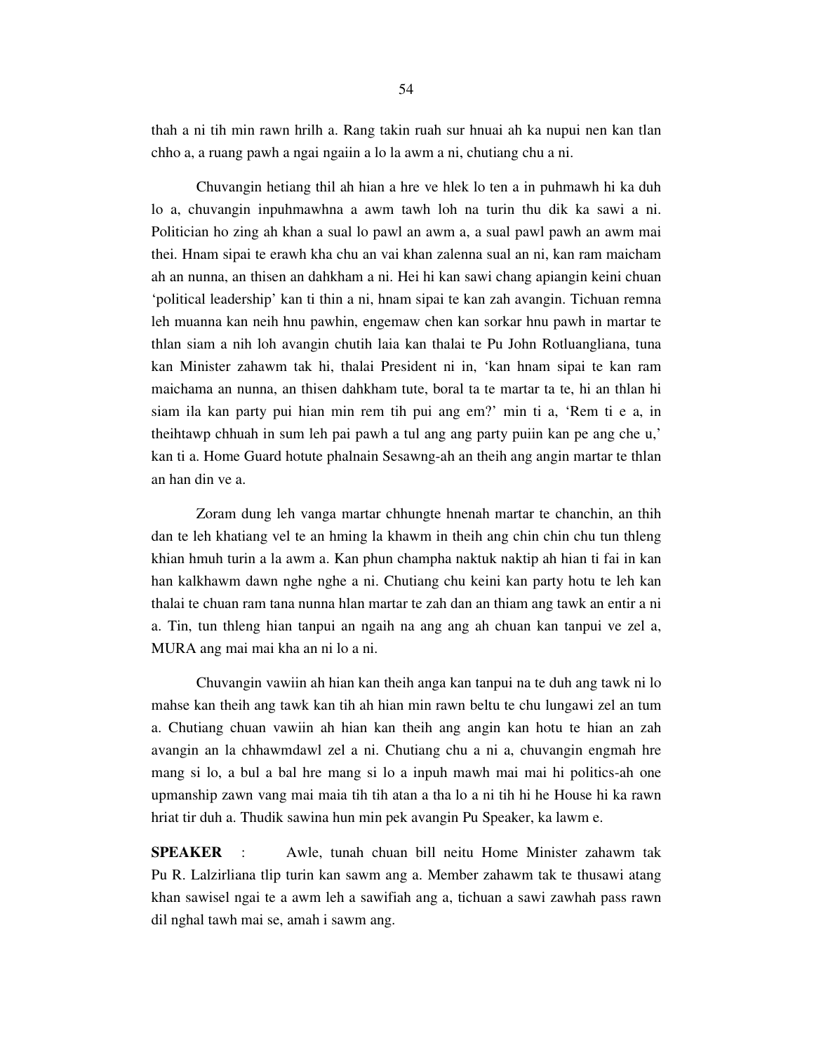thah a ni tih min rawn hrilh a. Rang takin ruah sur hnuai ah ka nupui nen kan tlan chho a, a ruang pawh a ngai ngaiin a lo la awm a ni, chutiang chu a ni.

Chuvangin hetiang thil ah hian a hre ve hlek lo ten a in puhmawh hi ka duh lo a, chuvangin inpuhmawhna a awm tawh loh na turin thu dik ka sawi a ni. Politician ho zing ah khan a sual lo pawl an awm a, a sual pawl pawh an awm mai thei. Hnam sipai te erawh kha chu an vai khan zalenna sual an ni, kan ram maicham ah an nunna, an thisen an dahkham a ni. Hei hi kan sawi chang apiangin keini chuan 'political leadership' kan ti thin a ni, hnam sipai te kan zah avangin. Tichuan remna leh muanna kan neih hnu pawhin, engemaw chen kan sorkar hnu pawh in martar te thlan siam a nih loh avangin chutih laia kan thalai te Pu John Rotluangliana, tuna kan Minister zahawm tak hi, thalai President ni in, 'kan hnam sipai te kan ram maichama an nunna, an thisen dahkham tute, boral ta te martar ta te, hi an thlan hi siam ila kan party pui hian min rem tih pui ang em?' min ti a, 'Rem ti e a, in theihtawp chhuah in sum leh pai pawh a tul ang ang party puiin kan pe ang che u,' kan ti a. Home Guard hotute phalnain Sesawng-ah an theih ang angin martar te thlan an han din ve a.

Zoram dung leh vanga martar chhungte hnenah martar te chanchin, an thih dan te leh khatiang vel te an hming la khawm in theih ang chin chin chu tun thleng khian hmuh turin a la awm a. Kan phun champha naktuk naktip ah hian ti fai in kan han kalkhawm dawn nghe nghe a ni. Chutiang chu keini kan party hotu te leh kan thalai te chuan ram tana nunna hlan martar te zah dan an thiam ang tawk an entir a ni a. Tin, tun thleng hian tanpui an ngaih na ang ang ah chuan kan tanpui ve zel a, MURA ang mai mai kha an ni lo a ni.

Chuvangin vawiin ah hian kan theih anga kan tanpui na te duh ang tawk ni lo mahse kan theih ang tawk kan tih ah hian min rawn beltu te chu lungawi zel an tum a. Chutiang chuan vawiin ah hian kan theih ang angin kan hotu te hian an zah avangin an la chhawmdawl zel a ni. Chutiang chu a ni a, chuvangin engmah hre mang si lo, a bul a bal hre mang si lo a inpuh mawh mai mai hi politics-ah one upmanship zawn vang mai maia tih tih atan a tha lo a ni tih hi he House hi ka rawn hriat tir duh a. Thudik sawina hun min pek avangin Pu Speaker, ka lawm e.

**SPEAKER** : Awle, tunah chuan bill neitu Home Minister zahawm tak Pu R. Lalzirliana tlip turin kan sawm ang a. Member zahawm tak te thusawi atang khan sawisel ngai te a awm leh a sawifiah ang a, tichuan a sawi zawhah pass rawn dil nghal tawh mai se, amah i sawm ang.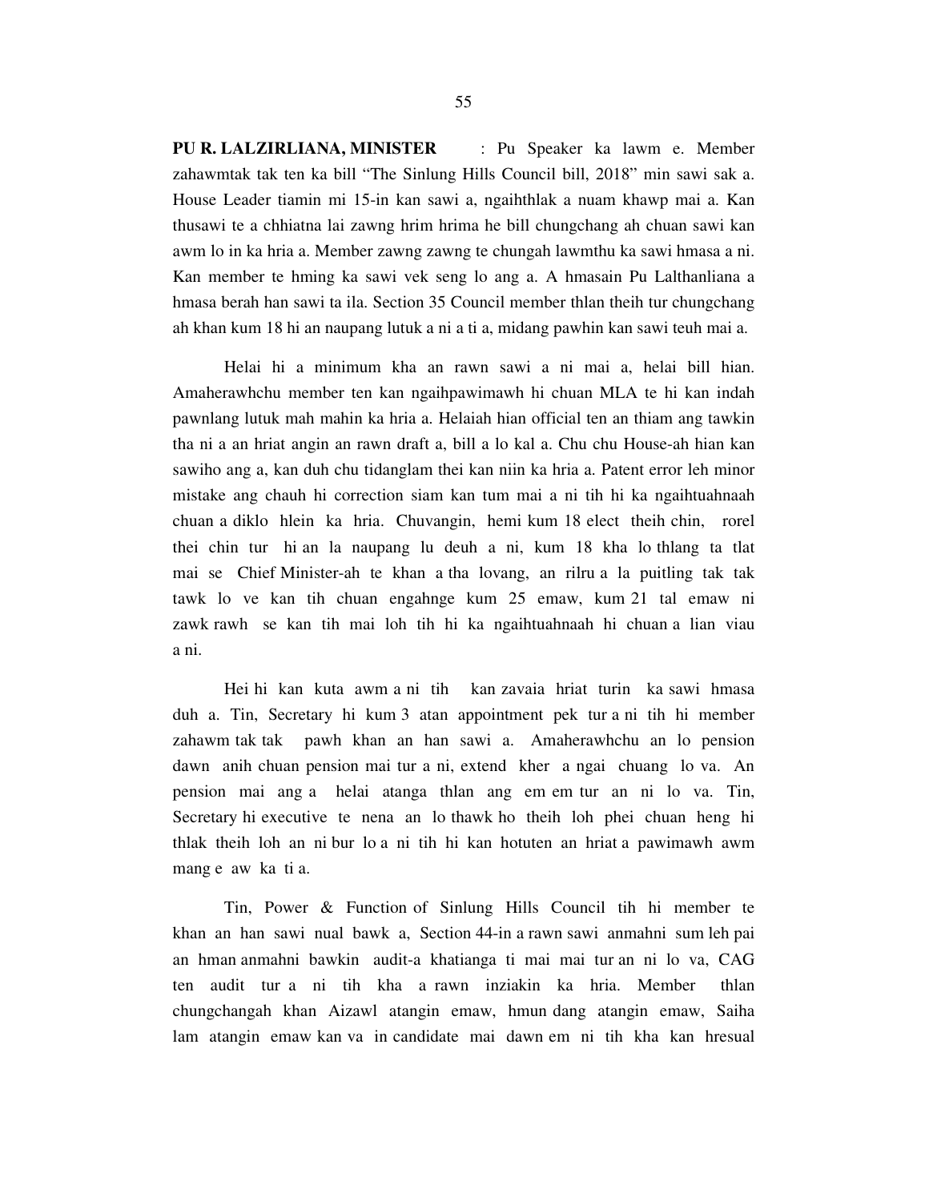**PU R. LALZIRLIANA, MINISTER** : Pu Speaker ka lawm e. Member zahawmtak tak ten ka bill "The Sinlung Hills Council bill, 2018" min sawi sak a. House Leader tiamin mi 15-in kan sawi a, ngaihthlak a nuam khawp mai a. Kan thusawi te a chhiatna lai zawng hrim hrima he bill chungchang ah chuan sawi kan awm lo in ka hria a. Member zawng zawng te chungah lawmthu ka sawi hmasa a ni. Kan member te hming ka sawi vek seng lo ang a. A hmasain Pu Lalthanliana a hmasa berah han sawi ta ila. Section 35 Council member thlan theih tur chungchang ah khan kum 18 hi an naupang lutuk a ni a ti a, midang pawhin kan sawi teuh mai a.

Helai hi a minimum kha an rawn sawi a ni mai a, helai bill hian. Amaherawhchu member ten kan ngaihpawimawh hi chuan MLA te hi kan indah pawnlang lutuk mah mahin ka hria a. Helaiah hian official ten an thiam ang tawkin tha ni a an hriat angin an rawn draft a, bill a lo kal a. Chu chu House-ah hian kan sawiho ang a, kan duh chu tidanglam thei kan niin ka hria a. Patent error leh minor mistake ang chauh hi correction siam kan tum mai a ni tih hi ka ngaihtuahnaah chuan a diklo hlein ka hria. Chuvangin, hemi kum 18 elect theih chin, rorel thei chin tur hi an la naupang lu deuh a ni, kum 18 kha lo thlang ta tlat mai se Chief Minister-ah te khan a tha lovang, an rilru a la puitling tak tak tawk lo ve kan tih chuan engahnge kum 25 emaw, kum 21 tal emaw ni zawk rawh se kan tih mai loh tih hi ka ngaihtuahnaah hi chuan a lian viau a ni.

Hei hi kan kuta awm a ni tih kan zavaia hriat turin ka sawi hmasa duh a. Tin, Secretary hi kum 3 atan appointment pek tur a ni tih hi member zahawm tak tak pawh khan an han sawi a. Amaherawhchu an lo pension dawn anih chuan pension mai tur a ni, extend kher a ngai chuang lo va. An pension mai ang a helai atanga thlan ang em em tur an ni lo va. Tin, Secretary hi executive te nena an lo thawk ho theih loh phei chuan heng hi thlak theih loh an ni bur lo a ni tih hi kan hotuten an hriat a pawimawh awm mang e aw ka ti a.

Tin, Power & Function of Sinlung Hills Council tih hi member te khan an han sawi nual bawk a, Section 44-in a rawn sawi anmahni sum leh pai an hman anmahni bawkin audit-a khatianga ti mai mai tur an ni lo va, CAG ten audit tur a ni tih kha a rawn inziakin ka hria. Member thlan chungchangah khan Aizawl atangin emaw, hmun dang atangin emaw, Saiha lam atangin emaw kan va in candidate mai dawn em ni tih kha kan hresual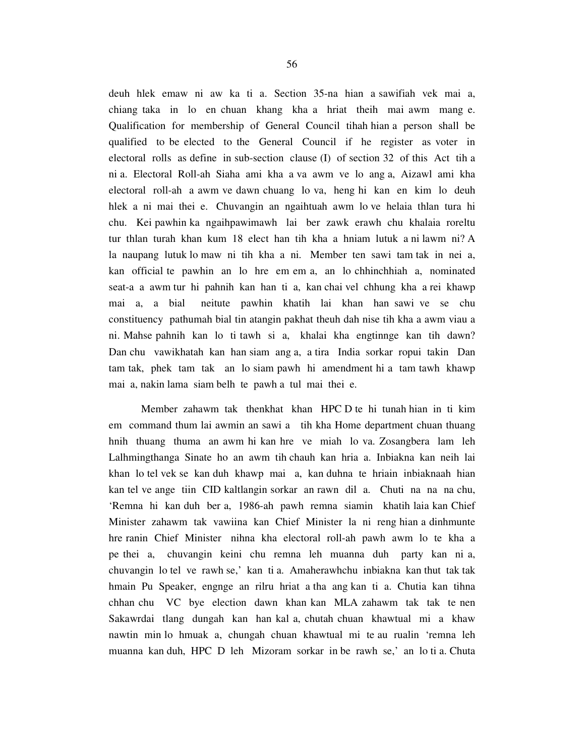deuh hlek emaw ni aw ka ti a. Section 35-na hian a sawifiah vek mai a, chiang taka in lo en chuan khang kha a hriat theih mai awm mang e. Qualification for membership of General Council tihah hian a person shall be qualified to be elected to the General Council if he register as voter in electoral rolls as define in sub-section clause (I) of section 32 of this Act tih a ni a. Electoral Roll-ah Siaha ami kha a va awm ve lo ang a, Aizawl ami kha electoral roll-ah a awm ve dawn chuang lo va, heng hi kan en kim lo deuh hlek a ni mai thei e. Chuvangin an ngaihtuah awm lo ve helaia thlan tura hi chu. Kei pawhin ka ngaihpawimawh lai ber zawk erawh chu khalaia roreltu tur thlan turah khan kum 18 elect han tih kha a hniam lutuk a ni lawm ni? A la naupang lutuk lo maw ni tih kha a ni. Member ten sawi tam tak in nei a, kan official te pawhin an lo hre em em a, an lo chhinchhiah a, nominated seat-a a awm tur hi pahnih kan han ti a, kan chai vel chhung kha a rei khawp mai a, a bial neitute pawhin khatih lai khan han sawi ve se chu constituency pathumah bial tin atangin pakhat theuh dah nise tih kha a awm viau a ni. Mahse pahnih kan lo ti tawh si a, khalai kha engtinnge kan tih dawn? Dan chu vawikhatah kan han siam ang a, a tira India sorkar ropui takin Dan tam tak, phek tam tak an lo siam pawh hi amendment hi a tam tawh khawp mai a, nakin lama siam belh te pawh a tul mai thei e.

Member zahawm tak thenkhat khan HPC D te hi tunah hian in ti kim em command thum lai awmin an sawi a tih kha Home department chuan thuang hnih thuang thuma an awm hi kan hre ve miah lo va. Zosangbera lam leh Lalhmingthanga Sinate ho an awm tih chauh kan hria a. Inbiakna kan neih lai khan lo tel vek se kan duh khawp mai a, kan duhna te hriain inbiaknaah hian kan tel ve ange tiin CID kaltlangin sorkar an rawn dil a. Chuti na na na chu, 'Remna hi kan duh ber a, 1986-ah pawh remna siamin khatih laia kan Chief Minister zahawm tak vawiina kan Chief Minister la ni reng hian a dinhmunte hre ranin Chief Minister nihna kha electoral roll-ah pawh awm lo te kha a pe thei a, chuvangin keini chu remna leh muanna duh party kan ni a, chuvangin lo tel ve rawh se,' kan ti a. Amaherawhchu inbiakna kan thut tak tak hmain Pu Speaker, engnge an rilru hriat a tha ang kan ti a. Chutia kan tihna chhan chu VC bye election dawn khan kan MLA zahawm tak tak te nen Sakawrdai tlang dungah kan han kal a, chutah chuan khawtual mi a khaw nawtin min lo hmuak a, chungah chuan khawtual mi te au rualin 'remna leh muanna kan duh, HPC D leh Mizoram sorkar in be rawh se,' an lo ti a. Chuta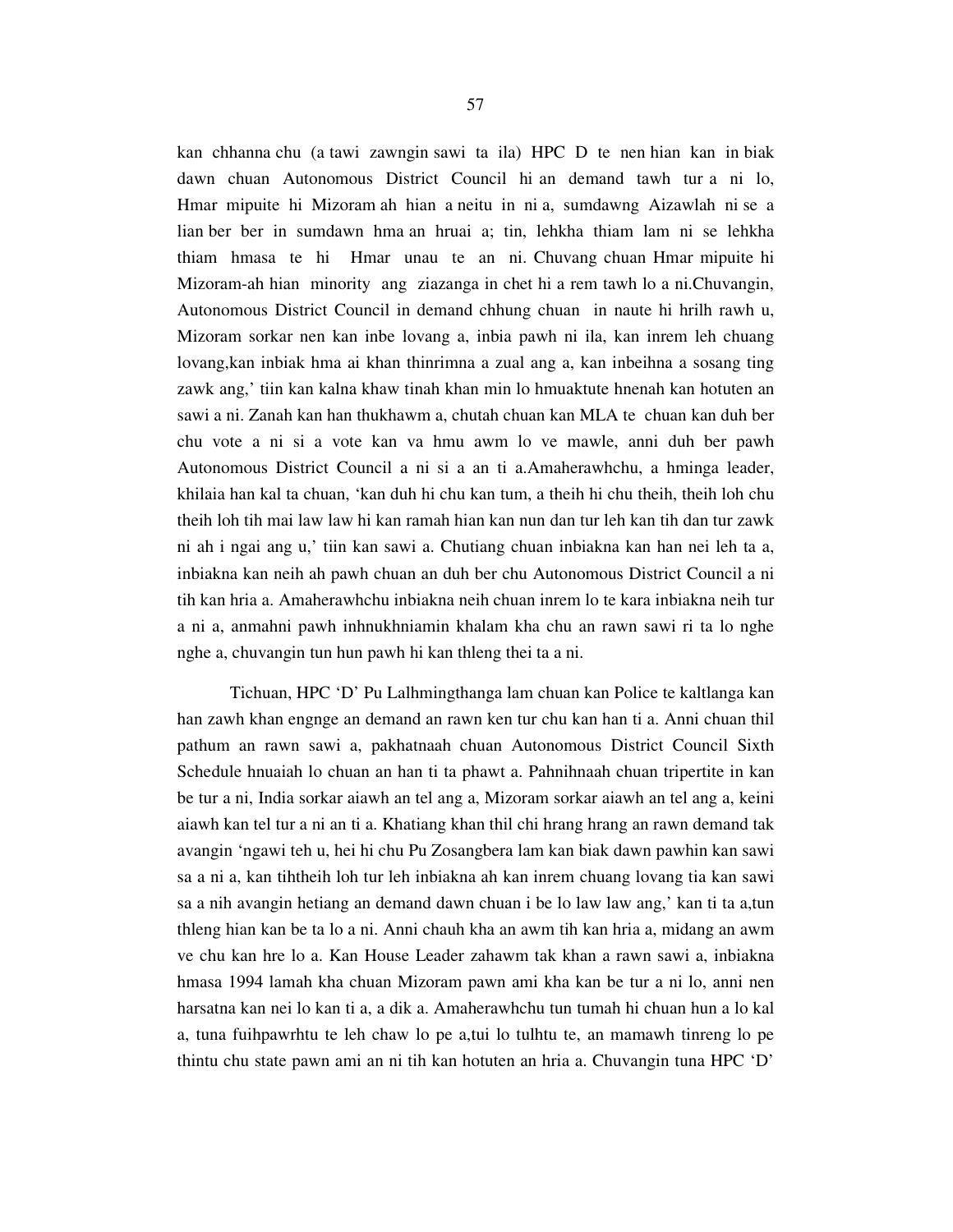kan chhanna chu (a tawi zawngin sawi ta ila) HPC D te nen hian kan in biak dawn chuan Autonomous District Council hi an demand tawh tur a ni lo, Hmar mipuite hi Mizoram ah hian a neitu in ni a, sumdawng Aizawlah ni se a lian ber ber in sumdawn hma an hruai a; tin, lehkha thiam lam ni se lehkha thiam hmasa te hi Hmar unau te an ni. Chuvang chuan Hmar mipuite hi Mizoram-ah hian minority ang ziazanga in chet hi a rem tawh lo a ni.Chuvangin, Autonomous District Council in demand chhung chuan in naute hi hrilh rawh u, Mizoram sorkar nen kan inbe lovang a, inbia pawh ni ila, kan inrem leh chuang lovang,kan inbiak hma ai khan thinrimna a zual ang a, kan inbeihna a sosang ting zawk ang,' tiin kan kalna khaw tinah khan min lo hmuaktute hnenah kan hotuten an sawi a ni. Zanah kan han thukhawm a, chutah chuan kan MLA te chuan kan duh ber chu vote a ni si a vote kan va hmu awm lo ve mawle, anni duh ber pawh Autonomous District Council a ni si a an ti a.Amaherawhchu, a hminga leader, khilaia han kal ta chuan, 'kan duh hi chu kan tum, a theih hi chu theih, theih loh chu theih loh tih mai law law hi kan ramah hian kan nun dan tur leh kan tih dan tur zawk ni ah i ngai ang u,' tiin kan sawi a. Chutiang chuan inbiakna kan han nei leh ta a, inbiakna kan neih ah pawh chuan an duh ber chu Autonomous District Council a ni tih kan hria a. Amaherawhchu inbiakna neih chuan inrem lo te kara inbiakna neih tur a ni a, anmahni pawh inhnukhniamin khalam kha chu an rawn sawi ri ta lo nghe nghe a, chuvangin tun hun pawh hi kan thleng thei ta a ni.

Tichuan, HPC 'D' Pu Lalhmingthanga lam chuan kan Police te kaltlanga kan han zawh khan engnge an demand an rawn ken tur chu kan han ti a. Anni chuan thil pathum an rawn sawi a, pakhatnaah chuan Autonomous District Council Sixth Schedule hnuaiah lo chuan an han ti ta phawt a. Pahnihnaah chuan tripertite in kan be tur a ni, India sorkar aiawh an tel ang a, Mizoram sorkar aiawh an tel ang a, keini aiawh kan tel tur a ni an ti a. Khatiang khan thil chi hrang hrang an rawn demand tak avangin 'ngawi teh u, hei hi chu Pu Zosangbera lam kan biak dawn pawhin kan sawi sa a ni a, kan tihtheih loh tur leh inbiakna ah kan inrem chuang lovang tia kan sawi sa a nih avangin hetiang an demand dawn chuan i be lo law law ang,' kan ti ta a,tun thleng hian kan be ta lo a ni. Anni chauh kha an awm tih kan hria a, midang an awm ve chu kan hre lo a. Kan House Leader zahawm tak khan a rawn sawi a, inbiakna hmasa 1994 lamah kha chuan Mizoram pawn ami kha kan be tur a ni lo, anni nen harsatna kan nei lo kan ti a, a dik a. Amaherawhchu tun tumah hi chuan hun a lo kal a, tuna fuihpawrhtu te leh chaw lo pe a,tui lo tulhtu te, an mamawh tinreng lo pe thintu chu state pawn ami an ni tih kan hotuten an hria a. Chuvangin tuna HPC 'D'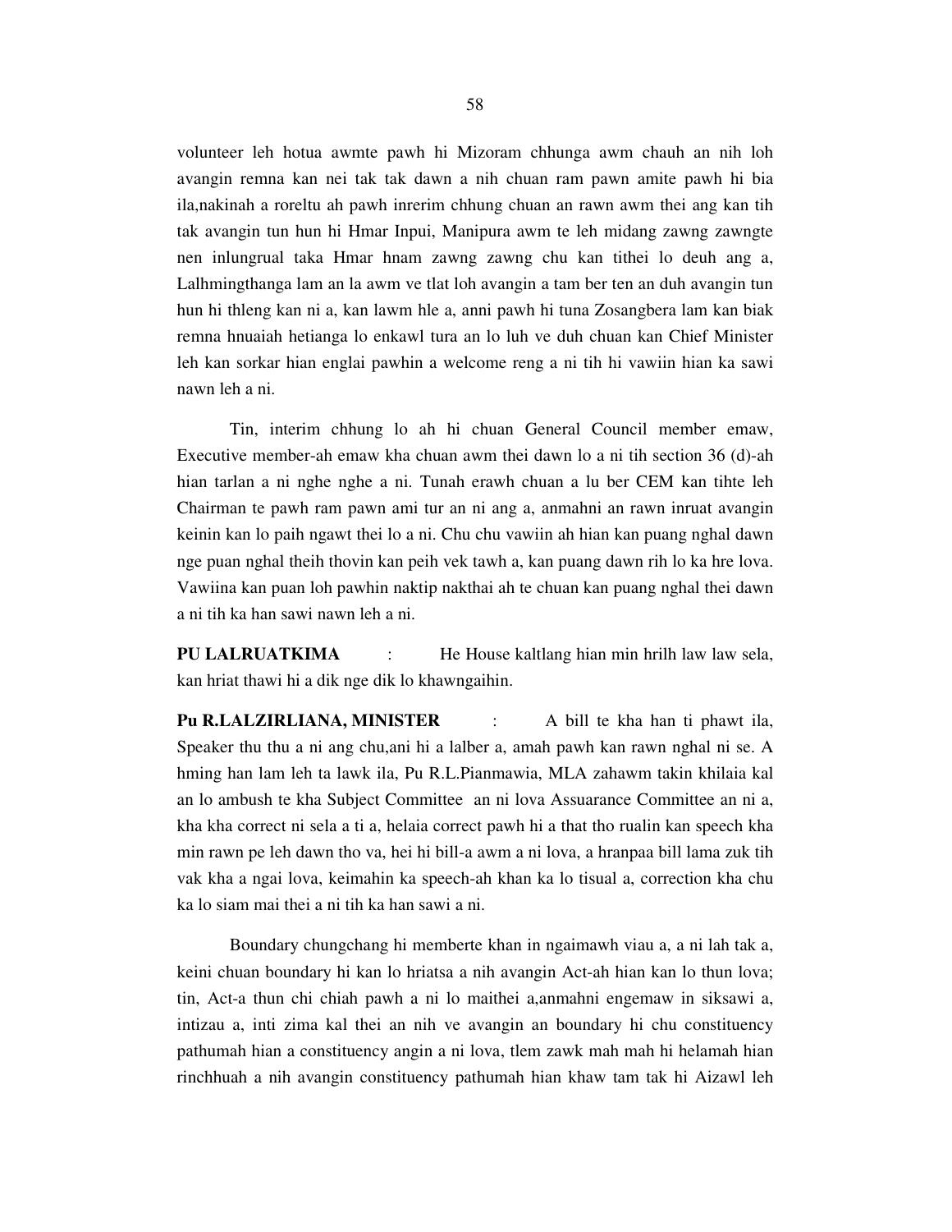volunteer leh hotua awmte pawh hi Mizoram chhunga awm chauh an nih loh avangin remna kan nei tak tak dawn a nih chuan ram pawn amite pawh hi bia ila,nakinah a roreltu ah pawh inrerim chhung chuan an rawn awm thei ang kan tih tak avangin tun hun hi Hmar Inpui, Manipura awm te leh midang zawng zawngte nen inlungrual taka Hmar hnam zawng zawng chu kan tithei lo deuh ang a, Lalhmingthanga lam an la awm ve tlat loh avangin a tam ber ten an duh avangin tun hun hi thleng kan ni a, kan lawm hle a, anni pawh hi tuna Zosangbera lam kan biak remna hnuaiah hetianga lo enkawl tura an lo luh ve duh chuan kan Chief Minister leh kan sorkar hian englai pawhin a welcome reng a ni tih hi vawiin hian ka sawi nawn leh a ni.

Tin, interim chhung lo ah hi chuan General Council member emaw, Executive member-ah emaw kha chuan awm thei dawn lo a ni tih section 36 (d)-ah hian tarlan a ni nghe nghe a ni. Tunah erawh chuan a lu ber CEM kan tihte leh Chairman te pawh ram pawn ami tur an ni ang a, anmahni an rawn inruat avangin keinin kan lo paih ngawt thei lo a ni. Chu chu vawiin ah hian kan puang nghal dawn nge puan nghal theih thovin kan peih vek tawh a, kan puang dawn rih lo ka hre lova. Vawiina kan puan loh pawhin naktip nakthai ah te chuan kan puang nghal thei dawn a ni tih ka han sawi nawn leh a ni.

**PU LALRUATKIMA** : He House kaltlang hian min hrilh law law sela, kan hriat thawi hi a dik nge dik lo khawngaihin.

**Pu R.LALZIRLIANA, MINISTER** : A bill te kha han ti phawt ila, Speaker thu thu a ni ang chu,ani hi a lalber a, amah pawh kan rawn nghal ni se. A hming han lam leh ta lawk ila, Pu R.L.Pianmawia, MLA zahawm takin khilaia kal an lo ambush te kha Subject Committee an ni lova Assuarance Committee an ni a, kha kha correct ni sela a ti a, helaia correct pawh hi a that tho rualin kan speech kha min rawn pe leh dawn tho va, hei hi bill-a awm a ni lova, a hranpaa bill lama zuk tih vak kha a ngai lova, keimahin ka speech-ah khan ka lo tisual a, correction kha chu ka lo siam mai thei a ni tih ka han sawi a ni.

Boundary chungchang hi memberte khan in ngaimawh viau a, a ni lah tak a, keini chuan boundary hi kan lo hriatsa a nih avangin Act-ah hian kan lo thun lova; tin, Act-a thun chi chiah pawh a ni lo maithei a,anmahni engemaw in siksawi a, intizau a, inti zima kal thei an nih ve avangin an boundary hi chu constituency pathumah hian a constituency angin a ni lova, tlem zawk mah mah hi helamah hian rinchhuah a nih avangin constituency pathumah hian khaw tam tak hi Aizawl leh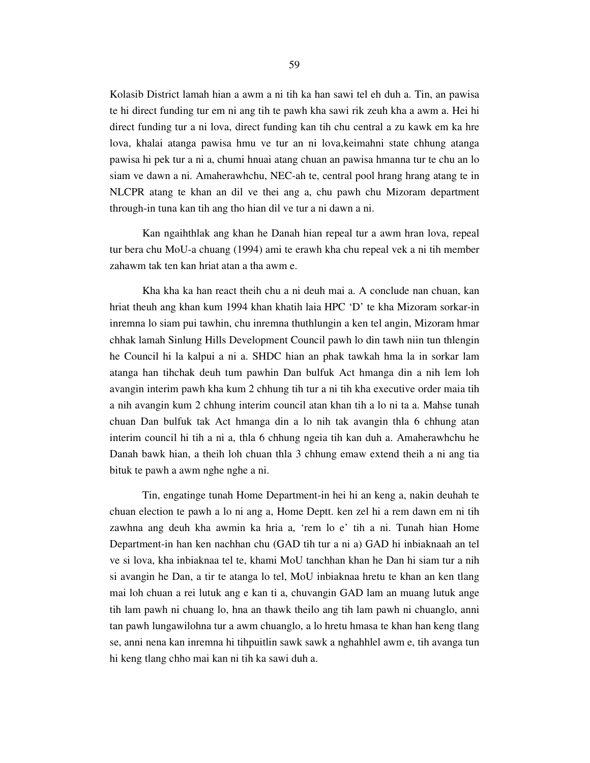Kolasib District lamah hian a awm a ni tih ka han sawi tel eh duh a. Tin, an pawisa te hi direct funding tur em ni ang tih te pawh kha sawi rik zeuh kha a awm a. Hei hi direct funding tur a ni lova, direct funding kan tih chu central a zu kawk em ka hre lova, khalai atanga pawisa hmu ve tur an ni lova,keimahni state chhung atanga pawisa hi pek tur a ni a, chumi hnuai atang chuan an pawisa hmanna tur te chu an lo siam ve dawn a ni. Amaherawhchu, NEC-ah te, central pool hrang hrang atang te in NLCPR atang te khan an dil ve thei ang a, chu pawh chu Mizoram department through-in tuna kan tih ang tho hian dil ve tur a ni dawn a ni.

Kan ngaihthlak ang khan he Danah hian repeal tur a awm hran lova, repeal tur bera chu MoU-a chuang (1994) ami te erawh kha chu repeal vek a ni tih member zahawm tak ten kan hriat atan a tha awm e.

Kha kha ka han react theih chu a ni deuh mai a. A conclude nan chuan, kan hriat theuh ang khan kum 1994 khan khatih laia HPC 'D' te kha Mizoram sorkar-in inremna lo siam pui tawhin, chu inremna thuthlungin a ken tel angin, Mizoram hmar chhak lamah Sinlung Hills Development Council pawh lo din tawh niin tun thlengin he Council hi la kalpui a ni a. SHDC hian an phak tawkah hma la in sorkar lam atanga han tihchak deuh tum pawhin Dan bulfuk Act hmanga din a nih lem loh avangin interim pawh kha kum 2 chhung tih tur a ni tih kha executive order maia tih a nih avangin kum 2 chhung interim council atan khan tih a lo ni ta a. Mahse tunah chuan Dan bulfuk tak Act hmanga din a lo nih tak avangin thla 6 chhung atan interim council hi tih a ni a, thla 6 chhung ngeia tih kan duh a. Amaherawhchu he Danah bawk hian, a theih loh chuan thla 3 chhung emaw extend theih a ni ang tia bituk te pawh a awm nghe nghe a ni.

Tin, engatinge tunah Home Department-in hei hi an keng a, nakin deuhah te chuan election te pawh a lo ni ang a, Home Deptt. ken zel hi a rem dawn em ni tih zawhna ang deuh kha awmin ka hria a, 'rem lo e' tih a ni. Tunah hian Home Department-in han ken nachhan chu (GAD tih tur a ni a) GAD hi inbiaknaah an tel ve si lova, kha inbiaknaa tel te, khami MoU tanchhan khan he Dan hi siam tur a nih si avangin he Dan, a tir te atanga lo tel, MoU inbiaknaa hretu te khan an ken tlang mai loh chuan a rei lutuk ang e kan ti a, chuvangin GAD lam an muang lutuk ange tih lam pawh ni chuang lo, hna an thawk theilo ang tih lam pawh ni chuanglo, anni tan pawh lungawilohna tur a awm chuanglo, a lo hretu hmasa te khan han keng tlang se, anni nena kan inremna hi tihpuitlin sawk sawk a nghahhlel awm e, tih avanga tun hi keng tlang chho mai kan ni tih ka sawi duh a.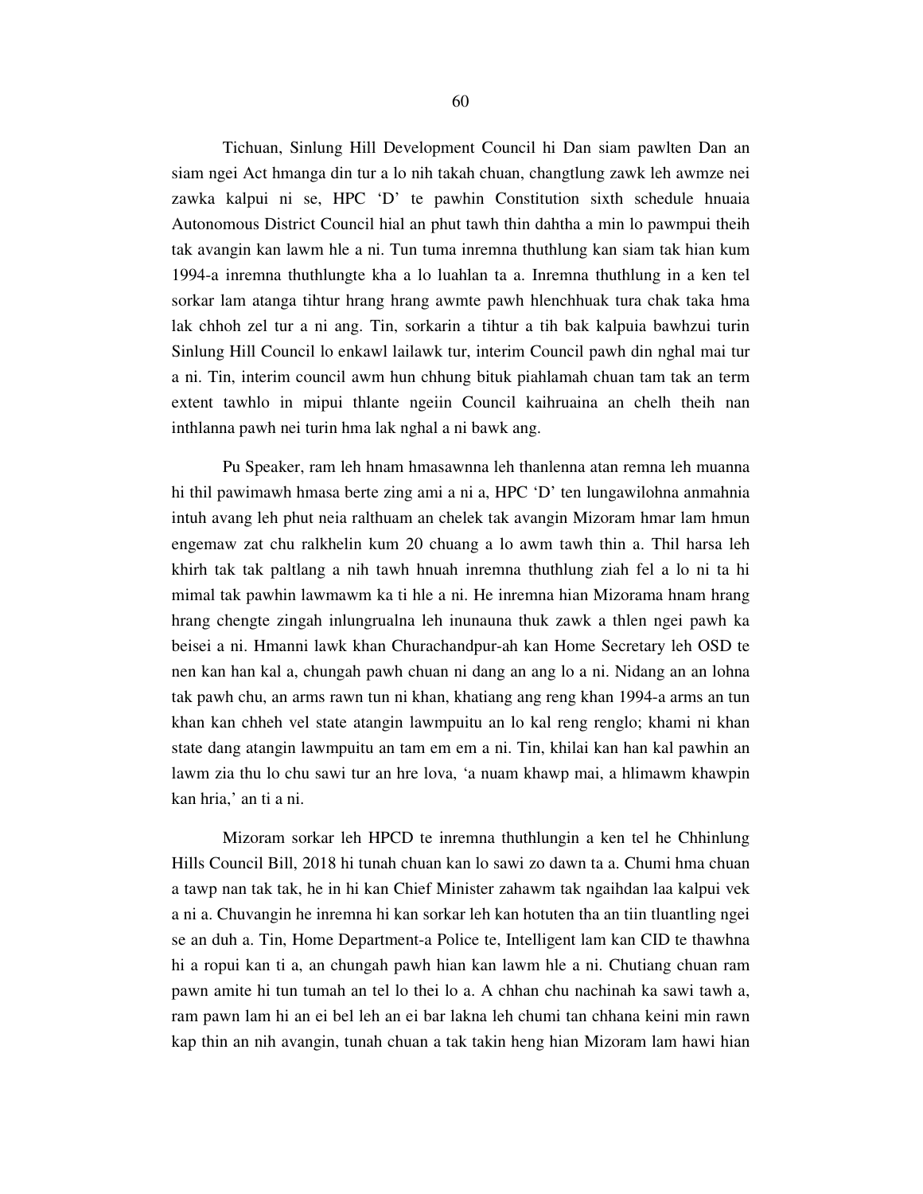Tichuan, Sinlung Hill Development Council hi Dan siam pawlten Dan an siam ngei Act hmanga din tur a lo nih takah chuan, changtlung zawk leh awmze nei zawka kalpui ni se, HPC 'D' te pawhin Constitution sixth schedule hnuaia Autonomous District Council hial an phut tawh thin dahtha a min lo pawmpui theih tak avangin kan lawm hle a ni. Tun tuma inremna thuthlung kan siam tak hian kum 1994-a inremna thuthlungte kha a lo luahlan ta a. Inremna thuthlung in a ken tel sorkar lam atanga tihtur hrang hrang awmte pawh hlenchhuak tura chak taka hma lak chhoh zel tur a ni ang. Tin, sorkarin a tihtur a tih bak kalpuia bawhzui turin Sinlung Hill Council lo enkawl lailawk tur, interim Council pawh din nghal mai tur a ni. Tin, interim council awm hun chhung bituk piahlamah chuan tam tak an term extent tawhlo in mipui thlante ngeiin Council kaihruaina an chelh theih nan inthlanna pawh nei turin hma lak nghal a ni bawk ang.

Pu Speaker, ram leh hnam hmasawnna leh thanlenna atan remna leh muanna hi thil pawimawh hmasa berte zing ami a ni a, HPC 'D' ten lungawilohna anmahnia intuh avang leh phut neia ralthuam an chelek tak avangin Mizoram hmar lam hmun engemaw zat chu ralkhelin kum 20 chuang a lo awm tawh thin a. Thil harsa leh khirh tak tak paltlang a nih tawh hnuah inremna thuthlung ziah fel a lo ni ta hi mimal tak pawhin lawmawm ka ti hle a ni. He inremna hian Mizorama hnam hrang hrang chengte zingah inlungrualna leh inunauna thuk zawk a thlen ngei pawh ka beisei a ni. Hmanni lawk khan Churachandpur-ah kan Home Secretary leh OSD te nen kan han kal a, chungah pawh chuan ni dang an ang lo a ni. Nidang an an lohna tak pawh chu, an arms rawn tun ni khan, khatiang ang reng khan 1994-a arms an tun khan kan chheh vel state atangin lawmpuitu an lo kal reng renglo; khami ni khan state dang atangin lawmpuitu an tam em em a ni. Tin, khilai kan han kal pawhin an lawm zia thu lo chu sawi tur an hre lova, 'a nuam khawp mai, a hlimawm khawpin kan hria,' an ti a ni.

Mizoram sorkar leh HPCD te inremna thuthlungin a ken tel he Chhinlung Hills Council Bill, 2018 hi tunah chuan kan lo sawi zo dawn ta a. Chumi hma chuan a tawp nan tak tak, he in hi kan Chief Minister zahawm tak ngaihdan laa kalpui vek a ni a. Chuvangin he inremna hi kan sorkar leh kan hotuten tha an tiin tluantling ngei se an duh a. Tin, Home Department-a Police te, Intelligent lam kan CID te thawhna hi a ropui kan ti a, an chungah pawh hian kan lawm hle a ni. Chutiang chuan ram pawn amite hi tun tumah an tel lo thei lo a. A chhan chu nachinah ka sawi tawh a, ram pawn lam hi an ei bel leh an ei bar lakna leh chumi tan chhana keini min rawn kap thin an nih avangin, tunah chuan a tak takin heng hian Mizoram lam hawi hian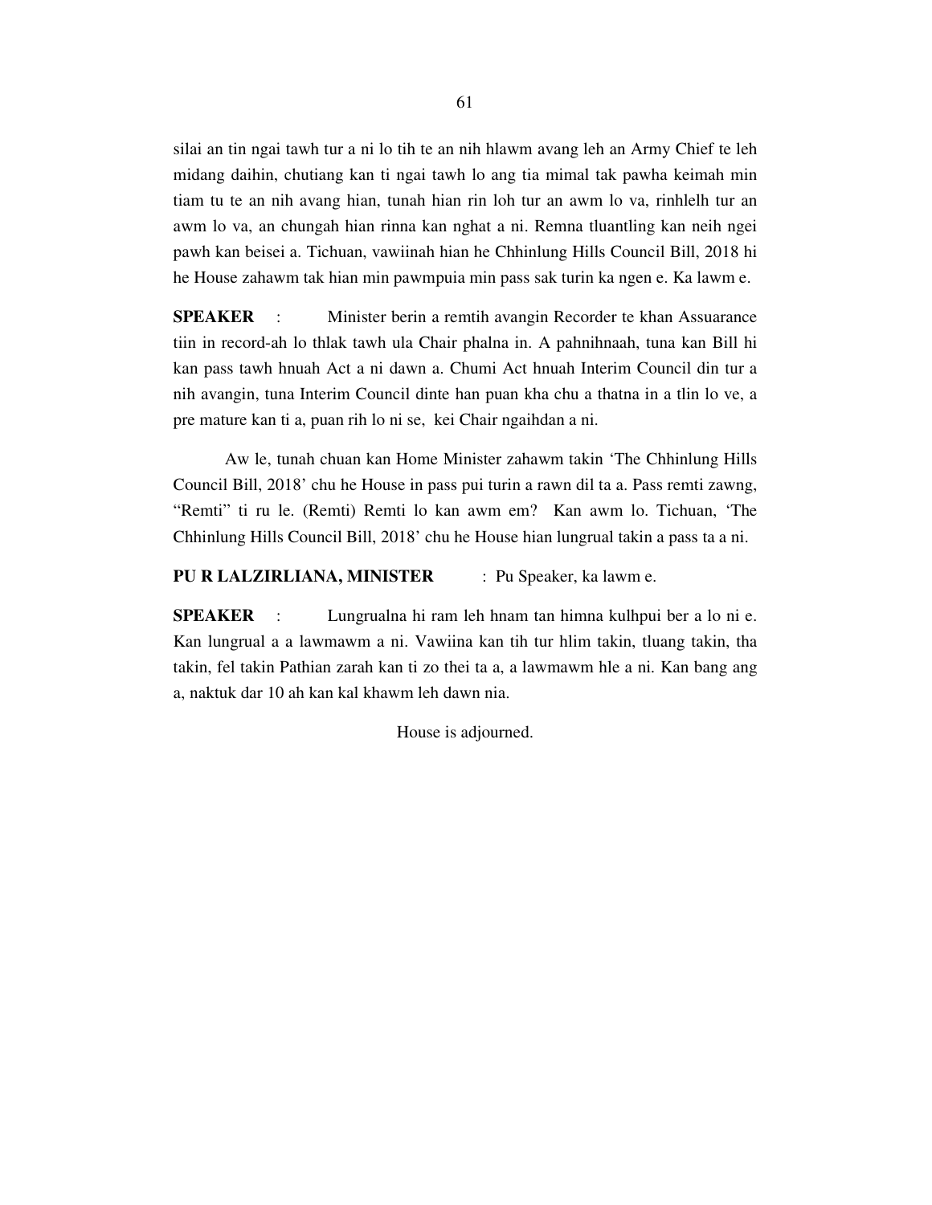silai an tin ngai tawh tur a ni lo tih te an nih hlawm avang leh an Army Chief te leh midang daihin, chutiang kan ti ngai tawh lo ang tia mimal tak pawha keimah min tiam tu te an nih avang hian, tunah hian rin loh tur an awm lo va, rinhlelh tur an awm lo va, an chungah hian rinna kan nghat a ni. Remna tluantling kan neih ngei pawh kan beisei a. Tichuan, vawiinah hian he Chhinlung Hills Council Bill, 2018 hi he House zahawm tak hian min pawmpuia min pass sak turin ka ngen e. Ka lawm e.

**SPEAKER** : Minister berin a remtih avangin Recorder te khan Assuarance tiin in record-ah lo thlak tawh ula Chair phalna in. A pahnihnaah, tuna kan Bill hi kan pass tawh hnuah Act a ni dawn a. Chumi Act hnuah Interim Council din tur a nih avangin, tuna Interim Council dinte han puan kha chu a thatna in a tlin lo ve, a pre mature kan ti a, puan rih lo ni se, kei Chair ngaihdan a ni.

Aw le, tunah chuan kan Home Minister zahawm takin 'The Chhinlung Hills Council Bill, 2018' chu he House in pass pui turin a rawn dil ta a. Pass remti zawng, "Remti" ti ru le. (Remti) Remti lo kan awm em? Kan awm lo. Tichuan, 'The Chhinlung Hills Council Bill, 2018' chu he House hian lungrual takin a pass ta a ni.

**PU R LALZIRLIANA, MINISTER** : Pu Speaker, ka lawm e.

**SPEAKER** : Lungrualna hi ram leh hnam tan himna kulhpui ber a lo ni e. Kan lungrual a a lawmawm a ni. Vawiina kan tih tur hlim takin, tluang takin, tha takin, fel takin Pathian zarah kan ti zo thei ta a, a lawmawm hle a ni. Kan bang ang a, naktuk dar 10 ah kan kal khawm leh dawn nia.

House is adjourned.